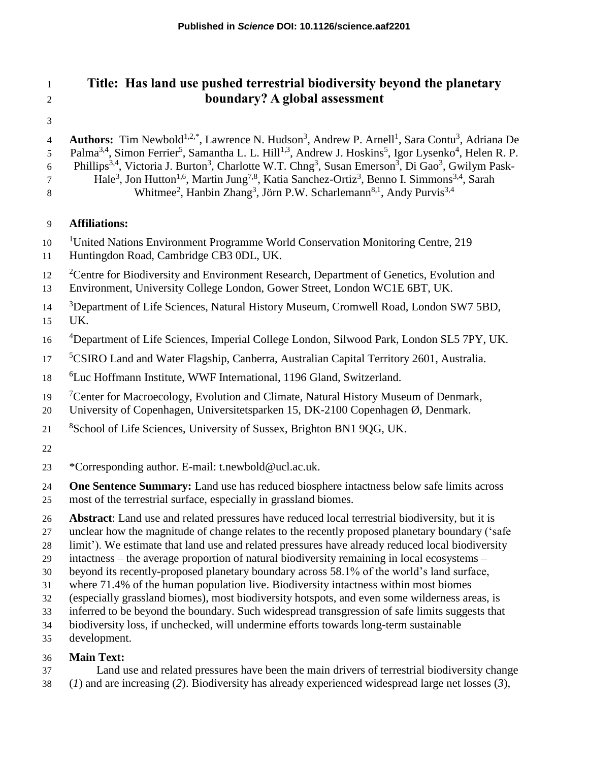Published in *Science* DOI: 10.1126/science.aaf2201

# Title: Has land use pushed terrestrial biodiversity beyond the planetary boundary? A global assessment

**Authors:** Tim Newbold[1,2,*], Lawrence N. Hudson[3], Andrew P. Arnell[1], Sara Contu[3], Adriana De Palma[3,4], Simon Ferrier[5], Samantha L. L. Hill[1,3], Andrew J. Hoskins[5], Igor Lysenko[4], Helen R. P. Phillips[3,4], Victoria J. Burton[3], Charlotte W.T. Chng[3], Susan Emerson[3], Di Gao[3], Gwilym Pask-Hale[3], Jon Hutton[1,6], Martin Jung[7,8], Katia Sanchez-Ortiz[3], Benno I. Simmons[3,4], Sarah Whitmee[2], Hanbin Zhang[3], Jörn P.W. Scharlemann[8,1], Andy Purvis[3,4]

**Affiliations:**

[1]United Nations Environment Programme World Conservation Monitoring Centre, 219 Huntingdon Road, Cambridge CB3 0DL, UK.

[2]Centre for Biodiversity and Environment Research, Department of Genetics, Evolution and Environment, University College London, Gower Street, London WC1E 6BT, UK.

[3]Department of Life Sciences, Natural History Museum, Cromwell Road, London SW7 5BD, UK.

[4]Department of Life Sciences, Imperial College London, Silwood Park, London SL5 7PY, UK.

[5]CSIRO Land and Water Flagship, Canberra, Australian Capital Territory 2601, Australia.

[6]Luc Hoffmann Institute, WWF International, 1196 Gland, Switzerland.

[7]Center for Macroecology, Evolution and Climate, Natural History Museum of Denmark, University of Copenhagen, Universitetsparken 15, DK-2100 Copenhagen Ø, Denmark.

[8]School of Life Sciences, University of Sussex, Brighton BN1 9QG, UK.

*Corresponding author. E-mail: t.newbold@ucl.ac.uk.

**One Sentence Summary:** Land use has reduced biosphere intactness below safe limits across most of the terrestrial surface, especially in grassland biomes.

**Abstract**: Land use and related pressures have reduced local terrestrial biodiversity, but it is unclear how the magnitude of change relates to the recently proposed planetary boundary ('safe limit'). We estimate that land use and related pressures have already reduced local biodiversity intactness – the average proportion of natural biodiversity remaining in local ecosystems – beyond its recently-proposed planetary boundary across 58.1% of the world's land surface, where 71.4% of the human population live. Biodiversity intactness within most biomes (especially grassland biomes), most biodiversity hotspots, and even some wilderness areas, is inferred to be beyond the boundary. Such widespread transgression of safe limits suggests that biodiversity loss, if unchecked, will undermine efforts towards long-term sustainable development.

**Main Text:**

Land use and related pressures have been the main drivers of terrestrial biodiversity change (*1*) and are increasing (*2*). Biodiversity has already experienced widespread large net losses (*3*),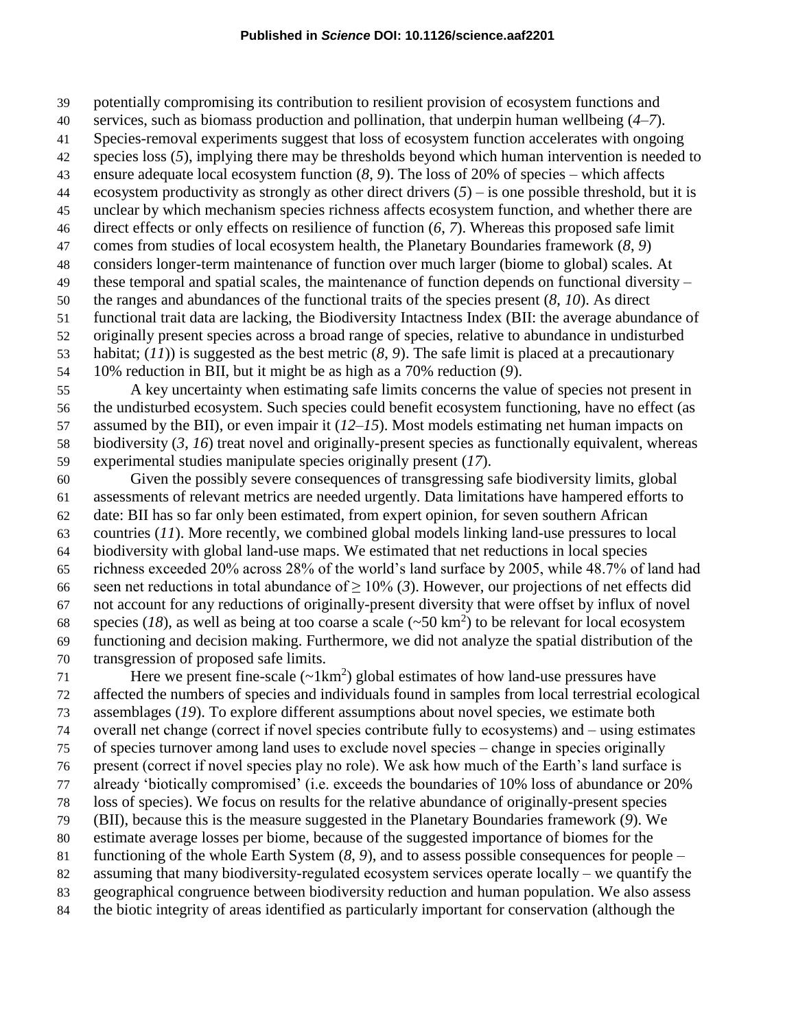potentially compromising its contribution to resilient provision of ecosystem functions and services, such as biomass production and pollination, that underpin human wellbeing (*4*–*7*). Species-removal experiments suggest that loss of ecosystem function accelerates with ongoing species loss (*5*), implying there may be thresholds beyond which human intervention is needed to ensure adequate local ecosystem function (*8*, *9*). The loss of 20% of species – which affects ecosystem productivity as strongly as other direct drivers (*5*) – is one possible threshold, but it is unclear by which mechanism species richness affects ecosystem function, and whether there are direct effects or only effects on resilience of function (*6*, *7*). Whereas this proposed safe limit comes from studies of local ecosystem health, the Planetary Boundaries framework (*8*, *9*) considers longer-term maintenance of function over much larger (biome to global) scales. At these temporal and spatial scales, the maintenance of function depends on functional diversity – the ranges and abundances of the functional traits of the species present (*8*, *10*). As direct functional trait data are lacking, the Biodiversity Intactness Index (BII: the average abundance of originally present species across a broad range of species, relative to abundance in undisturbed habitat; (*11*)) is suggested as the best metric (*8*, *9*). The safe limit is placed at a precautionary 10% reduction in BII, but it might be as high as a 70% reduction (*9*).

A key uncertainty when estimating safe limits concerns the value of species not present in the undisturbed ecosystem. Such species could benefit ecosystem functioning, have no effect (as assumed by the BII), or even impair it (*12*–*15*). Most models estimating net human impacts on biodiversity (*3*, *16*) treat novel and originally-present species as functionally equivalent, whereas experimental studies manipulate species originally present (*17*).

Given the possibly severe consequences of transgressing safe biodiversity limits, global assessments of relevant metrics are needed urgently. Data limitations have hampered efforts to date: BII has so far only been estimated, from expert opinion, for seven southern African countries (*11*). More recently, we combined global models linking land-use pressures to local biodiversity with global land-use maps. We estimated that net reductions in local species richness exceeded 20% across 28% of the world's land surface by 2005, while 48.7% of land had seen net reductions in total abundance of $\geq$ 10% (*3*). However, our projections of net effects did not account for any reductions of originally-present diversity that were offset by influx of novel species (*18*), as well as being at too coarse a scale (~50 km$^2$) to be relevant for local ecosystem functioning and decision making. Furthermore, we did not analyze the spatial distribution of the transgression of proposed safe limits.

Here we present fine-scale (~1km$^2$) global estimates of how land-use pressures have affected the numbers of species and individuals found in samples from local terrestrial ecological assemblages (*19*). To explore different assumptions about novel species, we estimate both overall net change (correct if novel species contribute fully to ecosystems) and – using estimates of species turnover among land uses to exclude novel species – change in species originally present (correct if novel species play no role). We ask how much of the Earth's land surface is already 'biotically compromised' (i.e. exceeds the boundaries of 10% loss of abundance or 20% loss of species). We focus on results for the relative abundance of originally-present species (BII), because this is the measure suggested in the Planetary Boundaries framework (*9*). We estimate average losses per biome, because of the suggested importance of biomes for the functioning of the whole Earth System (*8*, *9*), and to assess possible consequences for people – assuming that many biodiversity-regulated ecosystem services operate locally – we quantify the geographical congruence between biodiversity reduction and human population. We also assess the biotic integrity of areas identified as particularly important for conservation (although the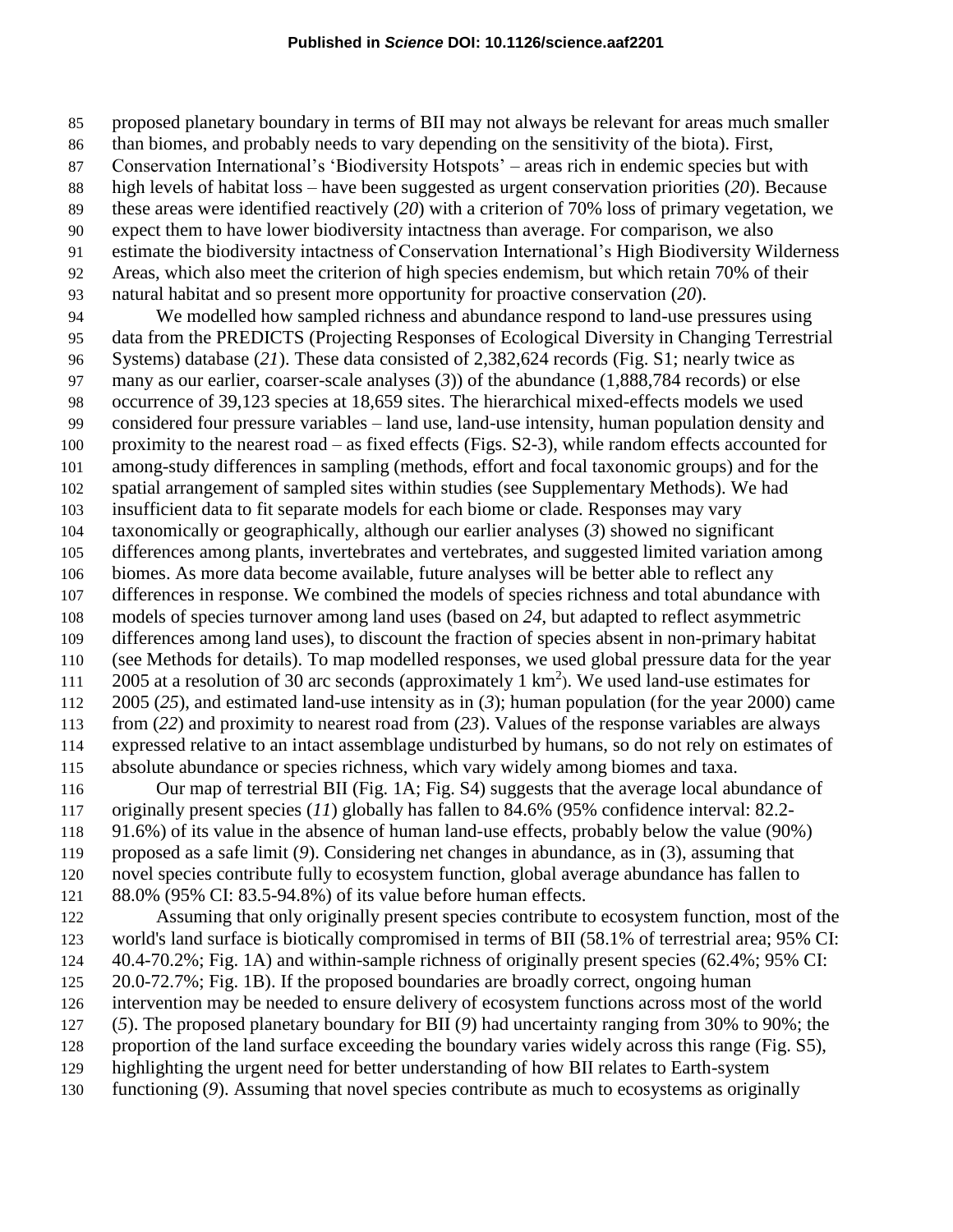proposed planetary boundary in terms of BII may not always be relevant for areas much smaller than biomes, and probably needs to vary depending on the sensitivity of the biota). First, Conservation International's 'Biodiversity Hotspots' – areas rich in endemic species but with high levels of habitat loss – have been suggested as urgent conservation priorities (*20*). Because these areas were identified reactively (*20*) with a criterion of 70% loss of primary vegetation, we expect them to have lower biodiversity intactness than average. For comparison, we also estimate the biodiversity intactness of Conservation International's High Biodiversity Wilderness Areas, which also meet the criterion of high species endemism, but which retain 70% of their natural habitat and so present more opportunity for proactive conservation (*20*).

We modelled how sampled richness and abundance respond to land-use pressures using data from the PREDICTS (Projecting Responses of Ecological Diversity in Changing Terrestrial Systems) database (*21*). These data consisted of 2,382,624 records (Fig. S1; nearly twice as many as our earlier, coarser-scale analyses (*3*)) of the abundance (1,888,784 records) or else occurrence of 39,123 species at 18,659 sites. The hierarchical mixed-effects models we used considered four pressure variables – land use, land-use intensity, human population density and proximity to the nearest road – as fixed effects (Figs. S2-3), while random effects accounted for among-study differences in sampling (methods, effort and focal taxonomic groups) and for the spatial arrangement of sampled sites within studies (see Supplementary Methods). We had insufficient data to fit separate models for each biome or clade. Responses may vary taxonomically or geographically, although our earlier analyses (*3*) showed no significant differences among plants, invertebrates and vertebrates, and suggested limited variation among biomes. As more data become available, future analyses will be better able to reflect any differences in response. We combined the models of species richness and total abundance with models of species turnover among land uses (based on *24*, but adapted to reflect asymmetric differences among land uses), to discount the fraction of species absent in non-primary habitat (see Methods for details). To map modelled responses, we used global pressure data for the year 2005 at a resolution of 30 arc seconds (approximately 1 km$^2$). We used land-use estimates for 2005 (*25*), and estimated land-use intensity as in (*3*); human population (for the year 2000) came from (*22*) and proximity to nearest road from (*23*). Values of the response variables are always expressed relative to an intact assemblage undisturbed by humans, so do not rely on estimates of absolute abundance or species richness, which vary widely among biomes and taxa.

Our map of terrestrial BII (Fig. 1A; Fig. S4) suggests that the average local abundance of originally present species (*11*) globally has fallen to 84.6% (95% confidence interval: 82.2-91.6%) of its value in the absence of human land-use effects, probably below the value (90%) proposed as a safe limit (*9*). Considering net changes in abundance, as in (3), assuming that novel species contribute fully to ecosystem function, global average abundance has fallen to 88.0% (95% CI: 83.5-94.8%) of its value before human effects.

Assuming that only originally present species contribute to ecosystem function, most of the world's land surface is biotically compromised in terms of BII (58.1% of terrestrial area; 95% CI: 40.4-70.2%; Fig. 1A) and within-sample richness of originally present species (62.4%; 95% CI: 20.0-72.7%; Fig. 1B). If the proposed boundaries are broadly correct, ongoing human intervention may be needed to ensure delivery of ecosystem functions across most of the world (*5*). The proposed planetary boundary for BII (*9*) had uncertainty ranging from 30% to 90%; the proportion of the land surface exceeding the boundary varies widely across this range (Fig. S5), highlighting the urgent need for better understanding of how BII relates to Earth-system functioning (*9*). Assuming that novel species contribute as much to ecosystems as originally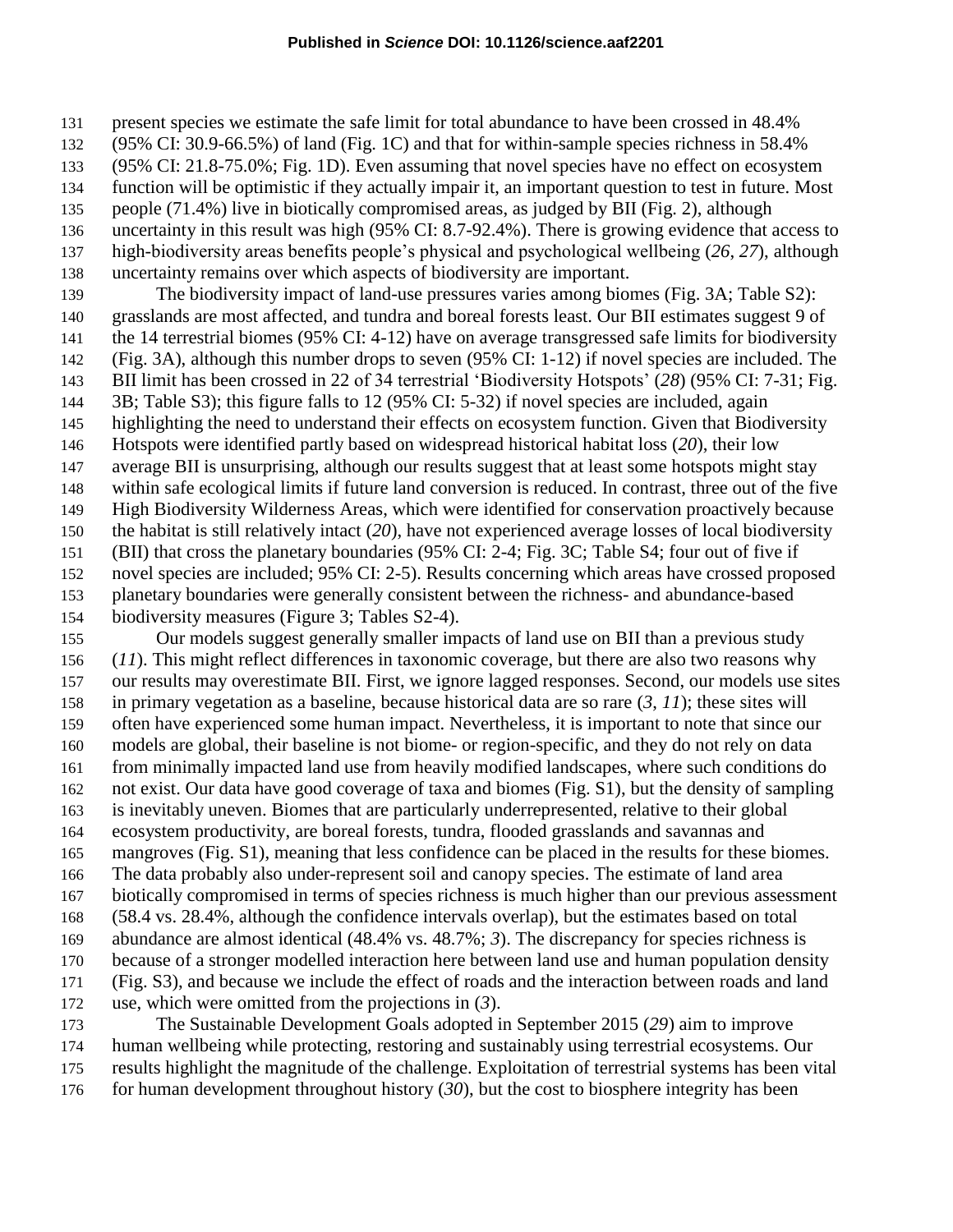present species we estimate the safe limit for total abundance to have been crossed in 48.4% (95% CI: 30.9-66.5%) of land (Fig. 1C) and that for within-sample species richness in 58.4% (95% CI: 21.8-75.0%; Fig. 1D). Even assuming that novel species have no effect on ecosystem function will be optimistic if they actually impair it, an important question to test in future. Most people (71.4%) live in biotically compromised areas, as judged by BII (Fig. 2), although uncertainty in this result was high (95% CI: 8.7-92.4%). There is growing evidence that access to high-biodiversity areas benefits people's physical and psychological wellbeing (*26*, *27*), although uncertainty remains over which aspects of biodiversity are important.

The biodiversity impact of land-use pressures varies among biomes (Fig. 3A; Table S2): grasslands are most affected, and tundra and boreal forests least. Our BII estimates suggest 9 of the 14 terrestrial biomes (95% CI: 4-12) have on average transgressed safe limits for biodiversity (Fig. 3A), although this number drops to seven (95% CI: 1-12) if novel species are included. The BII limit has been crossed in 22 of 34 terrestrial 'Biodiversity Hotspots' (*28*) (95% CI: 7-31; Fig. 3B; Table S3); this figure falls to 12 (95% CI: 5-32) if novel species are included, again highlighting the need to understand their effects on ecosystem function. Given that Biodiversity Hotspots were identified partly based on widespread historical habitat loss (*20*), their low average BII is unsurprising, although our results suggest that at least some hotspots might stay within safe ecological limits if future land conversion is reduced. In contrast, three out of the five High Biodiversity Wilderness Areas, which were identified for conservation proactively because the habitat is still relatively intact (*20*), have not experienced average losses of local biodiversity (BII) that cross the planetary boundaries (95% CI: 2-4; Fig. 3C; Table S4; four out of five if novel species are included; 95% CI: 2-5). Results concerning which areas have crossed proposed planetary boundaries were generally consistent between the richness- and abundance-based biodiversity measures (Figure 3; Tables S2-4).

Our models suggest generally smaller impacts of land use on BII than a previous study (*11*). This might reflect differences in taxonomic coverage, but there are also two reasons why our results may overestimate BII. First, we ignore lagged responses. Second, our models use sites in primary vegetation as a baseline, because historical data are so rare (*3*, *11*); these sites will often have experienced some human impact. Nevertheless, it is important to note that since our models are global, their baseline is not biome- or region-specific, and they do not rely on data from minimally impacted land use from heavily modified landscapes, where such conditions do not exist. Our data have good coverage of taxa and biomes (Fig. S1), but the density of sampling is inevitably uneven. Biomes that are particularly underrepresented, relative to their global ecosystem productivity, are boreal forests, tundra, flooded grasslands and savannas and mangroves (Fig. S1), meaning that less confidence can be placed in the results for these biomes. The data probably also under-represent soil and canopy species. The estimate of land area biotically compromised in terms of species richness is much higher than our previous assessment (58.4 vs. 28.4%, although the confidence intervals overlap), but the estimates based on total abundance are almost identical (48.4% vs. 48.7%; *3*). The discrepancy for species richness is because of a stronger modelled interaction here between land use and human population density (Fig. S3), and because we include the effect of roads and the interaction between roads and land use, which were omitted from the projections in (*3*).

The Sustainable Development Goals adopted in September 2015 (*29*) aim to improve human wellbeing while protecting, restoring and sustainably using terrestrial ecosystems. Our results highlight the magnitude of the challenge. Exploitation of terrestrial systems has been vital for human development throughout history (*30*), but the cost to biosphere integrity has been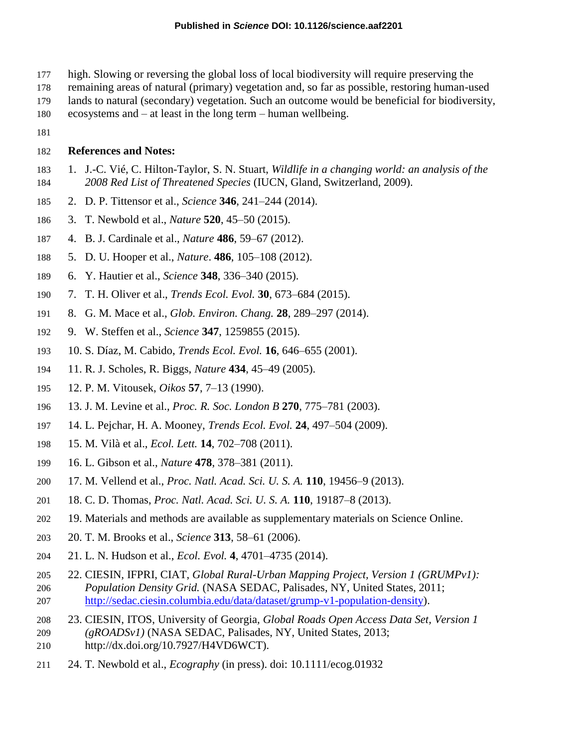high. Slowing or reversing the global loss of local biodiversity will require preserving the remaining areas of natural (primary) vegetation and, so far as possible, restoring human-used lands to natural (secondary) vegetation. Such an outcome would be beneficial for biodiversity, ecosystems and – at least in the long term – human wellbeing.

**References and Notes:**

1. J.-C. Vié, C. Hilton-Taylor, S. N. Stuart, *Wildlife in a changing world: an analysis of the 2008 Red List of Threatened Species* (IUCN, Gland, Switzerland, 2009).
2. D. P. Tittensor et al., *Science* **346**, 241–244 (2014).
3. T. Newbold et al., *Nature* **520**, 45–50 (2015).
4. B. J. Cardinale et al., *Nature* **486**, 59–67 (2012).
5. D. U. Hooper et al., *Nature*. **486**, 105–108 (2012).
6. Y. Hautier et al., *Science* **348**, 336–340 (2015).
7. T. H. Oliver et al., *Trends Ecol. Evol.* **30**, 673–684 (2015).
8. G. M. Mace et al., *Glob. Environ. Chang.* **28**, 289–297 (2014).
9. W. Steffen et al., *Science* **347**, 1259855 (2015).
10. S. Díaz, M. Cabido, *Trends Ecol. Evol.* **16**, 646–655 (2001).
11. R. J. Scholes, R. Biggs, *Nature* **434**, 45–49 (2005).
12. P. M. Vitousek, *Oikos* **57**, 7–13 (1990).
13. J. M. Levine et al., *Proc. R. Soc. London B* **270**, 775–781 (2003).
14. L. Pejchar, H. A. Mooney, *Trends Ecol. Evol.* **24**, 497–504 (2009).
15. M. Vilà et al., *Ecol. Lett.* **14**, 702–708 (2011).
16. L. Gibson et al., *Nature* **478**, 378–381 (2011).
17. M. Vellend et al., *Proc. Natl. Acad. Sci. U. S. A.* **110**, 19456–9 (2013).
18. C. D. Thomas, *Proc. Natl. Acad. Sci. U. S. A.* **110**, 19187–8 (2013).
19. Materials and methods are available as supplementary materials on Science Online.
20. T. M. Brooks et al., *Science* **313**, 58–61 (2006).
21. L. N. Hudson et al., *Ecol. Evol.* **4**, 4701–4735 (2014).
22. CIESIN, IFPRI, CIAT, *Global Rural-Urban Mapping Project, Version 1 (GRUMPv1): Population Density Grid.* (NASA SEDAC, Palisades, NY, United States, 2011; http://sedac.ciesin.columbia.edu/data/dataset/grump-v1-population-density).
23. CIESIN, ITOS, University of Georgia, *Global Roads Open Access Data Set, Version 1 (gROADSv1)* (NASA SEDAC, Palisades, NY, United States, 2013; http://dx.doi.org/10.7927/H4VD6WCT).
24. T. Newbold et al., *Ecography* (in press). doi: 10.1111/ecog.01932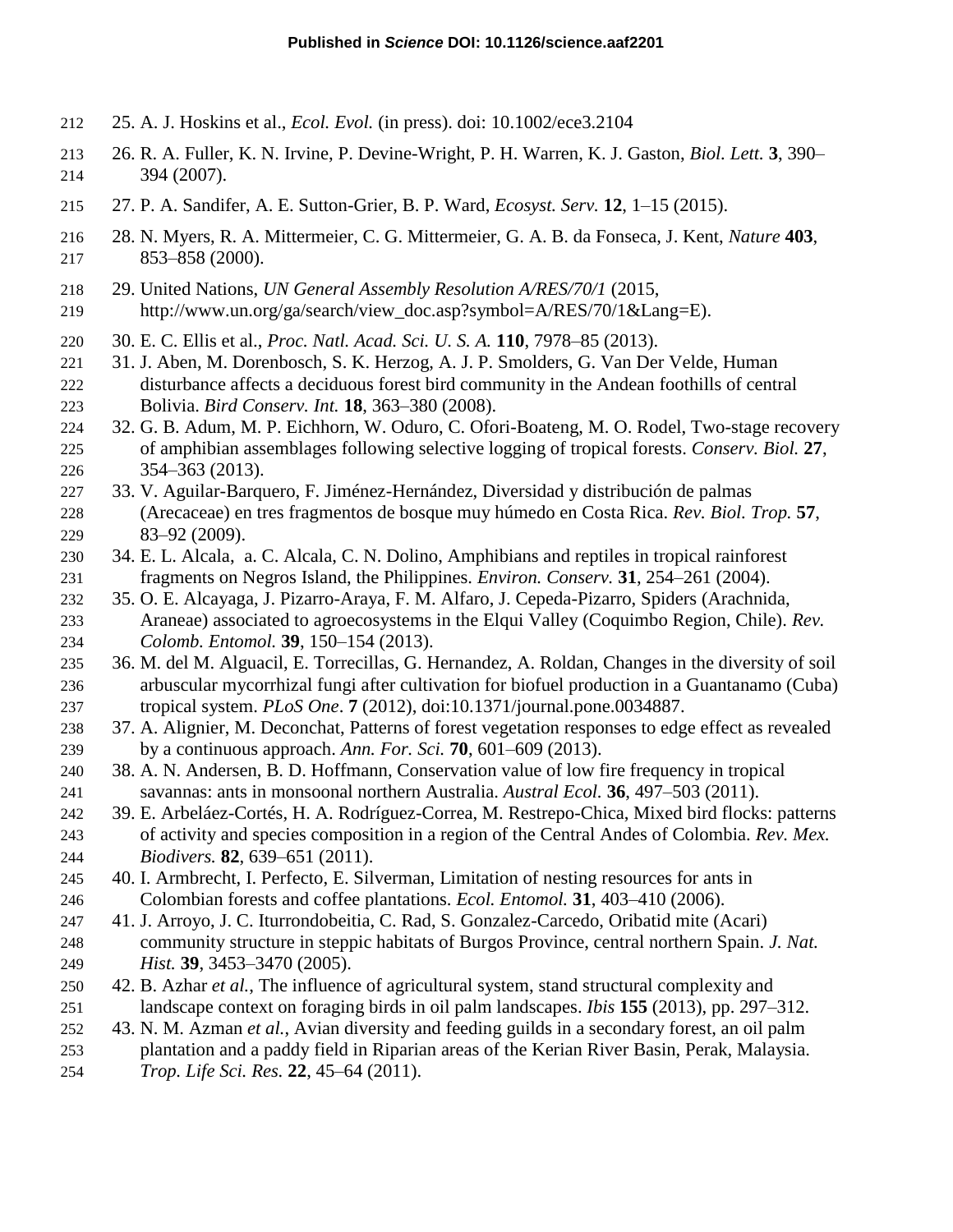25. A. J. Hoskins et al., *Ecol. Evol.* (in press). doi: 10.1002/ece3.2104
26. R. A. Fuller, K. N. Irvine, P. Devine-Wright, P. H. Warren, K. J. Gaston, *Biol. Lett.* **3**, 390–394 (2007).
27. P. A. Sandifer, A. E. Sutton-Grier, B. P. Ward, *Ecosyst. Serv.* **12**, 1–15 (2015).
28. N. Myers, R. A. Mittermeier, C. G. Mittermeier, G. A. B. da Fonseca, J. Kent, *Nature* **403**, 853–858 (2000).
29. United Nations, *UN General Assembly Resolution A/RES/70/1* (2015, http://www.un.org/ga/search/view_doc.asp?symbol=A/RES/70/1&Lang=E).
30. E. C. Ellis et al., *Proc. Natl. Acad. Sci. U. S. A.* **110**, 7978–85 (2013).
31. J. Aben, M. Dorenbosch, S. K. Herzog, A. J. P. Smolders, G. Van Der Velde, Human disturbance affects a deciduous forest bird community in the Andean foothills of central Bolivia. *Bird Conserv. Int.* **18**, 363–380 (2008).
32. G. B. Adum, M. P. Eichhorn, W. Oduro, C. Ofori-Boateng, M. O. Rodel, Two-stage recovery of amphibian assemblages following selective logging of tropical forests. *Conserv. Biol.* **27**, 354–363 (2013).
33. V. Aguilar-Barquero, F. Jiménez-Hernández, Diversidad y distribución de palmas (Arecaceae) en tres fragmentos de bosque muy húmedo en Costa Rica. *Rev. Biol. Trop.* **57**, 83–92 (2009).
34. E. L. Alcala, a. C. Alcala, C. N. Dolino, Amphibians and reptiles in tropical rainforest fragments on Negros Island, the Philippines. *Environ. Conserv.* **31**, 254–261 (2004).
35. O. E. Alcayaga, J. Pizarro-Araya, F. M. Alfaro, J. Cepeda-Pizarro, Spiders (Arachnida, Araneae) associated to agroecosystems in the Elqui Valley (Coquimbo Region, Chile). *Rev. Colomb. Entomol.* **39**, 150–154 (2013).
36. M. del M. Alguacil, E. Torrecillas, G. Hernandez, A. Roldan, Changes in the diversity of soil arbuscular mycorrhizal fungi after cultivation for biofuel production in a Guantanamo (Cuba) tropical system. *PLoS One*. **7** (2012), doi:10.1371/journal.pone.0034887.
37. A. Alignier, M. Deconchat, Patterns of forest vegetation responses to edge effect as revealed by a continuous approach. *Ann. For. Sci.* **70**, 601–609 (2013).
38. A. N. Andersen, B. D. Hoffmann, Conservation value of low fire frequency in tropical savannas: ants in monsoonal northern Australia. *Austral Ecol.* **36**, 497–503 (2011).
39. E. Arbeláez-Cortés, H. A. Rodríguez-Correa, M. Restrepo-Chica, Mixed bird flocks: patterns of activity and species composition in a region of the Central Andes of Colombia. *Rev. Mex. Biodivers.* **82**, 639–651 (2011).
40. I. Armbrecht, I. Perfecto, E. Silverman, Limitation of nesting resources for ants in Colombian forests and coffee plantations. *Ecol. Entomol.* **31**, 403–410 (2006).
41. J. Arroyo, J. C. Iturrondobeitia, C. Rad, S. Gonzalez-Carcedo, Oribatid mite (Acari) community structure in steppic habitats of Burgos Province, central northern Spain. *J. Nat. Hist.* **39**, 3453–3470 (2005).
42. B. Azhar *et al.*, The influence of agricultural system, stand structural complexity and landscape context on foraging birds in oil palm landscapes. *Ibis* **155** (2013), pp. 297–312.
43. N. M. Azman *et al.*, Avian diversity and feeding guilds in a secondary forest, an oil palm plantation and a paddy field in Riparian areas of the Kerian River Basin, Perak, Malaysia. *Trop. Life Sci. Res.* **22**, 45–64 (2011).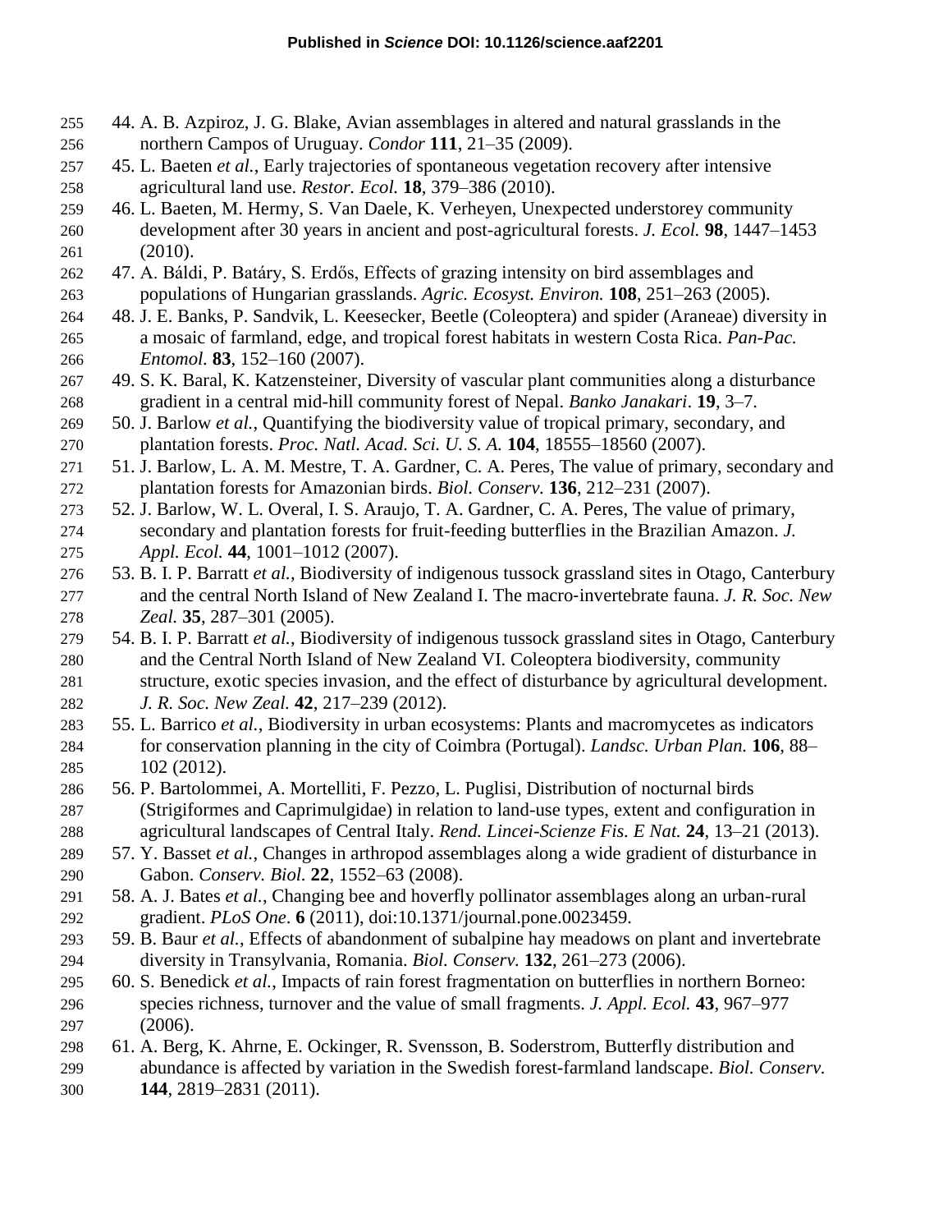44. A. B. Azpiroz, J. G. Blake, Avian assemblages in altered and natural grasslands in the northern Campos of Uruguay. *Condor* **111**, 21–35 (2009).
45. L. Baeten *et al.*, Early trajectories of spontaneous vegetation recovery after intensive agricultural land use. *Restor. Ecol.* **18**, 379–386 (2010).
46. L. Baeten, M. Hermy, S. Van Daele, K. Verheyen, Unexpected understorey community development after 30 years in ancient and post-agricultural forests. *J. Ecol.* **98**, 1447–1453 (2010).
47. A. Báldi, P. Batáry, S. Erdős, Effects of grazing intensity on bird assemblages and populations of Hungarian grasslands. *Agric. Ecosyst. Environ.* **108**, 251–263 (2005).
48. J. E. Banks, P. Sandvik, L. Keesecker, Beetle (Coleoptera) and spider (Araneae) diversity in a mosaic of farmland, edge, and tropical forest habitats in western Costa Rica. *Pan-Pac. Entomol.* **83**, 152–160 (2007).
49. S. K. Baral, K. Katzensteiner, Diversity of vascular plant communities along a disturbance gradient in a central mid-hill community forest of Nepal. *Banko Janakari*. **19**, 3–7.
50. J. Barlow *et al.*, Quantifying the biodiversity value of tropical primary, secondary, and plantation forests. *Proc. Natl. Acad. Sci. U. S. A.* **104**, 18555–18560 (2007).
51. J. Barlow, L. A. M. Mestre, T. A. Gardner, C. A. Peres, The value of primary, secondary and plantation forests for Amazonian birds. *Biol. Conserv.* **136**, 212–231 (2007).
52. J. Barlow, W. L. Overal, I. S. Araujo, T. A. Gardner, C. A. Peres, The value of primary, secondary and plantation forests for fruit-feeding butterflies in the Brazilian Amazon. *J. Appl. Ecol.* **44**, 1001–1012 (2007).
53. B. I. P. Barratt *et al.*, Biodiversity of indigenous tussock grassland sites in Otago, Canterbury and the central North Island of New Zealand I. The macro-invertebrate fauna. *J. R. Soc. New Zeal.* **35**, 287–301 (2005).
54. B. I. P. Barratt *et al.*, Biodiversity of indigenous tussock grassland sites in Otago, Canterbury and the Central North Island of New Zealand VI. Coleoptera biodiversity, community structure, exotic species invasion, and the effect of disturbance by agricultural development. *J. R. Soc. New Zeal.* **42**, 217–239 (2012).
55. L. Barrico *et al.*, Biodiversity in urban ecosystems: Plants and macromycetes as indicators for conservation planning in the city of Coimbra (Portugal). *Landsc. Urban Plan.* **106**, 88–102 (2012).
56. P. Bartolommei, A. Mortelliti, F. Pezzo, L. Puglisi, Distribution of nocturnal birds (Strigiformes and Caprimulgidae) in relation to land-use types, extent and configuration in agricultural landscapes of Central Italy. *Rend. Lincei-Scienze Fis. E Nat.* **24**, 13–21 (2013).
57. Y. Basset *et al.*, Changes in arthropod assemblages along a wide gradient of disturbance in Gabon. *Conserv. Biol.* **22**, 1552–63 (2008).
58. A. J. Bates *et al.*, Changing bee and hoverfly pollinator assemblages along an urban-rural gradient. *PLoS One*. **6** (2011), doi:10.1371/journal.pone.0023459.
59. B. Baur *et al.*, Effects of abandonment of subalpine hay meadows on plant and invertebrate diversity in Transylvania, Romania. *Biol. Conserv.* **132**, 261–273 (2006).
60. S. Benedick *et al.*, Impacts of rain forest fragmentation on butterflies in northern Borneo: species richness, turnover and the value of small fragments. *J. Appl. Ecol.* **43**, 967–977 (2006).
61. A. Berg, K. Ahrne, E. Ockinger, R. Svensson, B. Soderstrom, Butterfly distribution and abundance is affected by variation in the Swedish forest-farmland landscape. *Biol. Conserv.* **144**, 2819–2831 (2011).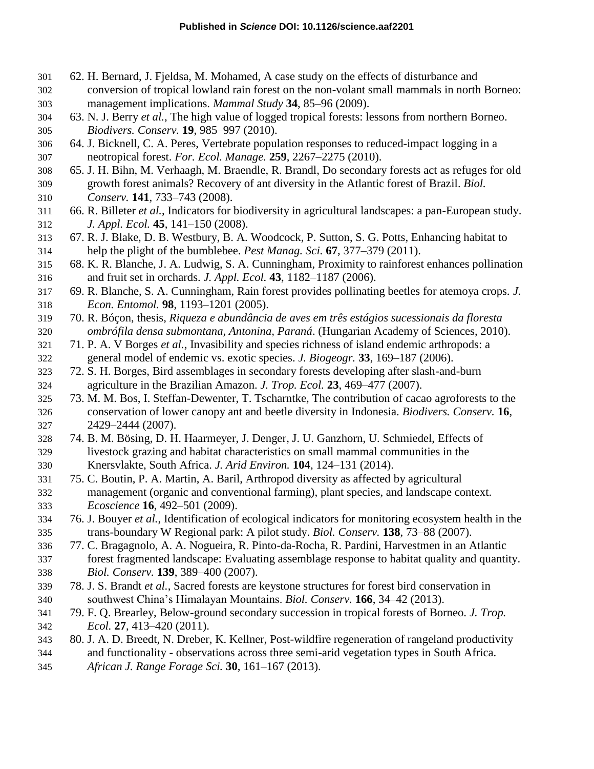62. H. Bernard, J. Fjeldsa, M. Mohamed, A case study on the effects of disturbance and conversion of tropical lowland rain forest on the non-volant small mammals in north Borneo: management implications. *Mammal Study* **34**, 85–96 (2009).
63. N. J. Berry *et al.*, The high value of logged tropical forests: lessons from northern Borneo. *Biodivers. Conserv.* **19**, 985–997 (2010).
64. J. Bicknell, C. A. Peres, Vertebrate population responses to reduced-impact logging in a neotropical forest. *For. Ecol. Manage.* **259**, 2267–2275 (2010).
65. J. H. Bihn, M. Verhaagh, M. Braendle, R. Brandl, Do secondary forests act as refuges for old growth forest animals? Recovery of ant diversity in the Atlantic forest of Brazil. *Biol. Conserv.* **141**, 733–743 (2008).
66. R. Billeter *et al.*, Indicators for biodiversity in agricultural landscapes: a pan-European study. *J. Appl. Ecol.* **45**, 141–150 (2008).
67. R. J. Blake, D. B. Westbury, B. A. Woodcock, P. Sutton, S. G. Potts, Enhancing habitat to help the plight of the bumblebee. *Pest Manag. Sci.* **67**, 377–379 (2011).
68. K. R. Blanche, J. A. Ludwig, S. A. Cunningham, Proximity to rainforest enhances pollination and fruit set in orchards. *J. Appl. Ecol.* **43**, 1182–1187 (2006).
69. R. Blanche, S. A. Cunningham, Rain forest provides pollinating beetles for atemoya crops. *J. Econ. Entomol.* **98**, 1193–1201 (2005).
70. R. Bóçon, thesis, *Riqueza e abundância de aves em três estágios sucessionais da floresta ombrófila densa submontana, Antonina, Paraná*. (Hungarian Academy of Sciences, 2010).
71. P. A. V Borges *et al.*, Invasibility and species richness of island endemic arthropods: a general model of endemic vs. exotic species. *J. Biogeogr.* **33**, 169–187 (2006).
72. S. H. Borges, Bird assemblages in secondary forests developing after slash-and-burn agriculture in the Brazilian Amazon. *J. Trop. Ecol.* **23**, 469–477 (2007).
73. M. M. Bos, I. Steffan-Dewenter, T. Tscharntke, The contribution of cacao agroforests to the conservation of lower canopy ant and beetle diversity in Indonesia. *Biodivers. Conserv.* **16**, 2429–2444 (2007).
74. B. M. Bösing, D. H. Haarmeyer, J. Denger, J. U. Ganzhorn, U. Schmiedel, Effects of livestock grazing and habitat characteristics on small mammal communities in the Knersvlakte, South Africa. *J. Arid Environ.* **104**, 124–131 (2014).
75. C. Boutin, P. A. Martin, A. Baril, Arthropod diversity as affected by agricultural management (organic and conventional farming), plant species, and landscape context. *Ecoscience* **16**, 492–501 (2009).
76. J. Bouyer *et al.*, Identification of ecological indicators for monitoring ecosystem health in the trans-boundary W Regional park: A pilot study. *Biol. Conserv.* **138**, 73–88 (2007).
77. C. Bragagnolo, A. A. Nogueira, R. Pinto-da-Rocha, R. Pardini, Harvestmen in an Atlantic forest fragmented landscape: Evaluating assemblage response to habitat quality and quantity. *Biol. Conserv.* **139**, 389–400 (2007).
78. J. S. Brandt *et al.*, Sacred forests are keystone structures for forest bird conservation in southwest China's Himalayan Mountains. *Biol. Conserv.* **166**, 34–42 (2013).
79. F. Q. Brearley, Below-ground secondary succession in tropical forests of Borneo. *J. Trop. Ecol.* **27**, 413–420 (2011).
80. J. A. D. Breedt, N. Dreber, K. Kellner, Post-wildfire regeneration of rangeland productivity and functionality - observations across three semi-arid vegetation types in South Africa. *African J. Range Forage Sci.* **30**, 161–167 (2013).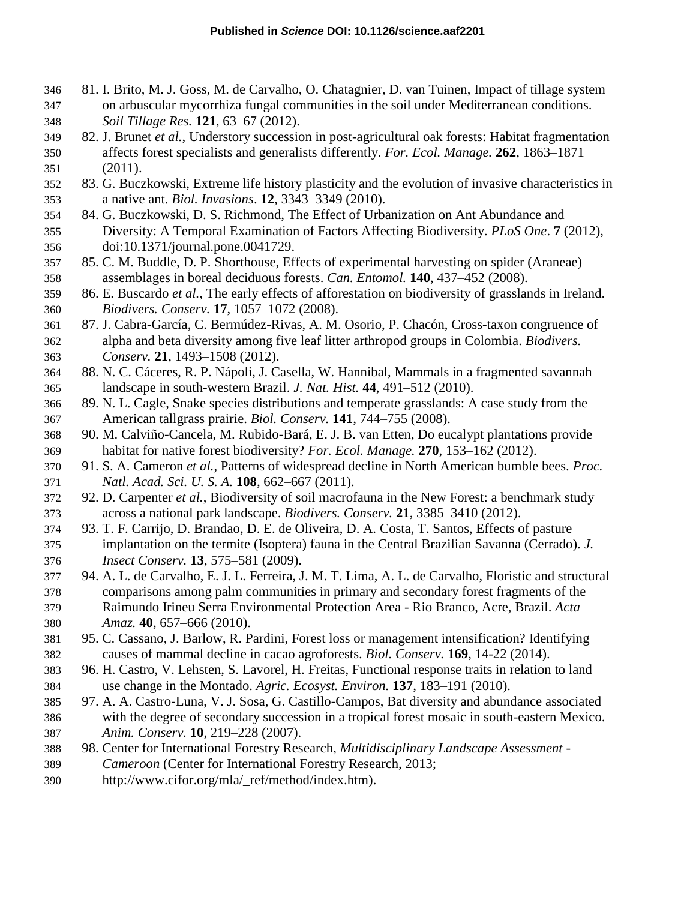81. I. Brito, M. J. Goss, M. de Carvalho, O. Chatagnier, D. van Tuinen, Impact of tillage system on arbuscular mycorrhiza fungal communities in the soil under Mediterranean conditions. *Soil Tillage Res.* **121**, 63–67 (2012).
82. J. Brunet *et al.*, Understory succession in post-agricultural oak forests: Habitat fragmentation affects forest specialists and generalists differently. *For. Ecol. Manage.* **262**, 1863–1871 (2011).
83. G. Buczkowski, Extreme life history plasticity and the evolution of invasive characteristics in a native ant. *Biol. Invasions*. **12**, 3343–3349 (2010).
84. G. Buczkowski, D. S. Richmond, The Effect of Urbanization on Ant Abundance and Diversity: A Temporal Examination of Factors Affecting Biodiversity. *PLoS One*. **7** (2012), doi:10.1371/journal.pone.0041729.
85. C. M. Buddle, D. P. Shorthouse, Effects of experimental harvesting on spider (Araneae) assemblages in boreal deciduous forests. *Can. Entomol.* **140**, 437–452 (2008).
86. E. Buscardo *et al.*, The early effects of afforestation on biodiversity of grasslands in Ireland. *Biodivers. Conserv.* **17**, 1057–1072 (2008).
87. J. Cabra-García, C. Bermúdez-Rivas, A. M. Osorio, P. Chacón, Cross-taxon congruence of alpha and beta diversity among five leaf litter arthropod groups in Colombia. *Biodivers. Conserv.* **21**, 1493–1508 (2012).
88. N. C. Cáceres, R. P. Nápoli, J. Casella, W. Hannibal, Mammals in a fragmented savannah landscape in south-western Brazil. *J. Nat. Hist.* **44**, 491–512 (2010).
89. N. L. Cagle, Snake species distributions and temperate grasslands: A case study from the American tallgrass prairie. *Biol. Conserv.* **141**, 744–755 (2008).
90. M. Calviño-Cancela, M. Rubido-Bará, E. J. B. van Etten, Do eucalypt plantations provide habitat for native forest biodiversity? *For. Ecol. Manage.* **270**, 153–162 (2012).
91. S. A. Cameron *et al.*, Patterns of widespread decline in North American bumble bees. *Proc. Natl. Acad. Sci. U. S. A.* **108**, 662–667 (2011).
92. D. Carpenter *et al.*, Biodiversity of soil macrofauna in the New Forest: a benchmark study across a national park landscape. *Biodivers. Conserv.* **21**, 3385–3410 (2012).
93. T. F. Carrijo, D. Brandao, D. E. de Oliveira, D. A. Costa, T. Santos, Effects of pasture implantation on the termite (Isoptera) fauna in the Central Brazilian Savanna (Cerrado). *J. Insect Conserv.* **13**, 575–581 (2009).
94. A. L. de Carvalho, E. J. L. Ferreira, J. M. T. Lima, A. L. de Carvalho, Floristic and structural comparisons among palm communities in primary and secondary forest fragments of the Raimundo Irineu Serra Environmental Protection Area - Rio Branco, Acre, Brazil. *Acta Amaz.* **40**, 657–666 (2010).
95. C. Cassano, J. Barlow, R. Pardini, Forest loss or management intensification? Identifying causes of mammal decline in cacao agroforests. *Biol. Conserv.* **169**, 14-22 (2014).
96. H. Castro, V. Lehsten, S. Lavorel, H. Freitas, Functional response traits in relation to land use change in the Montado. *Agric. Ecosyst. Environ.* **137**, 183–191 (2010).
97. A. A. Castro-Luna, V. J. Sosa, G. Castillo-Campos, Bat diversity and abundance associated with the degree of secondary succession in a tropical forest mosaic in south-eastern Mexico. *Anim. Conserv.* **10**, 219–228 (2007).
98. Center for International Forestry Research, *Multidisciplinary Landscape Assessment - Cameroon* (Center for International Forestry Research, 2013; http://www.cifor.org/mla/_ref/method/index.htm).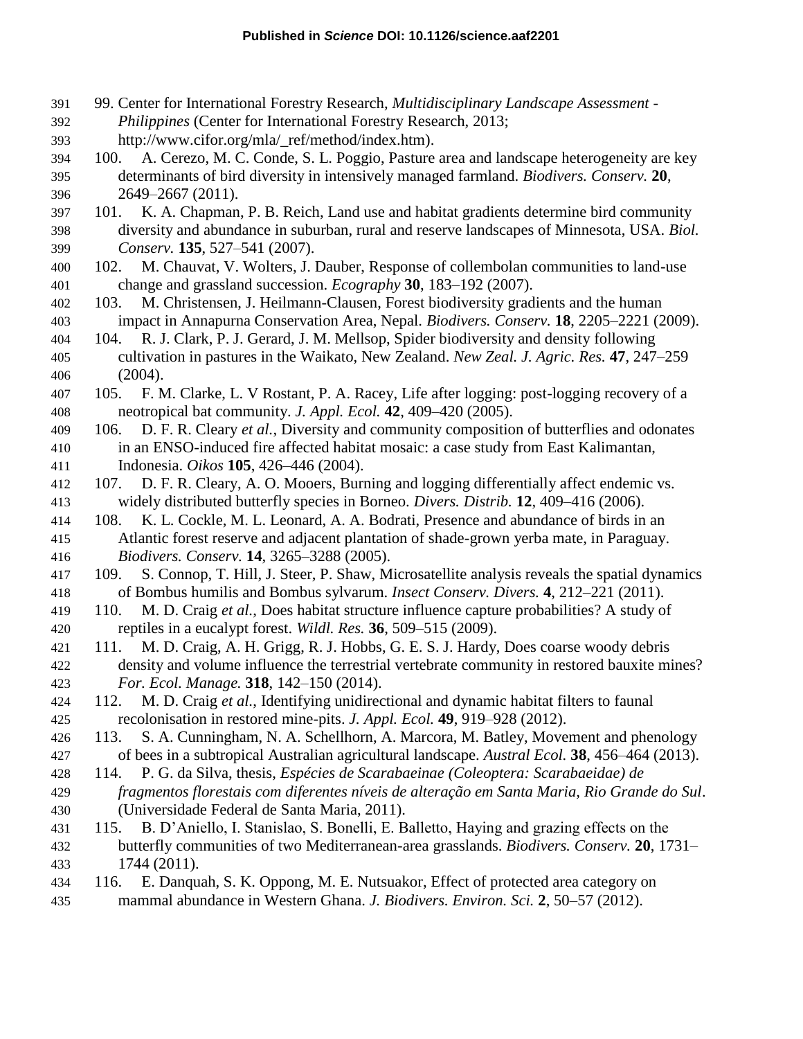99. Center for International Forestry Research, *Multidisciplinary Landscape Assessment - Philippines* (Center for International Forestry Research, 2013; http://www.cifor.org/mla/_ref/method/index.htm).

100. A. Cerezo, M. C. Conde, S. L. Poggio, Pasture area and landscape heterogeneity are key determinants of bird diversity in intensively managed farmland. *Biodivers. Conserv.* **20**, 2649–2667 (2011).

101. K. A. Chapman, P. B. Reich, Land use and habitat gradients determine bird community diversity and abundance in suburban, rural and reserve landscapes of Minnesota, USA. *Biol. Conserv.* **135**, 527–541 (2007).

102. M. Chauvat, V. Wolters, J. Dauber, Response of collembolan communities to land-use change and grassland succession. *Ecography* **30**, 183–192 (2007).

103. M. Christensen, J. Heilmann-Clausen, Forest biodiversity gradients and the human impact in Annapurna Conservation Area, Nepal. *Biodivers. Conserv.* **18**, 2205–2221 (2009).

104. R. J. Clark, P. J. Gerard, J. M. Mellsop, Spider biodiversity and density following cultivation in pastures in the Waikato, New Zealand. *New Zeal. J. Agric. Res.* **47**, 247–259 (2004).

105. F. M. Clarke, L. V Rostant, P. A. Racey, Life after logging: post-logging recovery of a neotropical bat community. *J. Appl. Ecol.* **42**, 409–420 (2005).

106. D. F. R. Cleary *et al.*, Diversity and community composition of butterflies and odonates in an ENSO-induced fire affected habitat mosaic: a case study from East Kalimantan, Indonesia. *Oikos* **105**, 426–446 (2004).

107. D. F. R. Cleary, A. O. Mooers, Burning and logging differentially affect endemic vs. widely distributed butterfly species in Borneo. *Divers. Distrib.* **12**, 409–416 (2006).

108. K. L. Cockle, M. L. Leonard, A. A. Bodrati, Presence and abundance of birds in an Atlantic forest reserve and adjacent plantation of shade-grown yerba mate, in Paraguay. *Biodivers. Conserv.* **14**, 3265–3288 (2005).

109. S. Connop, T. Hill, J. Steer, P. Shaw, Microsatellite analysis reveals the spatial dynamics of Bombus humilis and Bombus sylvarum. *Insect Conserv. Divers.* **4**, 212–221 (2011).

110. M. D. Craig *et al.*, Does habitat structure influence capture probabilities? A study of reptiles in a eucalypt forest. *Wildl. Res.* **36**, 509–515 (2009).

111. M. D. Craig, A. H. Grigg, R. J. Hobbs, G. E. S. J. Hardy, Does coarse woody debris density and volume influence the terrestrial vertebrate community in restored bauxite mines? *For. Ecol. Manage.* **318**, 142–150 (2014).

112. M. D. Craig *et al.*, Identifying unidirectional and dynamic habitat filters to faunal recolonisation in restored mine-pits. *J. Appl. Ecol.* **49**, 919–928 (2012).

113. S. A. Cunningham, N. A. Schellhorn, A. Marcora, M. Batley, Movement and phenology of bees in a subtropical Australian agricultural landscape. *Austral Ecol.* **38**, 456–464 (2013).

114. P. G. da Silva, thesis, *Espécies de Scarabaeinae (Coleoptera: Scarabaeidae) de fragmentos florestais com diferentes níveis de alteração em Santa Maria, Rio Grande do Sul*. (Universidade Federal de Santa Maria, 2011).

115. B. D'Aniello, I. Stanislao, S. Bonelli, E. Balletto, Haying and grazing effects on the butterfly communities of two Mediterranean-area grasslands. *Biodivers. Conserv.* **20**, 1731–1744 (2011).

116. E. Danquah, S. K. Oppong, M. E. Nutsuakor, Effect of protected area category on mammal abundance in Western Ghana. *J. Biodivers. Environ. Sci.* **2**, 50–57 (2012).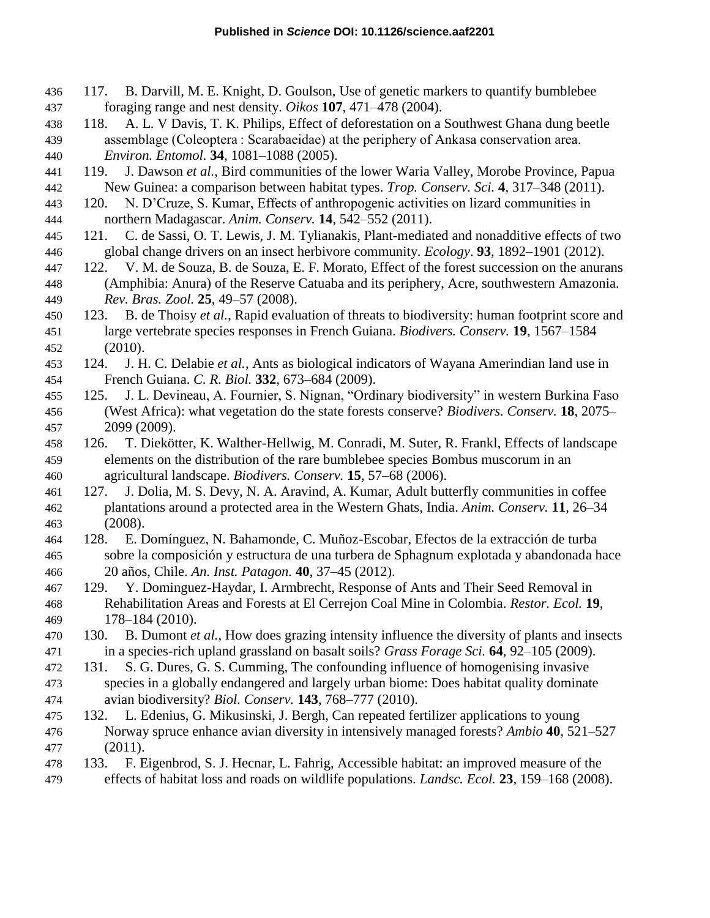117. B. Darvill, M. E. Knight, D. Goulson, Use of genetic markers to quantify bumblebee foraging range and nest density. *Oikos* **107**, 471–478 (2004).
118. A. L. V Davis, T. K. Philips, Effect of deforestation on a Southwest Ghana dung beetle assemblage (Coleoptera : Scarabaeidae) at the periphery of Ankasa conservation area. *Environ. Entomol.* **34**, 1081–1088 (2005).
119. J. Dawson *et al.*, Bird communities of the lower Waria Valley, Morobe Province, Papua New Guinea: a comparison between habitat types. *Trop. Conserv. Sci.* **4**, 317–348 (2011).
120. N. D'Cruze, S. Kumar, Effects of anthropogenic activities on lizard communities in northern Madagascar. *Anim. Conserv.* **14**, 542–552 (2011).
121. C. de Sassi, O. T. Lewis, J. M. Tylianakis, Plant-mediated and nonadditive effects of two global change drivers on an insect herbivore community. *Ecology*. **93**, 1892–1901 (2012).
122. V. M. de Souza, B. de Souza, E. F. Morato, Effect of the forest succession on the anurans (Amphibia: Anura) of the Reserve Catuaba and its periphery, Acre, southwestern Amazonia. *Rev. Bras. Zool.* **25**, 49–57 (2008).
123. B. de Thoisy *et al.*, Rapid evaluation of threats to biodiversity: human footprint score and large vertebrate species responses in French Guiana. *Biodivers. Conserv.* **19**, 1567–1584 (2010).
124. J. H. C. Delabie *et al.*, Ants as biological indicators of Wayana Amerindian land use in French Guiana. *C. R. Biol.* **332**, 673–684 (2009).
125. J. L. Devineau, A. Fournier, S. Nignan, "Ordinary biodiversity" in western Burkina Faso (West Africa): what vegetation do the state forests conserve? *Biodivers. Conserv.* **18**, 2075–2099 (2009).
126. T. Diekötter, K. Walther-Hellwig, M. Conradi, M. Suter, R. Frankl, Effects of landscape elements on the distribution of the rare bumblebee species Bombus muscorum in an agricultural landscape. *Biodivers. Conserv.* **15**, 57–68 (2006).
127. J. Dolia, M. S. Devy, N. A. Aravind, A. Kumar, Adult butterfly communities in coffee plantations around a protected area in the Western Ghats, India. *Anim. Conserv.* **11**, 26–34 (2008).
128. E. Domínguez, N. Bahamonde, C. Muñoz-Escobar, Efectos de la extracción de turba sobre la composición y estructura de una turbera de Sphagnum explotada y abandonada hace 20 años, Chile. *An. Inst. Patagon.* **40**, 37–45 (2012).
129. Y. Dominguez-Haydar, I. Armbrecht, Response of Ants and Their Seed Removal in Rehabilitation Areas and Forests at El Cerrejon Coal Mine in Colombia. *Restor. Ecol.* **19**, 178–184 (2010).
130. B. Dumont *et al.*, How does grazing intensity influence the diversity of plants and insects in a species-rich upland grassland on basalt soils? *Grass Forage Sci.* **64**, 92–105 (2009).
131. S. G. Dures, G. S. Cumming, The confounding influence of homogenising invasive species in a globally endangered and largely urban biome: Does habitat quality dominate avian biodiversity? *Biol. Conserv.* **143**, 768–777 (2010).
132. L. Edenius, G. Mikusinski, J. Bergh, Can repeated fertilizer applications to young Norway spruce enhance avian diversity in intensively managed forests? *Ambio* **40**, 521–527 (2011).
133. F. Eigenbrod, S. J. Hecnar, L. Fahrig, Accessible habitat: an improved measure of the effects of habitat loss and roads on wildlife populations. *Landsc. Ecol.* **23**, 159–168 (2008).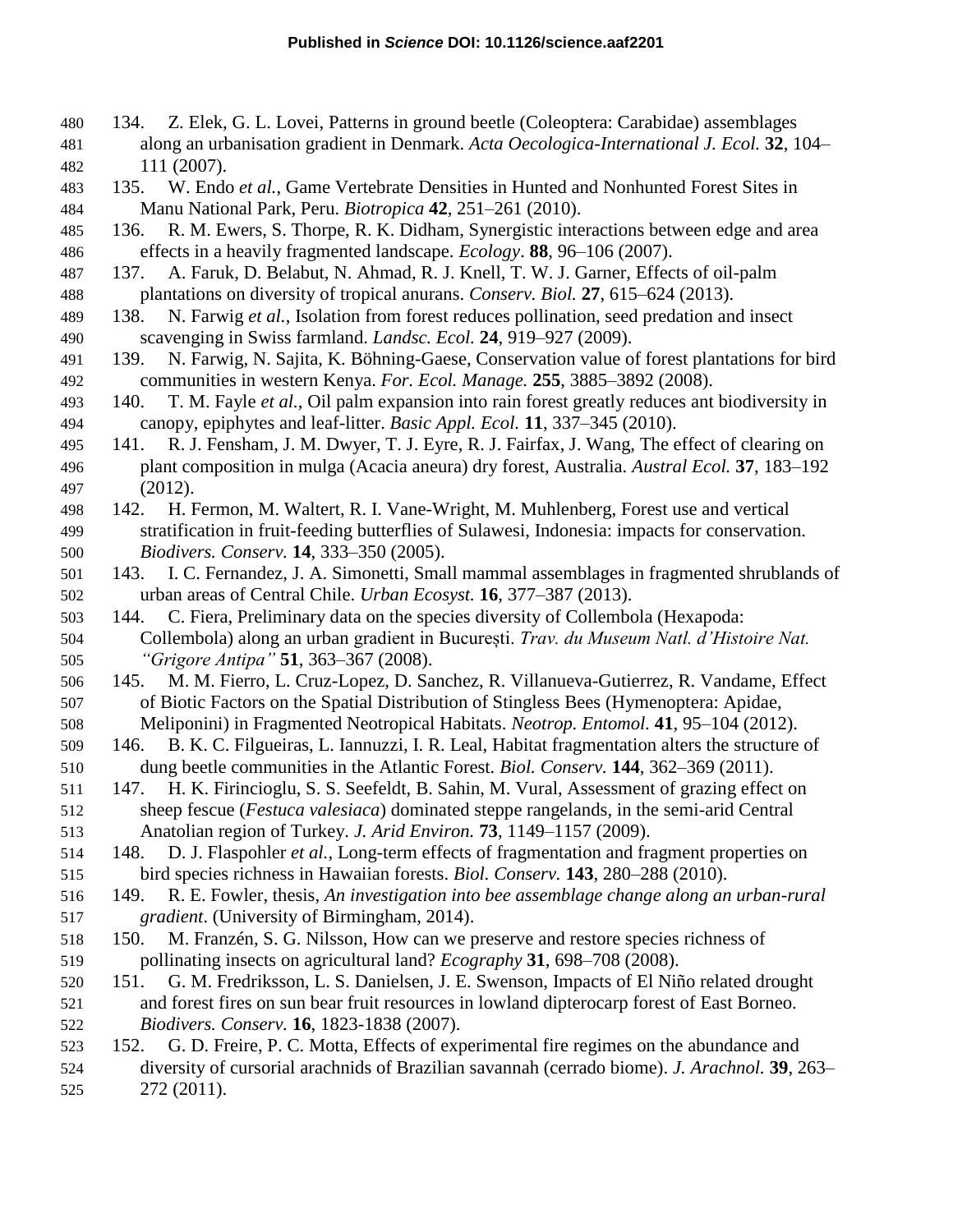134. Z. Elek, G. L. Lovei, Patterns in ground beetle (Coleoptera: Carabidae) assemblages along an urbanisation gradient in Denmark. *Acta Oecologica-International J. Ecol.* **32**, 104–111 (2007).

135. W. Endo *et al.*, Game Vertebrate Densities in Hunted and Nonhunted Forest Sites in Manu National Park, Peru. *Biotropica* **42**, 251–261 (2010).

136. R. M. Ewers, S. Thorpe, R. K. Didham, Synergistic interactions between edge and area effects in a heavily fragmented landscape. *Ecology*. **88**, 96–106 (2007).

137. A. Faruk, D. Belabut, N. Ahmad, R. J. Knell, T. W. J. Garner, Effects of oil-palm plantations on diversity of tropical anurans. *Conserv. Biol.* **27**, 615–624 (2013).

138. N. Farwig *et al.*, Isolation from forest reduces pollination, seed predation and insect scavenging in Swiss farmland. *Landsc. Ecol.* **24**, 919–927 (2009).

139. N. Farwig, N. Sajita, K. Böhning-Gaese, Conservation value of forest plantations for bird communities in western Kenya. *For. Ecol. Manage.* **255**, 3885–3892 (2008).

140. T. M. Fayle *et al.*, Oil palm expansion into rain forest greatly reduces ant biodiversity in canopy, epiphytes and leaf-litter. *Basic Appl. Ecol.* **11**, 337–345 (2010).

141. R. J. Fensham, J. M. Dwyer, T. J. Eyre, R. J. Fairfax, J. Wang, The effect of clearing on plant composition in mulga (Acacia aneura) dry forest, Australia. *Austral Ecol.* **37**, 183–192 (2012).

142. H. Fermon, M. Waltert, R. I. Vane-Wright, M. Muhlenberg, Forest use and vertical stratification in fruit-feeding butterflies of Sulawesi, Indonesia: impacts for conservation. *Biodivers. Conserv.* **14**, 333–350 (2005).

143. I. C. Fernandez, J. A. Simonetti, Small mammal assemblages in fragmented shrublands of urban areas of Central Chile. *Urban Ecosyst.* **16**, 377–387 (2013).

144. C. Fiera, Preliminary data on the species diversity of Collembola (Hexapoda: Collembola) along an urban gradient in București. *Trav. du Museum Natl. d'Histoire Nat. "Grigore Antipa"* **51**, 363–367 (2008).

145. M. M. Fierro, L. Cruz-Lopez, D. Sanchez, R. Villanueva-Gutierrez, R. Vandame, Effect of Biotic Factors on the Spatial Distribution of Stingless Bees (Hymenoptera: Apidae, Meliponini) in Fragmented Neotropical Habitats. *Neotrop. Entomol.* **41**, 95–104 (2012).

146. B. K. C. Filgueiras, L. Iannuzzi, I. R. Leal, Habitat fragmentation alters the structure of dung beetle communities in the Atlantic Forest. *Biol. Conserv.* **144**, 362–369 (2011).

147. H. K. Firincioglu, S. S. Seefeldt, B. Sahin, M. Vural, Assessment of grazing effect on sheep fescue (*Festuca valesiaca*) dominated steppe rangelands, in the semi-arid Central Anatolian region of Turkey. *J. Arid Environ.* **73**, 1149–1157 (2009).

148. D. J. Flaspohler *et al.*, Long-term effects of fragmentation and fragment properties on bird species richness in Hawaiian forests. *Biol. Conserv.* **143**, 280–288 (2010).

149. R. E. Fowler, thesis, *An investigation into bee assemblage change along an urban-rural gradient*. (University of Birmingham, 2014).

150. M. Franzén, S. G. Nilsson, How can we preserve and restore species richness of pollinating insects on agricultural land? *Ecography* **31**, 698–708 (2008).

151. G. M. Fredriksson, L. S. Danielsen, J. E. Swenson, Impacts of El Niño related drought and forest fires on sun bear fruit resources in lowland dipterocarp forest of East Borneo. *Biodivers. Conserv.* **16**, 1823-1838 (2007).

152. G. D. Freire, P. C. Motta, Effects of experimental fire regimes on the abundance and diversity of cursorial arachnids of Brazilian savannah (cerrado biome). *J. Arachnol.* **39**, 263–272 (2011).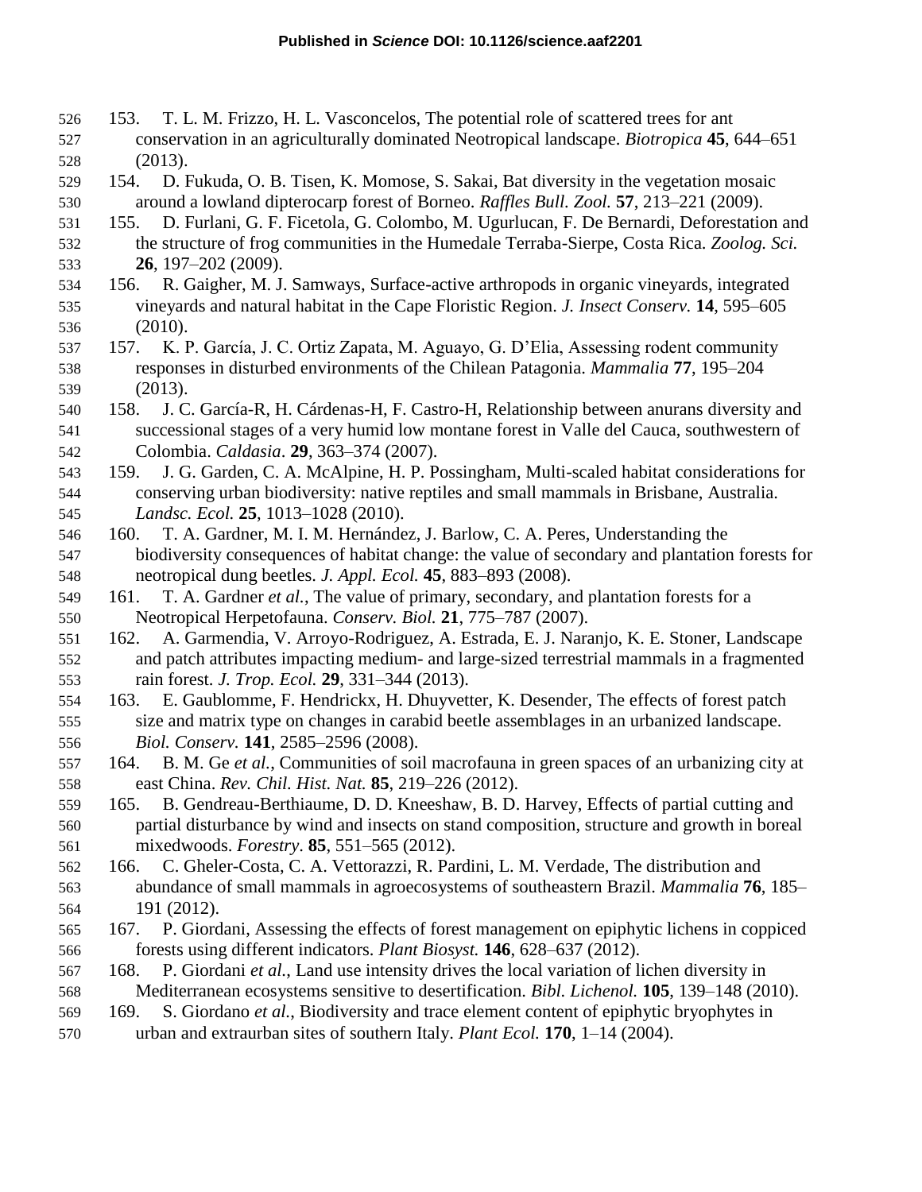153. T. L. M. Frizzo, H. L. Vasconcelos, The potential role of scattered trees for ant conservation in an agriculturally dominated Neotropical landscape. *Biotropica* **45**, 644–651 (2013).

154. D. Fukuda, O. B. Tisen, K. Momose, S. Sakai, Bat diversity in the vegetation mosaic around a lowland dipterocarp forest of Borneo. *Raffles Bull. Zool.* **57**, 213–221 (2009).

155. D. Furlani, G. F. Ficetola, G. Colombo, M. Ugurlucan, F. De Bernardi, Deforestation and the structure of frog communities in the Humedale Terraba-Sierpe, Costa Rica. *Zoolog. Sci.* **26**, 197–202 (2009).

156. R. Gaigher, M. J. Samways, Surface-active arthropods in organic vineyards, integrated vineyards and natural habitat in the Cape Floristic Region. *J. Insect Conserv.* **14**, 595–605 (2010).

157. K. P. García, J. C. Ortiz Zapata, M. Aguayo, G. D'Elia, Assessing rodent community responses in disturbed environments of the Chilean Patagonia. *Mammalia* **77**, 195–204 (2013).

158. J. C. García-R, H. Cárdenas-H, F. Castro-H, Relationship between anurans diversity and successional stages of a very humid low montane forest in Valle del Cauca, southwestern of Colombia. *Caldasia*. **29**, 363–374 (2007).

159. J. G. Garden, C. A. McAlpine, H. P. Possingham, Multi-scaled habitat considerations for conserving urban biodiversity: native reptiles and small mammals in Brisbane, Australia. *Landsc. Ecol.* **25**, 1013–1028 (2010).

160. T. A. Gardner, M. I. M. Hernández, J. Barlow, C. A. Peres, Understanding the biodiversity consequences of habitat change: the value of secondary and plantation forests for neotropical dung beetles. *J. Appl. Ecol.* **45**, 883–893 (2008).

161. T. A. Gardner *et al.*, The value of primary, secondary, and plantation forests for a Neotropical Herpetofauna. *Conserv. Biol.* **21**, 775–787 (2007).

162. A. Garmendia, V. Arroyo-Rodriguez, A. Estrada, E. J. Naranjo, K. E. Stoner, Landscape and patch attributes impacting medium- and large-sized terrestrial mammals in a fragmented rain forest. *J. Trop. Ecol.* **29**, 331–344 (2013).

163. E. Gaublomme, F. Hendrickx, H. Dhuyvetter, K. Desender, The effects of forest patch size and matrix type on changes in carabid beetle assemblages in an urbanized landscape. *Biol. Conserv.* **141**, 2585–2596 (2008).

164. B. M. Ge *et al.*, Communities of soil macrofauna in green spaces of an urbanizing city at east China. *Rev. Chil. Hist. Nat.* **85**, 219–226 (2012).

165. B. Gendreau-Berthiaume, D. D. Kneeshaw, B. D. Harvey, Effects of partial cutting and partial disturbance by wind and insects on stand composition, structure and growth in boreal mixedwoods. *Forestry*. **85**, 551–565 (2012).

166. C. Gheler-Costa, C. A. Vettorazzi, R. Pardini, L. M. Verdade, The distribution and abundance of small mammals in agroecosystems of southeastern Brazil. *Mammalia* **76**, 185–191 (2012).

167. P. Giordani, Assessing the effects of forest management on epiphytic lichens in coppiced forests using different indicators. *Plant Biosyst.* **146**, 628–637 (2012).

168. P. Giordani *et al.*, Land use intensity drives the local variation of lichen diversity in Mediterranean ecosystems sensitive to desertification. *Bibl. Lichenol.* **105**, 139–148 (2010).

169. S. Giordano *et al.*, Biodiversity and trace element content of epiphytic bryophytes in urban and extraurban sites of southern Italy. *Plant Ecol.* **170**, 1–14 (2004).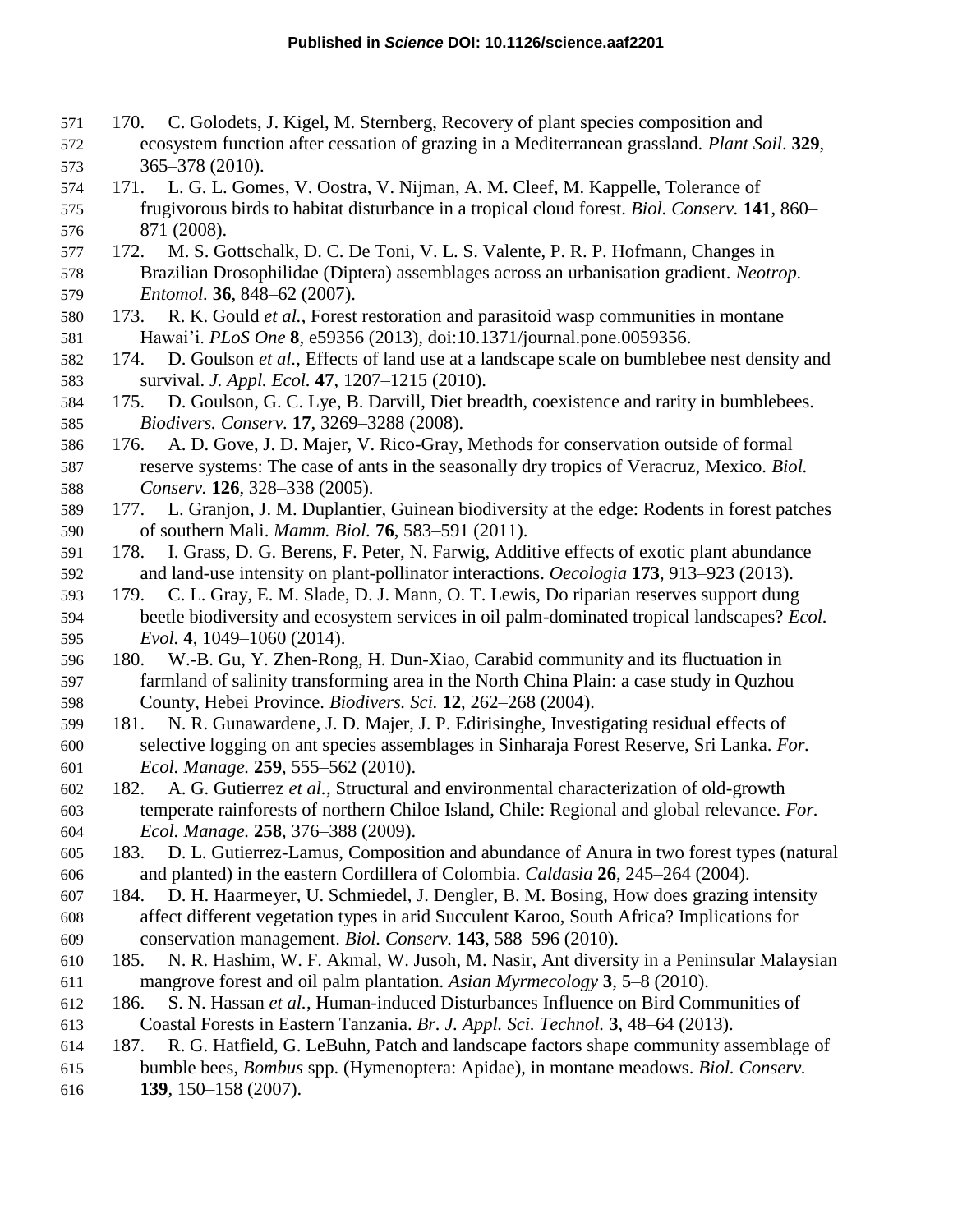170. C. Golodets, J. Kigel, M. Sternberg, Recovery of plant species composition and ecosystem function after cessation of grazing in a Mediterranean grassland. *Plant Soil*. **329**, 365–378 (2010).

171. L. G. L. Gomes, V. Oostra, V. Nijman, A. M. Cleef, M. Kappelle, Tolerance of frugivorous birds to habitat disturbance in a tropical cloud forest. *Biol. Conserv.* **141**, 860–871 (2008).

172. M. S. Gottschalk, D. C. De Toni, V. L. S. Valente, P. R. P. Hofmann, Changes in Brazilian Drosophilidae (Diptera) assemblages across an urbanisation gradient. *Neotrop. Entomol.* **36**, 848–62 (2007).

173. R. K. Gould *et al.*, Forest restoration and parasitoid wasp communities in montane Hawai'i. *PLoS One* **8**, e59356 (2013), doi:10.1371/journal.pone.0059356.

174. D. Goulson *et al.*, Effects of land use at a landscape scale on bumblebee nest density and survival. *J. Appl. Ecol.* **47**, 1207–1215 (2010).

175. D. Goulson, G. C. Lye, B. Darvill, Diet breadth, coexistence and rarity in bumblebees. *Biodivers. Conserv.* **17**, 3269–3288 (2008).

176. A. D. Gove, J. D. Majer, V. Rico-Gray, Methods for conservation outside of formal reserve systems: The case of ants in the seasonally dry tropics of Veracruz, Mexico. *Biol. Conserv.* **126**, 328–338 (2005).

177. L. Granjon, J. M. Duplantier, Guinean biodiversity at the edge: Rodents in forest patches of southern Mali. *Mamm. Biol.* **76**, 583–591 (2011).

178. I. Grass, D. G. Berens, F. Peter, N. Farwig, Additive effects of exotic plant abundance and land-use intensity on plant-pollinator interactions. *Oecologia* **173**, 913–923 (2013).

179. C. L. Gray, E. M. Slade, D. J. Mann, O. T. Lewis, Do riparian reserves support dung beetle biodiversity and ecosystem services in oil palm-dominated tropical landscapes? *Ecol. Evol.* **4**, 1049–1060 (2014).

180. W.-B. Gu, Y. Zhen-Rong, H. Dun-Xiao, Carabid community and its fluctuation in farmland of salinity transforming area in the North China Plain: a case study in Quzhou County, Hebei Province. *Biodivers. Sci.* **12**, 262–268 (2004).

181. N. R. Gunawardene, J. D. Majer, J. P. Edirisinghe, Investigating residual effects of selective logging on ant species assemblages in Sinharaja Forest Reserve, Sri Lanka. *For. Ecol. Manage.* **259**, 555–562 (2010).

182. A. G. Gutierrez *et al.*, Structural and environmental characterization of old-growth temperate rainforests of northern Chiloe Island, Chile: Regional and global relevance. *For. Ecol. Manage.* **258**, 376–388 (2009).

183. D. L. Gutierrez-Lamus, Composition and abundance of Anura in two forest types (natural and planted) in the eastern Cordillera of Colombia. *Caldasia* **26**, 245–264 (2004).

184. D. H. Haarmeyer, U. Schmiedel, J. Dengler, B. M. Bosing, How does grazing intensity affect different vegetation types in arid Succulent Karoo, South Africa? Implications for conservation management. *Biol. Conserv.* **143**, 588–596 (2010).

185. N. R. Hashim, W. F. Akmal, W. Jusoh, M. Nasir, Ant diversity in a Peninsular Malaysian mangrove forest and oil palm plantation. *Asian Myrmecology* **3**, 5–8 (2010).

186. S. N. Hassan *et al.*, Human-induced Disturbances Influence on Bird Communities of Coastal Forests in Eastern Tanzania. *Br. J. Appl. Sci. Technol.* **3**, 48–64 (2013).

187. R. G. Hatfield, G. LeBuhn, Patch and landscape factors shape community assemblage of bumble bees, *Bombus* spp. (Hymenoptera: Apidae), in montane meadows. *Biol. Conserv.* **139**, 150–158 (2007).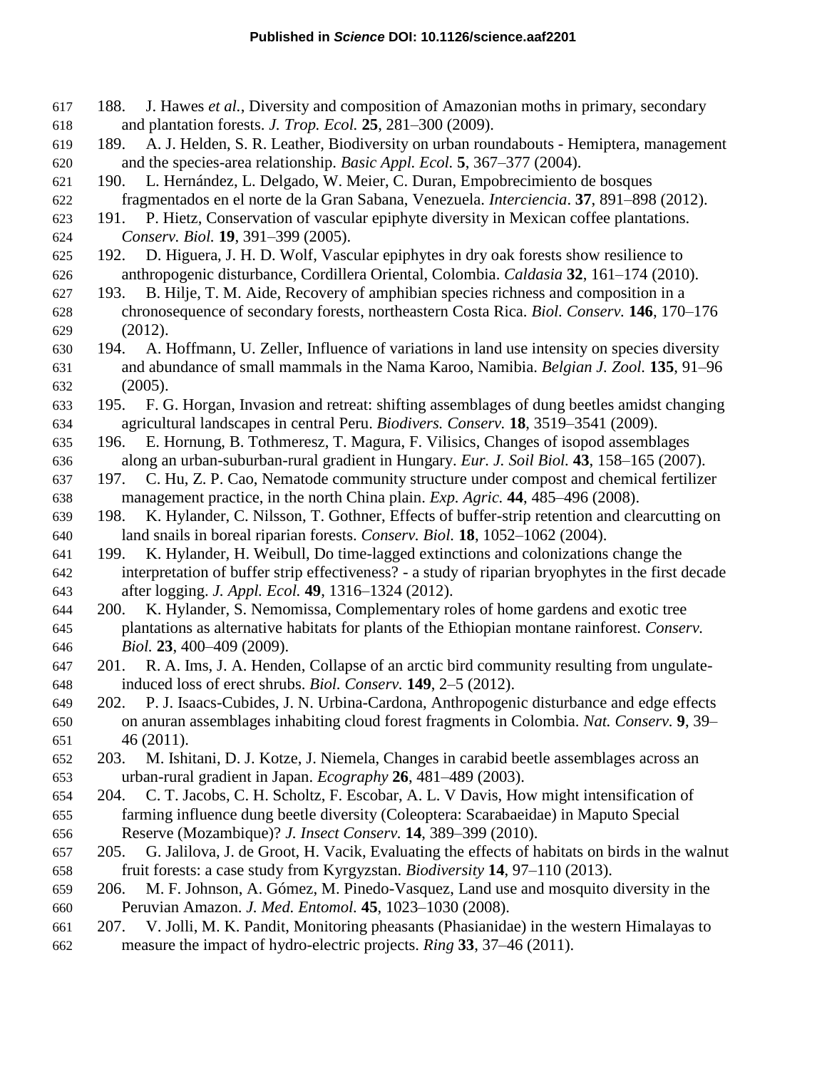188. J. Hawes *et al.*, Diversity and composition of Amazonian moths in primary, secondary and plantation forests. *J. Trop. Ecol.* **25**, 281–300 (2009).

189. A. J. Helden, S. R. Leather, Biodiversity on urban roundabouts - Hemiptera, management and the species-area relationship. *Basic Appl. Ecol.* **5**, 367–377 (2004).

190. L. Hernández, L. Delgado, W. Meier, C. Duran, Empobrecimiento de bosques fragmentados en el norte de la Gran Sabana, Venezuela. *Interciencia*. **37**, 891–898 (2012).

191. P. Hietz, Conservation of vascular epiphyte diversity in Mexican coffee plantations. *Conserv. Biol.* **19**, 391–399 (2005).

192. D. Higuera, J. H. D. Wolf, Vascular epiphytes in dry oak forests show resilience to anthropogenic disturbance, Cordillera Oriental, Colombia. *Caldasia* **32**, 161–174 (2010).

193. B. Hilje, T. M. Aide, Recovery of amphibian species richness and composition in a chronosequence of secondary forests, northeastern Costa Rica. *Biol. Conserv.* **146**, 170–176 (2012).

194. A. Hoffmann, U. Zeller, Influence of variations in land use intensity on species diversity and abundance of small mammals in the Nama Karoo, Namibia. *Belgian J. Zool.* **135**, 91–96 (2005).

195. F. G. Horgan, Invasion and retreat: shifting assemblages of dung beetles amidst changing agricultural landscapes in central Peru. *Biodivers. Conserv.* **18**, 3519–3541 (2009).

196. E. Hornung, B. Tothmeresz, T. Magura, F. Vilisics, Changes of isopod assemblages along an urban-suburban-rural gradient in Hungary. *Eur. J. Soil Biol.* **43**, 158–165 (2007).

197. C. Hu, Z. P. Cao, Nematode community structure under compost and chemical fertilizer management practice, in the north China plain. *Exp. Agric.* **44**, 485–496 (2008).

198. K. Hylander, C. Nilsson, T. Gothner, Effects of buffer-strip retention and clearcutting on land snails in boreal riparian forests. *Conserv. Biol.* **18**, 1052–1062 (2004).

199. K. Hylander, H. Weibull, Do time-lagged extinctions and colonizations change the interpretation of buffer strip effectiveness? - a study of riparian bryophytes in the first decade after logging. *J. Appl. Ecol.* **49**, 1316–1324 (2012).

200. K. Hylander, S. Nemomissa, Complementary roles of home gardens and exotic tree plantations as alternative habitats for plants of the Ethiopian montane rainforest. *Conserv. Biol.* **23**, 400–409 (2009).

201. R. A. Ims, J. A. Henden, Collapse of an arctic bird community resulting from ungulate-induced loss of erect shrubs. *Biol. Conserv.* **149**, 2–5 (2012).

202. P. J. Isaacs-Cubides, J. N. Urbina-Cardona, Anthropogenic disturbance and edge effects on anuran assemblages inhabiting cloud forest fragments in Colombia. *Nat. Conserv.* **9**, 39–46 (2011).

203. M. Ishitani, D. J. Kotze, J. Niemela, Changes in carabid beetle assemblages across an urban-rural gradient in Japan. *Ecography* **26**, 481–489 (2003).

204. C. T. Jacobs, C. H. Scholtz, F. Escobar, A. L. V Davis, How might intensification of farming influence dung beetle diversity (Coleoptera: Scarabaeidae) in Maputo Special Reserve (Mozambique)? *J. Insect Conserv.* **14**, 389–399 (2010).

205. G. Jalilova, J. de Groot, H. Vacik, Evaluating the effects of habitats on birds in the walnut fruit forests: a case study from Kyrgyzstan. *Biodiversity* **14**, 97–110 (2013).

206. M. F. Johnson, A. Gómez, M. Pinedo-Vasquez, Land use and mosquito diversity in the Peruvian Amazon. *J. Med. Entomol.* **45**, 1023–1030 (2008).

207. V. Jolli, M. K. Pandit, Monitoring pheasants (Phasianidae) in the western Himalayas to measure the impact of hydro-electric projects. *Ring* **33**, 37–46 (2011).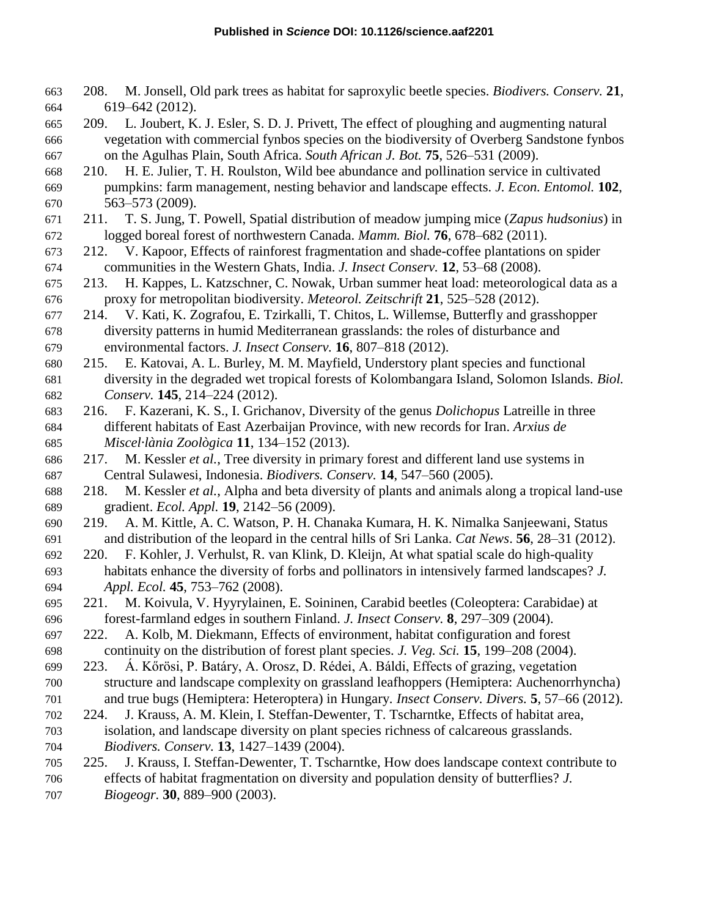208. M. Jonsell, Old park trees as habitat for saproxylic beetle species. *Biodivers. Conserv.* **21**, 619–642 (2012).

209. L. Joubert, K. J. Esler, S. D. J. Privett, The effect of ploughing and augmenting natural vegetation with commercial fynbos species on the biodiversity of Overberg Sandstone fynbos on the Agulhas Plain, South Africa. *South African J. Bot.* **75**, 526–531 (2009).

210. H. E. Julier, T. H. Roulston, Wild bee abundance and pollination service in cultivated pumpkins: farm management, nesting behavior and landscape effects. *J. Econ. Entomol.* **102**, 563–573 (2009).

211. T. S. Jung, T. Powell, Spatial distribution of meadow jumping mice (*Zapus hudsonius*) in logged boreal forest of northwestern Canada. *Mamm. Biol.* **76**, 678–682 (2011).

212. V. Kapoor, Effects of rainforest fragmentation and shade-coffee plantations on spider communities in the Western Ghats, India. *J. Insect Conserv.* **12**, 53–68 (2008).

213. H. Kappes, L. Katzschner, C. Nowak, Urban summer heat load: meteorological data as a proxy for metropolitan biodiversity. *Meteorol. Zeitschrift* **21**, 525–528 (2012).

214. V. Kati, K. Zografou, E. Tzirkalli, T. Chitos, L. Willemse, Butterfly and grasshopper diversity patterns in humid Mediterranean grasslands: the roles of disturbance and environmental factors. *J. Insect Conserv.* **16**, 807–818 (2012).

215. E. Katovai, A. L. Burley, M. M. Mayfield, Understory plant species and functional diversity in the degraded wet tropical forests of Kolombangara Island, Solomon Islands. *Biol. Conserv.* **145**, 214–224 (2012).

216. F. Kazerani, K. S., I. Grichanov, Diversity of the genus *Dolichopus* Latreille in three different habitats of East Azerbaijan Province, with new records for Iran. *Arxius de Miscel·lània Zoològica* **11**, 134–152 (2013).

217. M. Kessler *et al.*, Tree diversity in primary forest and different land use systems in Central Sulawesi, Indonesia. *Biodivers. Conserv.* **14**, 547–560 (2005).

218. M. Kessler *et al.*, Alpha and beta diversity of plants and animals along a tropical land-use gradient. *Ecol. Appl.* **19**, 2142–56 (2009).

219. A. M. Kittle, A. C. Watson, P. H. Chanaka Kumara, H. K. Nimalka Sanjeewani, Status and distribution of the leopard in the central hills of Sri Lanka. *Cat News*. **56**, 28–31 (2012).

220. F. Kohler, J. Verhulst, R. van Klink, D. Kleijn, At what spatial scale do high-quality habitats enhance the diversity of forbs and pollinators in intensively farmed landscapes? *J. Appl. Ecol.* **45**, 753–762 (2008).

221. M. Koivula, V. Hyyrylainen, E. Soininen, Carabid beetles (Coleoptera: Carabidae) at forest-farmland edges in southern Finland. *J. Insect Conserv.* **8**, 297–309 (2004).

222. A. Kolb, M. Diekmann, Effects of environment, habitat configuration and forest continuity on the distribution of forest plant species. *J. Veg. Sci.* **15**, 199–208 (2004).

223. Á. Kőrösi, P. Batáry, A. Orosz, D. Rédei, A. Báldi, Effects of grazing, vegetation structure and landscape complexity on grassland leafhoppers (Hemiptera: Auchenorrhyncha) and true bugs (Hemiptera: Heteroptera) in Hungary. *Insect Conserv. Divers.* **5**, 57–66 (2012).

224. J. Krauss, A. M. Klein, I. Steffan-Dewenter, T. Tscharntke, Effects of habitat area, isolation, and landscape diversity on plant species richness of calcareous grasslands. *Biodivers. Conserv.* **13**, 1427–1439 (2004).

225. J. Krauss, I. Steffan-Dewenter, T. Tscharntke, How does landscape context contribute to effects of habitat fragmentation on diversity and population density of butterflies? *J. Biogeogr.* **30**, 889–900 (2003).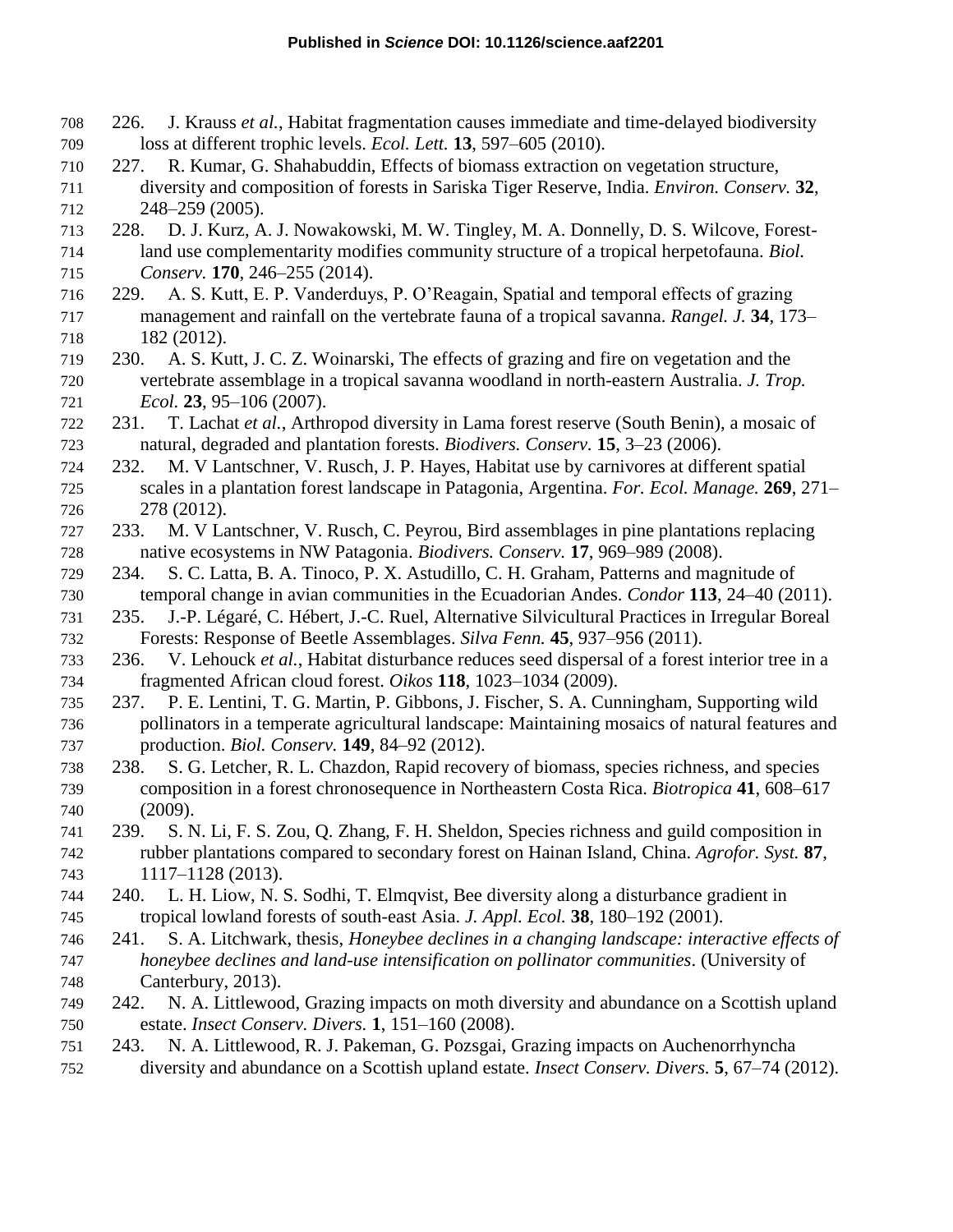226. J. Krauss *et al.*, Habitat fragmentation causes immediate and time-delayed biodiversity loss at different trophic levels. *Ecol. Lett.* **13**, 597–605 (2010).

227. R. Kumar, G. Shahabuddin, Effects of biomass extraction on vegetation structure, diversity and composition of forests in Sariska Tiger Reserve, India. *Environ. Conserv.* **32**, 248–259 (2005).

228. D. J. Kurz, A. J. Nowakowski, M. W. Tingley, M. A. Donnelly, D. S. Wilcove, Forest-land use complementarity modifies community structure of a tropical herpetofauna. *Biol. Conserv.* **170**, 246–255 (2014).

229. A. S. Kutt, E. P. Vanderduys, P. O'Reagain, Spatial and temporal effects of grazing management and rainfall on the vertebrate fauna of a tropical savanna. *Rangel. J.* **34**, 173–182 (2012).

230. A. S. Kutt, J. C. Z. Woinarski, The effects of grazing and fire on vegetation and the vertebrate assemblage in a tropical savanna woodland in north-eastern Australia. *J. Trop. Ecol.* **23**, 95–106 (2007).

231. T. Lachat *et al.*, Arthropod diversity in Lama forest reserve (South Benin), a mosaic of natural, degraded and plantation forests. *Biodivers. Conserv.* **15**, 3–23 (2006).

232. M. V Lantschner, V. Rusch, J. P. Hayes, Habitat use by carnivores at different spatial scales in a plantation forest landscape in Patagonia, Argentina. *For. Ecol. Manage.* **269**, 271–278 (2012).

233. M. V Lantschner, V. Rusch, C. Peyrou, Bird assemblages in pine plantations replacing native ecosystems in NW Patagonia. *Biodivers. Conserv.* **17**, 969–989 (2008).

234. S. C. Latta, B. A. Tinoco, P. X. Astudillo, C. H. Graham, Patterns and magnitude of temporal change in avian communities in the Ecuadorian Andes. *Condor* **113**, 24–40 (2011).

235. J.-P. Légaré, C. Hébert, J.-C. Ruel, Alternative Silvicultural Practices in Irregular Boreal Forests: Response of Beetle Assemblages. *Silva Fenn.* **45**, 937–956 (2011).

236. V. Lehouck *et al.*, Habitat disturbance reduces seed dispersal of a forest interior tree in a fragmented African cloud forest. *Oikos* **118**, 1023–1034 (2009).

237. P. E. Lentini, T. G. Martin, P. Gibbons, J. Fischer, S. A. Cunningham, Supporting wild pollinators in a temperate agricultural landscape: Maintaining mosaics of natural features and production. *Biol. Conserv.* **149**, 84–92 (2012).

238. S. G. Letcher, R. L. Chazdon, Rapid recovery of biomass, species richness, and species composition in a forest chronosequence in Northeastern Costa Rica. *Biotropica* **41**, 608–617 (2009).

239. S. N. Li, F. S. Zou, Q. Zhang, F. H. Sheldon, Species richness and guild composition in rubber plantations compared to secondary forest on Hainan Island, China. *Agrofor. Syst.* **87**, 1117–1128 (2013).

240. L. H. Liow, N. S. Sodhi, T. Elmqvist, Bee diversity along a disturbance gradient in tropical lowland forests of south-east Asia. *J. Appl. Ecol.* **38**, 180–192 (2001).

241. S. A. Litchwark, thesis, *Honeybee declines in a changing landscape: interactive effects of honeybee declines and land-use intensification on pollinator communities*. (University of Canterbury, 2013).

242. N. A. Littlewood, Grazing impacts on moth diversity and abundance on a Scottish upland estate. *Insect Conserv. Divers.* **1**, 151–160 (2008).

243. N. A. Littlewood, R. J. Pakeman, G. Pozsgai, Grazing impacts on Auchenorrhyncha diversity and abundance on a Scottish upland estate. *Insect Conserv. Divers.* **5**, 67–74 (2012).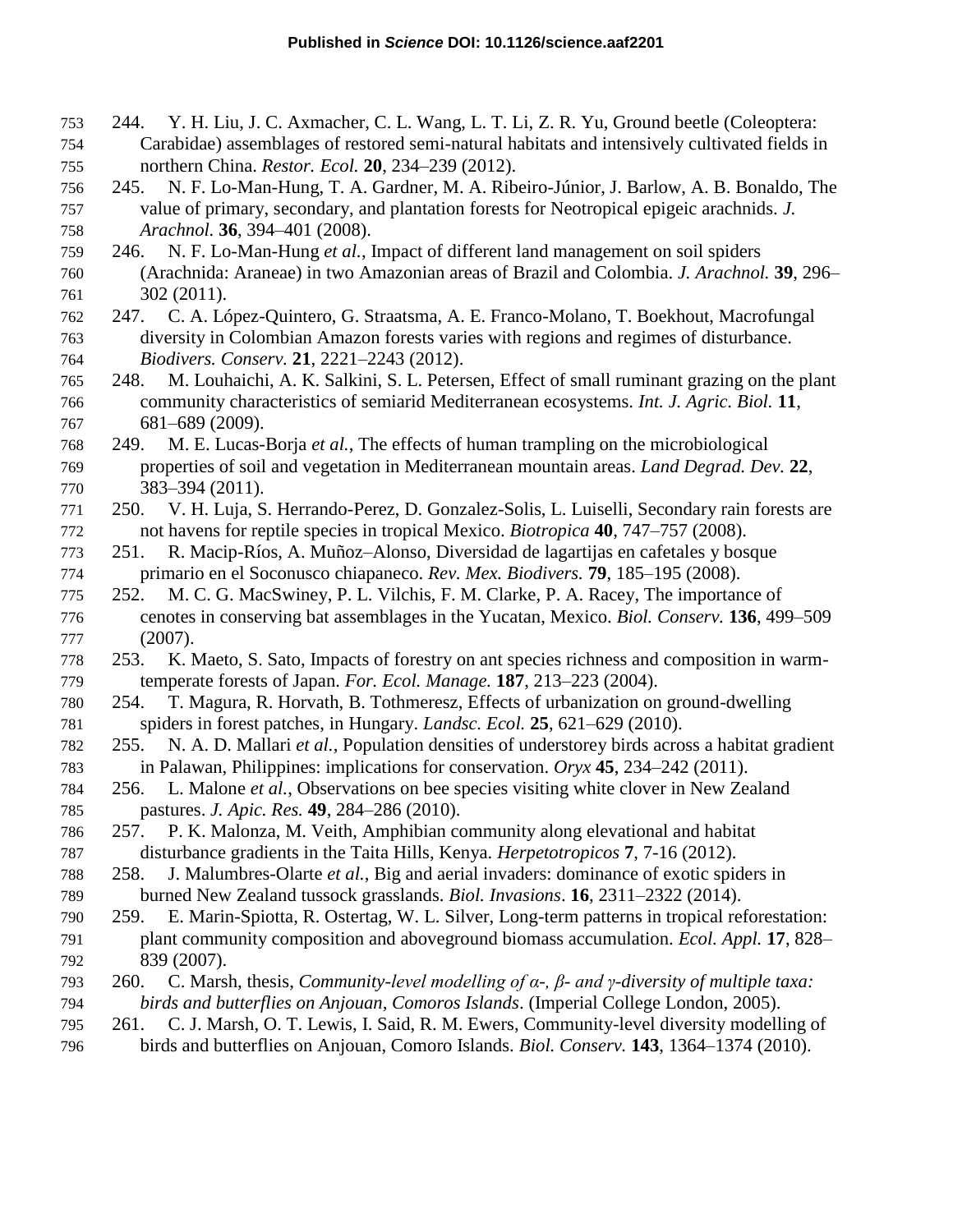244. Y. H. Liu, J. C. Axmacher, C. L. Wang, L. T. Li, Z. R. Yu, Ground beetle (Coleoptera: Carabidae) assemblages of restored semi-natural habitats and intensively cultivated fields in northern China. *Restor. Ecol.* **20**, 234–239 (2012).

245. N. F. Lo-Man-Hung, T. A. Gardner, M. A. Ribeiro-Júnior, J. Barlow, A. B. Bonaldo, The value of primary, secondary, and plantation forests for Neotropical epigeic arachnids. *J. Arachnol.* **36**, 394–401 (2008).

246. N. F. Lo-Man-Hung *et al.*, Impact of different land management on soil spiders (Arachnida: Araneae) in two Amazonian areas of Brazil and Colombia. *J. Arachnol.* **39**, 296–302 (2011).

247. C. A. López-Quintero, G. Straatsma, A. E. Franco-Molano, T. Boekhout, Macrofungal diversity in Colombian Amazon forests varies with regions and regimes of disturbance. *Biodivers. Conserv.* **21**, 2221–2243 (2012).

248. M. Louhaichi, A. K. Salkini, S. L. Petersen, Effect of small ruminant grazing on the plant community characteristics of semiarid Mediterranean ecosystems. *Int. J. Agric. Biol.* **11**, 681–689 (2009).

249. M. E. Lucas-Borja *et al.*, The effects of human trampling on the microbiological properties of soil and vegetation in Mediterranean mountain areas. *Land Degrad. Dev.* **22**, 383–394 (2011).

250. V. H. Luja, S. Herrando-Perez, D. Gonzalez-Solis, L. Luiselli, Secondary rain forests are not havens for reptile species in tropical Mexico. *Biotropica* **40**, 747–757 (2008).

251. R. Macip-Ríos, A. Muñoz–Alonso, Diversidad de lagartijas en cafetales y bosque primario en el Soconusco chiapaneco. *Rev. Mex. Biodivers.* **79**, 185–195 (2008).

252. M. C. G. MacSwiney, P. L. Vilchis, F. M. Clarke, P. A. Racey, The importance of cenotes in conserving bat assemblages in the Yucatan, Mexico. *Biol. Conserv.* **136**, 499–509 (2007).

253. K. Maeto, S. Sato, Impacts of forestry on ant species richness and composition in warm-temperate forests of Japan. *For. Ecol. Manage.* **187**, 213–223 (2004).

254. T. Magura, R. Horvath, B. Tothmeresz, Effects of urbanization on ground-dwelling spiders in forest patches, in Hungary. *Landsc. Ecol.* **25**, 621–629 (2010).

255. N. A. D. Mallari *et al.*, Population densities of understorey birds across a habitat gradient in Palawan, Philippines: implications for conservation. *Oryx* **45**, 234–242 (2011).

256. L. Malone *et al.*, Observations on bee species visiting white clover in New Zealand pastures. *J. Apic. Res.* **49**, 284–286 (2010).

257. P. K. Malonza, M. Veith, Amphibian community along elevational and habitat disturbance gradients in the Taita Hills, Kenya. *Herpetotropicos* **7**, 7-16 (2012).

258. J. Malumbres-Olarte *et al.*, Big and aerial invaders: dominance of exotic spiders in burned New Zealand tussock grasslands. *Biol. Invasions*. **16**, 2311–2322 (2014).

259. E. Marin-Spiotta, R. Ostertag, W. L. Silver, Long-term patterns in tropical reforestation: plant community composition and aboveground biomass accumulation. *Ecol. Appl.* **17**, 828–839 (2007).

260. C. Marsh, thesis, *Community-level modelling of α-, β- and γ-diversity of multiple taxa: birds and butterflies on Anjouan, Comoros Islands*. (Imperial College London, 2005).

261. C. J. Marsh, O. T. Lewis, I. Said, R. M. Ewers, Community-level diversity modelling of birds and butterflies on Anjouan, Comoro Islands. *Biol. Conserv.* **143**, 1364–1374 (2010).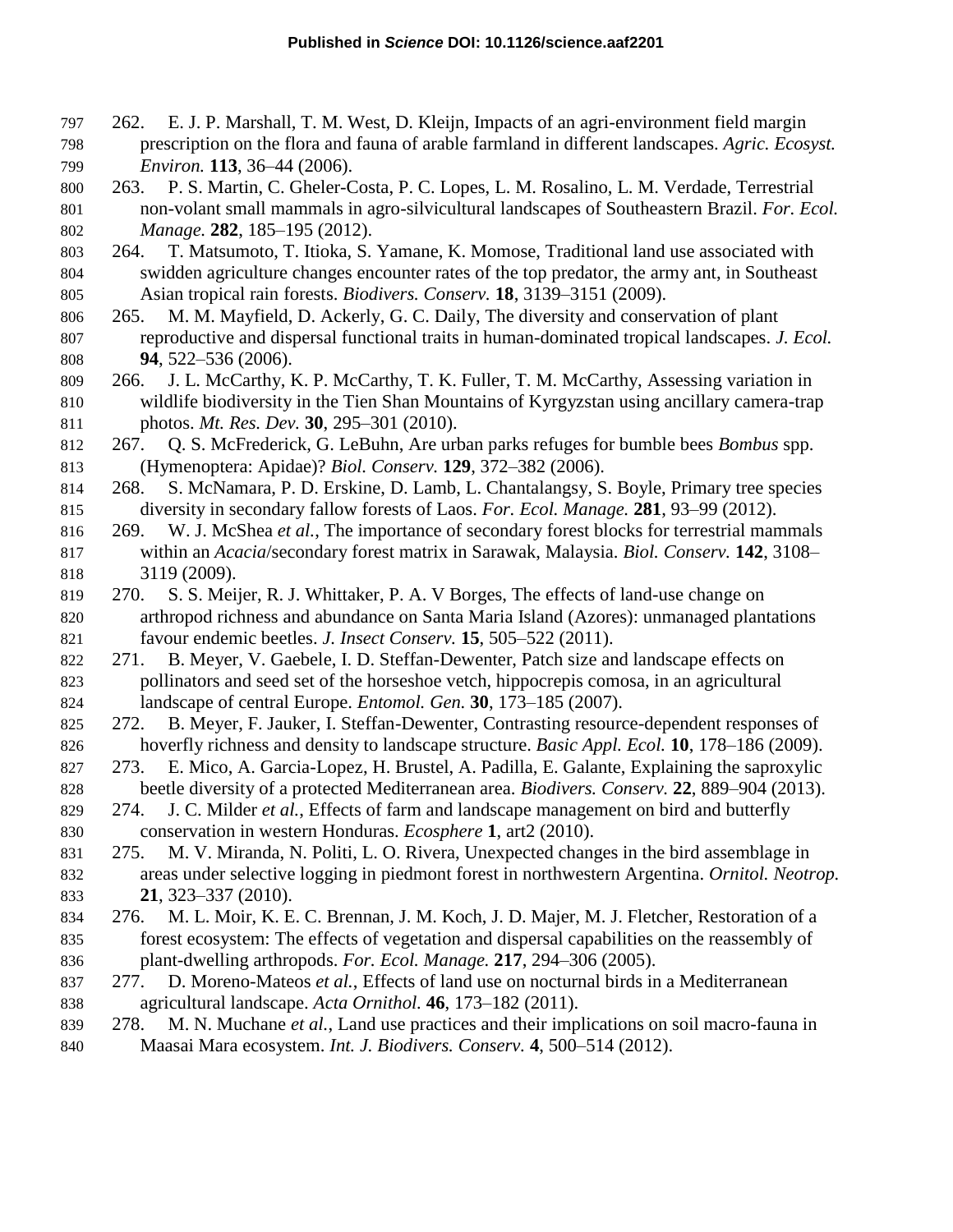262. E. J. P. Marshall, T. M. West, D. Kleijn, Impacts of an agri-environment field margin prescription on the flora and fauna of arable farmland in different landscapes. *Agric. Ecosyst. Environ.* **113**, 36–44 (2006).

263. P. S. Martin, C. Gheler-Costa, P. C. Lopes, L. M. Rosalino, L. M. Verdade, Terrestrial non-volant small mammals in agro-silvicultural landscapes of Southeastern Brazil. *For. Ecol. Manage.* **282**, 185–195 (2012).

264. T. Matsumoto, T. Itioka, S. Yamane, K. Momose, Traditional land use associated with swidden agriculture changes encounter rates of the top predator, the army ant, in Southeast Asian tropical rain forests. *Biodivers. Conserv.* **18**, 3139–3151 (2009).

265. M. M. Mayfield, D. Ackerly, G. C. Daily, The diversity and conservation of plant reproductive and dispersal functional traits in human-dominated tropical landscapes. *J. Ecol.* **94**, 522–536 (2006).

266. J. L. McCarthy, K. P. McCarthy, T. K. Fuller, T. M. McCarthy, Assessing variation in wildlife biodiversity in the Tien Shan Mountains of Kyrgyzstan using ancillary camera-trap photos. *Mt. Res. Dev.* **30**, 295–301 (2010).

267. Q. S. McFrederick, G. LeBuhn, Are urban parks refuges for bumble bees *Bombus* spp. (Hymenoptera: Apidae)? *Biol. Conserv.* **129**, 372–382 (2006).

268. S. McNamara, P. D. Erskine, D. Lamb, L. Chantalangsy, S. Boyle, Primary tree species diversity in secondary fallow forests of Laos. *For. Ecol. Manage.* **281**, 93–99 (2012).

269. W. J. McShea *et al.*, The importance of secondary forest blocks for terrestrial mammals within an *Acacia*/secondary forest matrix in Sarawak, Malaysia. *Biol. Conserv.* **142**, 3108–3119 (2009).

270. S. S. Meijer, R. J. Whittaker, P. A. V Borges, The effects of land-use change on arthropod richness and abundance on Santa Maria Island (Azores): unmanaged plantations favour endemic beetles. *J. Insect Conserv.* **15**, 505–522 (2011).

271. B. Meyer, V. Gaebele, I. D. Steffan-Dewenter, Patch size and landscape effects on pollinators and seed set of the horseshoe vetch, hippocrepis comosa, in an agricultural landscape of central Europe. *Entomol. Gen.* **30**, 173–185 (2007).

272. B. Meyer, F. Jauker, I. Steffan-Dewenter, Contrasting resource-dependent responses of hoverfly richness and density to landscape structure. *Basic Appl. Ecol.* **10**, 178–186 (2009).

273. E. Mico, A. Garcia-Lopez, H. Brustel, A. Padilla, E. Galante, Explaining the saproxylic beetle diversity of a protected Mediterranean area. *Biodivers. Conserv.* **22**, 889–904 (2013).

274. J. C. Milder *et al.*, Effects of farm and landscape management on bird and butterfly conservation in western Honduras. *Ecosphere* **1**, art2 (2010).

275. M. V. Miranda, N. Politi, L. O. Rivera, Unexpected changes in the bird assemblage in areas under selective logging in piedmont forest in northwestern Argentina. *Ornitol. Neotrop.* **21**, 323–337 (2010).

276. M. L. Moir, K. E. C. Brennan, J. M. Koch, J. D. Majer, M. J. Fletcher, Restoration of a forest ecosystem: The effects of vegetation and dispersal capabilities on the reassembly of plant-dwelling arthropods. *For. Ecol. Manage.* **217**, 294–306 (2005).

277. D. Moreno-Mateos *et al.*, Effects of land use on nocturnal birds in a Mediterranean agricultural landscape. *Acta Ornithol.* **46**, 173–182 (2011).

278. M. N. Muchane *et al.*, Land use practices and their implications on soil macro-fauna in Maasai Mara ecosystem. *Int. J. Biodivers. Conserv.* **4**, 500–514 (2012).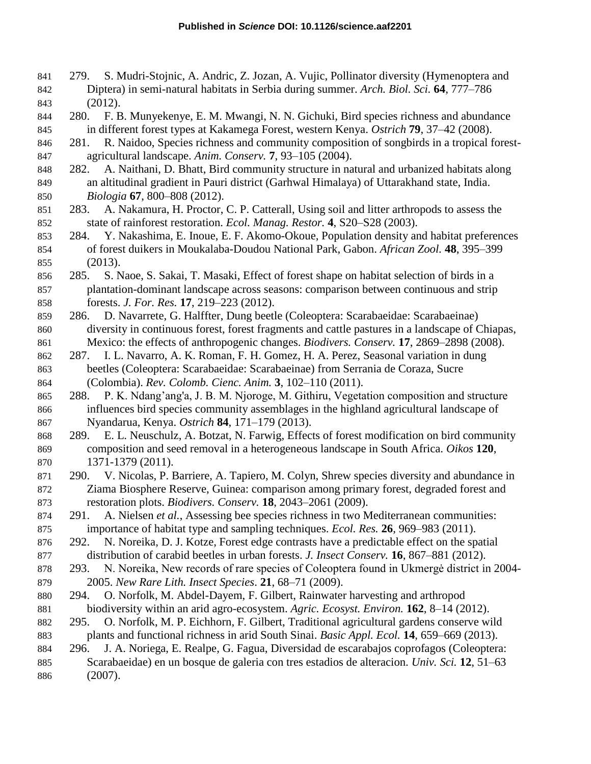279. S. Mudri-Stojnic, A. Andric, Z. Jozan, A. Vujic, Pollinator diversity (Hymenoptera and Diptera) in semi-natural habitats in Serbia during summer. *Arch. Biol. Sci.* **64**, 777–786 (2012).

280. F. B. Munyekenye, E. M. Mwangi, N. N. Gichuki, Bird species richness and abundance in different forest types at Kakamega Forest, western Kenya. *Ostrich* **79**, 37–42 (2008).

281. R. Naidoo, Species richness and community composition of songbirds in a tropical forest-agricultural landscape. *Anim. Conserv.* **7**, 93–105 (2004).

282. A. Naithani, D. Bhatt, Bird community structure in natural and urbanized habitats along an altitudinal gradient in Pauri district (Garhwal Himalaya) of Uttarakhand state, India. *Biologia* **67**, 800–808 (2012).

283. A. Nakamura, H. Proctor, C. P. Catterall, Using soil and litter arthropods to assess the state of rainforest restoration. *Ecol. Manag. Restor.* **4**, S20–S28 (2003).

284. Y. Nakashima, E. Inoue, E. F. Akomo-Okoue, Population density and habitat preferences of forest duikers in Moukalaba-Doudou National Park, Gabon. *African Zool.* **48**, 395–399 (2013).

285. S. Naoe, S. Sakai, T. Masaki, Effect of forest shape on habitat selection of birds in a plantation-dominant landscape across seasons: comparison between continuous and strip forests. *J. For. Res.* **17**, 219–223 (2012).

286. D. Navarrete, G. Halffter, Dung beetle (Coleoptera: Scarabaeidae: Scarabaeinae) diversity in continuous forest, forest fragments and cattle pastures in a landscape of Chiapas, Mexico: the effects of anthropogenic changes. *Biodivers. Conserv.* **17**, 2869–2898 (2008).

287. I. L. Navarro, A. K. Roman, F. H. Gomez, H. A. Perez, Seasonal variation in dung beetles (Coleoptera: Scarabaeidae: Scarabaeinae) from Serrania de Coraza, Sucre (Colombia). *Rev. Colomb. Cienc. Anim.* **3**, 102–110 (2011).

288. P. K. Ndang'ang'a, J. B. M. Njoroge, M. Githiru, Vegetation composition and structure influences bird species community assemblages in the highland agricultural landscape of Nyandarua, Kenya. *Ostrich* **84**, 171–179 (2013).

289. E. L. Neuschulz, A. Botzat, N. Farwig, Effects of forest modification on bird community composition and seed removal in a heterogeneous landscape in South Africa. *Oikos* **120**, 1371-1379 (2011).

290. V. Nicolas, P. Barriere, A. Tapiero, M. Colyn, Shrew species diversity and abundance in Ziama Biosphere Reserve, Guinea: comparison among primary forest, degraded forest and restoration plots. *Biodivers. Conserv.* **18**, 2043–2061 (2009).

291. A. Nielsen *et al.*, Assessing bee species richness in two Mediterranean communities: importance of habitat type and sampling techniques. *Ecol. Res.* **26**, 969–983 (2011).

292. N. Noreika, D. J. Kotze, Forest edge contrasts have a predictable effect on the spatial distribution of carabid beetles in urban forests. *J. Insect Conserv.* **16**, 867–881 (2012).

293. N. Noreika, New records of rare species of Coleoptera found in Ukmergė district in 2004-2005. *New Rare Lith. Insect Species*. **21**, 68–71 (2009).

294. O. Norfolk, M. Abdel-Dayem, F. Gilbert, Rainwater harvesting and arthropod biodiversity within an arid agro-ecosystem. *Agric. Ecosyst. Environ.* **162**, 8–14 (2012).

295. O. Norfolk, M. P. Eichhorn, F. Gilbert, Traditional agricultural gardens conserve wild plants and functional richness in arid South Sinai. *Basic Appl. Ecol.* **14**, 659–669 (2013).

296. J. A. Noriega, E. Realpe, G. Fagua, Diversidad de escarabajos coprofagos (Coleoptera: Scarabaeidae) en un bosque de galeria con tres estadios de alteracion. *Univ. Sci.* **12**, 51–63 (2007).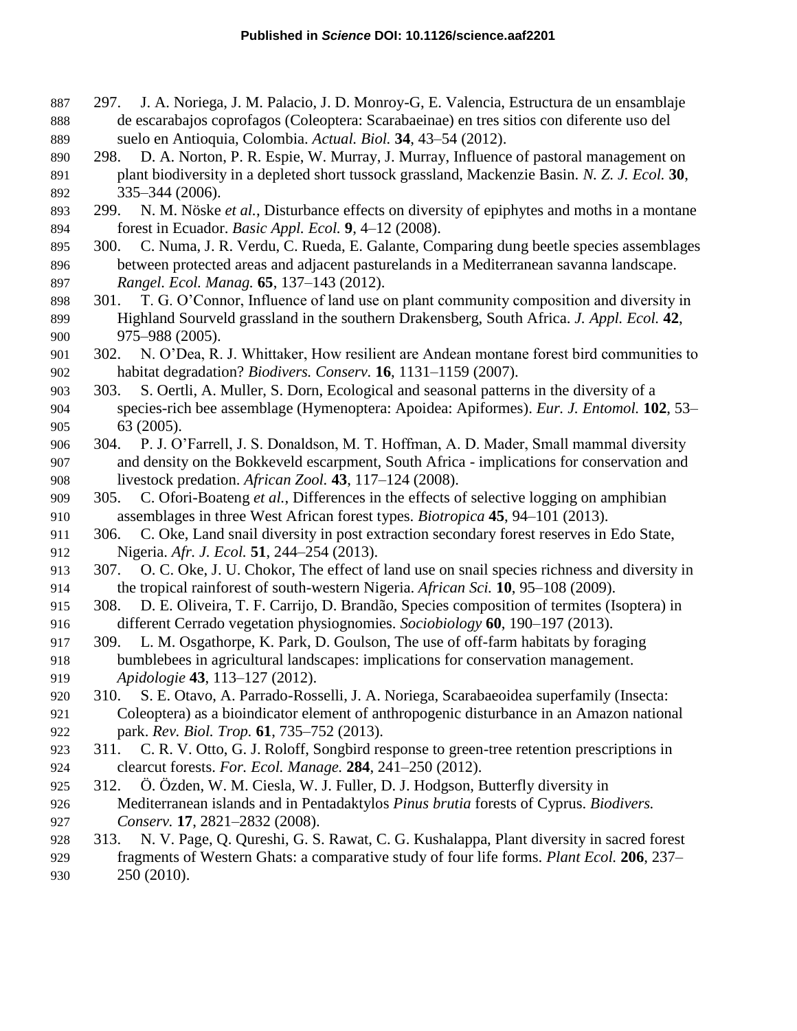297. J. A. Noriega, J. M. Palacio, J. D. Monroy-G, E. Valencia, Estructura de un ensamblaje de escarabajos coprofagos (Coleoptera: Scarabaeinae) en tres sitios con diferente uso del suelo en Antioquia, Colombia. *Actual. Biol.* **34**, 43–54 (2012).

298. D. A. Norton, P. R. Espie, W. Murray, J. Murray, Influence of pastoral management on plant biodiversity in a depleted short tussock grassland, Mackenzie Basin. *N. Z. J. Ecol.* **30**, 335–344 (2006).

299. N. M. Nöske *et al.*, Disturbance effects on diversity of epiphytes and moths in a montane forest in Ecuador. *Basic Appl. Ecol.* **9**, 4–12 (2008).

300. C. Numa, J. R. Verdu, C. Rueda, E. Galante, Comparing dung beetle species assemblages between protected areas and adjacent pasturelands in a Mediterranean savanna landscape. *Rangel. Ecol. Manag.* **65**, 137–143 (2012).

301. T. G. O'Connor, Influence of land use on plant community composition and diversity in Highland Sourveld grassland in the southern Drakensberg, South Africa. *J. Appl. Ecol.* **42**, 975–988 (2005).

302. N. O'Dea, R. J. Whittaker, How resilient are Andean montane forest bird communities to habitat degradation? *Biodivers. Conserv.* **16**, 1131–1159 (2007).

303. S. Oertli, A. Muller, S. Dorn, Ecological and seasonal patterns in the diversity of a species-rich bee assemblage (Hymenoptera: Apoidea: Apiformes). *Eur. J. Entomol.* **102**, 53–63 (2005).

304. P. J. O'Farrell, J. S. Donaldson, M. T. Hoffman, A. D. Mader, Small mammal diversity and density on the Bokkeveld escarpment, South Africa - implications for conservation and livestock predation. *African Zool.* **43**, 117–124 (2008).

305. C. Ofori-Boateng *et al.*, Differences in the effects of selective logging on amphibian assemblages in three West African forest types. *Biotropica* **45**, 94–101 (2013).

306. C. Oke, Land snail diversity in post extraction secondary forest reserves in Edo State, Nigeria. *Afr. J. Ecol.* **51**, 244–254 (2013).

307. O. C. Oke, J. U. Chokor, The effect of land use on snail species richness and diversity in the tropical rainforest of south-western Nigeria. *African Sci.* **10**, 95–108 (2009).

308. D. E. Oliveira, T. F. Carrijo, D. Brandão, Species composition of termites (Isoptera) in different Cerrado vegetation physiognomies. *Sociobiology* **60**, 190–197 (2013).

309. L. M. Osgathorpe, K. Park, D. Goulson, The use of off-farm habitats by foraging bumblebees in agricultural landscapes: implications for conservation management. *Apidologie* **43**, 113–127 (2012).

310. S. E. Otavo, A. Parrado-Rosselli, J. A. Noriega, Scarabaeoidea superfamily (Insecta: Coleoptera) as a bioindicator element of anthropogenic disturbance in an Amazon national park. *Rev. Biol. Trop.* **61**, 735–752 (2013).

311. C. R. V. Otto, G. J. Roloff, Songbird response to green-tree retention prescriptions in clearcut forests. *For. Ecol. Manage.* **284**, 241–250 (2012).

312. Ö. Özden, W. M. Ciesla, W. J. Fuller, D. J. Hodgson, Butterfly diversity in Mediterranean islands and in Pentadaktylos *Pinus brutia* forests of Cyprus. *Biodivers. Conserv.* **17**, 2821–2832 (2008).

313. N. V. Page, Q. Qureshi, G. S. Rawat, C. G. Kushalappa, Plant diversity in sacred forest fragments of Western Ghats: a comparative study of four life forms. *Plant Ecol.* **206**, 237–250 (2010).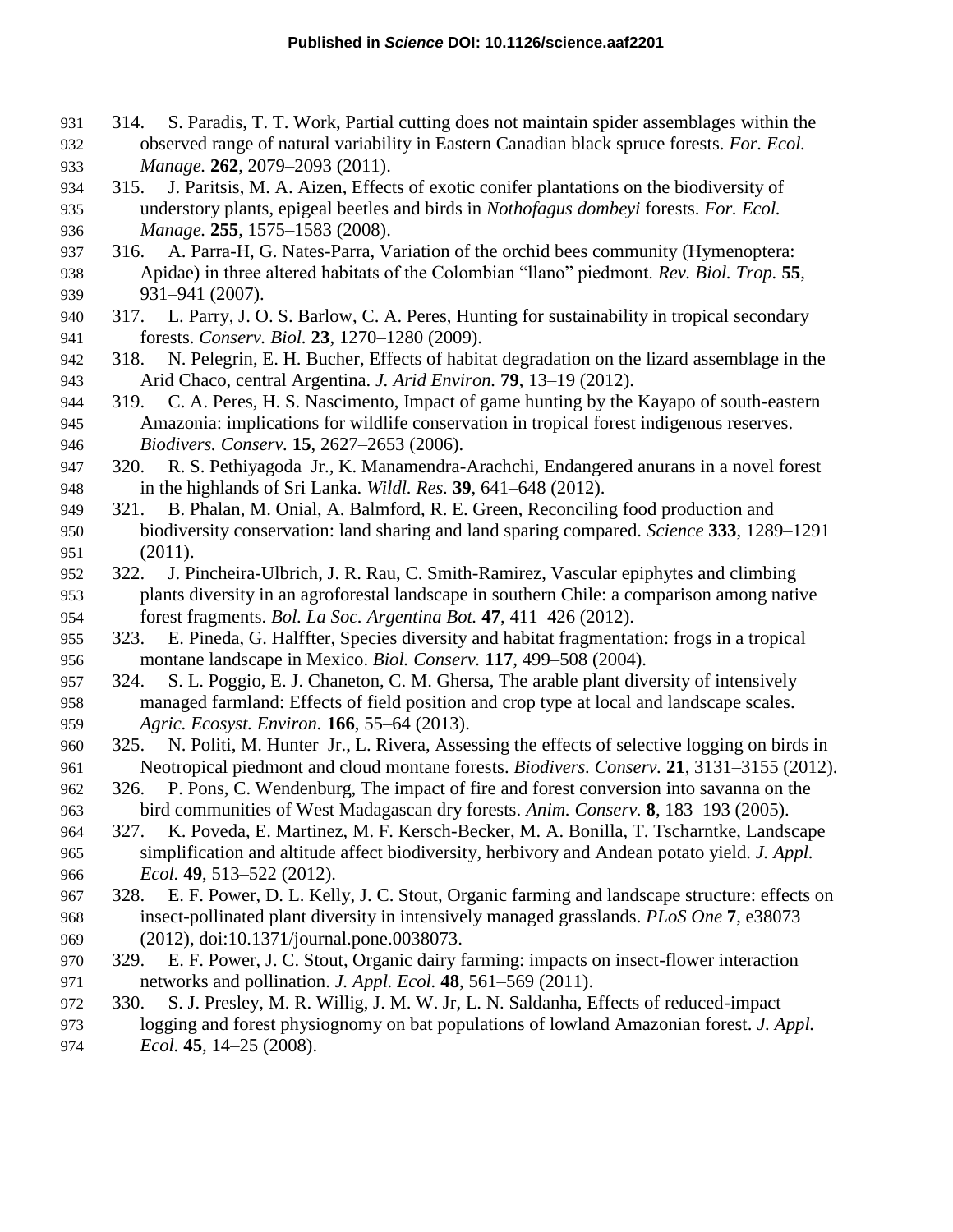314. S. Paradis, T. T. Work, Partial cutting does not maintain spider assemblages within the observed range of natural variability in Eastern Canadian black spruce forests. *For. Ecol. Manage.* **262**, 2079–2093 (2011).

315. J. Paritsis, M. A. Aizen, Effects of exotic conifer plantations on the biodiversity of understory plants, epigeal beetles and birds in *Nothofagus dombeyi* forests. *For. Ecol. Manage.* **255**, 1575–1583 (2008).

316. A. Parra-H, G. Nates-Parra, Variation of the orchid bees community (Hymenoptera: Apidae) in three altered habitats of the Colombian "llano" piedmont. *Rev. Biol. Trop.* **55**, 931–941 (2007).

317. L. Parry, J. O. S. Barlow, C. A. Peres, Hunting for sustainability in tropical secondary forests. *Conserv. Biol.* **23**, 1270–1280 (2009).

318. N. Pelegrin, E. H. Bucher, Effects of habitat degradation on the lizard assemblage in the Arid Chaco, central Argentina. *J. Arid Environ.* **79**, 13–19 (2012).

319. C. A. Peres, H. S. Nascimento, Impact of game hunting by the Kayapo of south-eastern Amazonia: implications for wildlife conservation in tropical forest indigenous reserves. *Biodivers. Conserv.* **15**, 2627–2653 (2006).

320. R. S. Pethiyagoda Jr., K. Manamendra-Arachchi, Endangered anurans in a novel forest in the highlands of Sri Lanka. *Wildl. Res.* **39**, 641–648 (2012).

321. B. Phalan, M. Onial, A. Balmford, R. E. Green, Reconciling food production and biodiversity conservation: land sharing and land sparing compared. *Science* **333**, 1289–1291 (2011).

322. J. Pincheira-Ulbrich, J. R. Rau, C. Smith-Ramirez, Vascular epiphytes and climbing plants diversity in an agroforestal landscape in southern Chile: a comparison among native forest fragments. *Bol. La Soc. Argentina Bot.* **47**, 411–426 (2012).

323. E. Pineda, G. Halffter, Species diversity and habitat fragmentation: frogs in a tropical montane landscape in Mexico. *Biol. Conserv.* **117**, 499–508 (2004).

324. S. L. Poggio, E. J. Chaneton, C. M. Ghersa, The arable plant diversity of intensively managed farmland: Effects of field position and crop type at local and landscape scales. *Agric. Ecosyst. Environ.* **166**, 55–64 (2013).

325. N. Politi, M. Hunter Jr., L. Rivera, Assessing the effects of selective logging on birds in Neotropical piedmont and cloud montane forests. *Biodivers. Conserv.* **21**, 3131–3155 (2012).

326. P. Pons, C. Wendenburg, The impact of fire and forest conversion into savanna on the bird communities of West Madagascan dry forests. *Anim. Conserv.* **8**, 183–193 (2005).

327. K. Poveda, E. Martinez, M. F. Kersch-Becker, M. A. Bonilla, T. Tscharntke, Landscape simplification and altitude affect biodiversity, herbivory and Andean potato yield. *J. Appl. Ecol.* **49**, 513–522 (2012).

328. E. F. Power, D. L. Kelly, J. C. Stout, Organic farming and landscape structure: effects on insect-pollinated plant diversity in intensively managed grasslands. *PLoS One* **7**, e38073 (2012), doi:10.1371/journal.pone.0038073.

329. E. F. Power, J. C. Stout, Organic dairy farming: impacts on insect-flower interaction networks and pollination. *J. Appl. Ecol.* **48**, 561–569 (2011).

330. S. J. Presley, M. R. Willig, J. M. W. Jr, L. N. Saldanha, Effects of reduced-impact logging and forest physiognomy on bat populations of lowland Amazonian forest. *J. Appl. Ecol.* **45**, 14–25 (2008).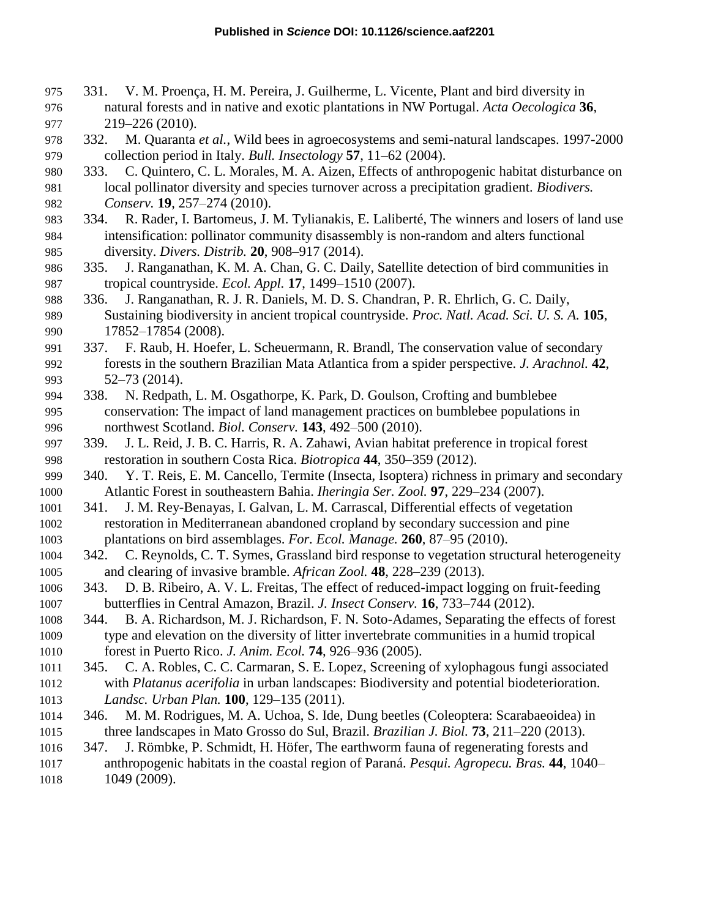331. V. M. Proença, H. M. Pereira, J. Guilherme, L. Vicente, Plant and bird diversity in natural forests and in native and exotic plantations in NW Portugal. *Acta Oecologica* **36**, 219–226 (2010).

332. M. Quaranta *et al.*, Wild bees in agroecosystems and semi-natural landscapes. 1997-2000 collection period in Italy. *Bull. Insectology* **57**, 11–62 (2004).

333. C. Quintero, C. L. Morales, M. A. Aizen, Effects of anthropogenic habitat disturbance on local pollinator diversity and species turnover across a precipitation gradient. *Biodivers. Conserv.* **19**, 257–274 (2010).

334. R. Rader, I. Bartomeus, J. M. Tylianakis, E. Laliberté, The winners and losers of land use intensification: pollinator community disassembly is non-random and alters functional diversity. *Divers. Distrib.* **20**, 908–917 (2014).

335. J. Ranganathan, K. M. A. Chan, G. C. Daily, Satellite detection of bird communities in tropical countryside. *Ecol. Appl.* **17**, 1499–1510 (2007).

336. J. Ranganathan, R. J. R. Daniels, M. D. S. Chandran, P. R. Ehrlich, G. C. Daily, Sustaining biodiversity in ancient tropical countryside. *Proc. Natl. Acad. Sci. U. S. A.* **105**, 17852–17854 (2008).

337. F. Raub, H. Hoefer, L. Scheuermann, R. Brandl, The conservation value of secondary forests in the southern Brazilian Mata Atlantica from a spider perspective. *J. Arachnol.* **42**, 52–73 (2014).

338. N. Redpath, L. M. Osgathorpe, K. Park, D. Goulson, Crofting and bumblebee conservation: The impact of land management practices on bumblebee populations in northwest Scotland. *Biol. Conserv.* **143**, 492–500 (2010).

339. J. L. Reid, J. B. C. Harris, R. A. Zahawi, Avian habitat preference in tropical forest restoration in southern Costa Rica. *Biotropica* **44**, 350–359 (2012).

340. Y. T. Reis, E. M. Cancello, Termite (Insecta, Isoptera) richness in primary and secondary Atlantic Forest in southeastern Bahia. *Iheringia Ser. Zool.* **97**, 229–234 (2007).

341. J. M. Rey-Benayas, I. Galvan, L. M. Carrascal, Differential effects of vegetation restoration in Mediterranean abandoned cropland by secondary succession and pine plantations on bird assemblages. *For. Ecol. Manage.* **260**, 87–95 (2010).

342. C. Reynolds, C. T. Symes, Grassland bird response to vegetation structural heterogeneity and clearing of invasive bramble. *African Zool.* **48**, 228–239 (2013).

343. D. B. Ribeiro, A. V. L. Freitas, The effect of reduced-impact logging on fruit-feeding butterflies in Central Amazon, Brazil. *J. Insect Conserv.* **16**, 733–744 (2012).

344. B. A. Richardson, M. J. Richardson, F. N. Soto-Adames, Separating the effects of forest type and elevation on the diversity of litter invertebrate communities in a humid tropical forest in Puerto Rico. *J. Anim. Ecol.* **74**, 926–936 (2005).

345. C. A. Robles, C. C. Carmaran, S. E. Lopez, Screening of xylophagous fungi associated with *Platanus acerifolia* in urban landscapes: Biodiversity and potential biodeterioration. *Landsc. Urban Plan.* **100**, 129–135 (2011).

346. M. M. Rodrigues, M. A. Uchoa, S. Ide, Dung beetles (Coleoptera: Scarabaeoidea) in three landscapes in Mato Grosso do Sul, Brazil. *Brazilian J. Biol.* **73**, 211–220 (2013).

347. J. Römbke, P. Schmidt, H. Höfer, The earthworm fauna of regenerating forests and anthropogenic habitats in the coastal region of Paraná. *Pesqui. Agropecu. Bras.* **44**, 1040–1049 (2009).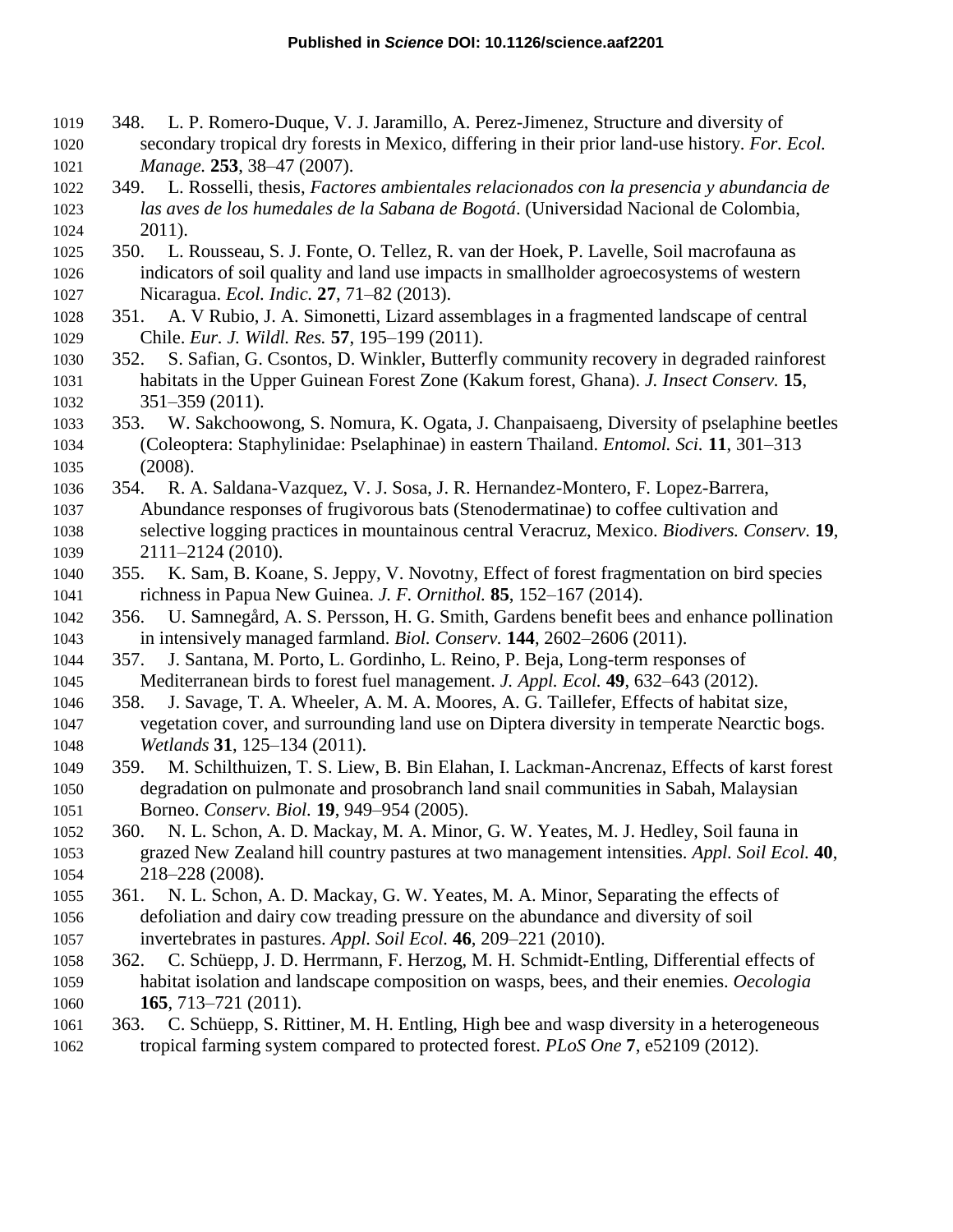348. L. P. Romero-Duque, V. J. Jaramillo, A. Perez-Jimenez, Structure and diversity of secondary tropical dry forests in Mexico, differing in their prior land-use history. *For. Ecol. Manage.* **253**, 38–47 (2007).

349. L. Rosselli, thesis, *Factores ambientales relacionados con la presencia y abundancia de las aves de los humedales de la Sabana de Bogotá*. (Universidad Nacional de Colombia, 2011).

350. L. Rousseau, S. J. Fonte, O. Tellez, R. van der Hoek, P. Lavelle, Soil macrofauna as indicators of soil quality and land use impacts in smallholder agroecosystems of western Nicaragua. *Ecol. Indic.* **27**, 71–82 (2013).

351. A. V Rubio, J. A. Simonetti, Lizard assemblages in a fragmented landscape of central Chile. *Eur. J. Wildl. Res.* **57**, 195–199 (2011).

352. S. Safian, G. Csontos, D. Winkler, Butterfly community recovery in degraded rainforest habitats in the Upper Guinean Forest Zone (Kakum forest, Ghana). *J. Insect Conserv.* **15**, 351–359 (2011).

353. W. Sakchoowong, S. Nomura, K. Ogata, J. Chanpaisaeng, Diversity of pselaphine beetles (Coleoptera: Staphylinidae: Pselaphinae) in eastern Thailand. *Entomol. Sci.* **11**, 301–313 (2008).

354. R. A. Saldana-Vazquez, V. J. Sosa, J. R. Hernandez-Montero, F. Lopez-Barrera, Abundance responses of frugivorous bats (Stenodermatinae) to coffee cultivation and selective logging practices in mountainous central Veracruz, Mexico. *Biodivers. Conserv.* **19**, 2111–2124 (2010).

355. K. Sam, B. Koane, S. Jeppy, V. Novotny, Effect of forest fragmentation on bird species richness in Papua New Guinea. *J. F. Ornithol.* **85**, 152–167 (2014).

356. U. Samnegård, A. S. Persson, H. G. Smith, Gardens benefit bees and enhance pollination in intensively managed farmland. *Biol. Conserv.* **144**, 2602–2606 (2011).

357. J. Santana, M. Porto, L. Gordinho, L. Reino, P. Beja, Long-term responses of Mediterranean birds to forest fuel management. *J. Appl. Ecol.* **49**, 632–643 (2012).

358. J. Savage, T. A. Wheeler, A. M. A. Moores, A. G. Taillefer, Effects of habitat size, vegetation cover, and surrounding land use on Diptera diversity in temperate Nearctic bogs. *Wetlands* **31**, 125–134 (2011).

359. M. Schilthuizen, T. S. Liew, B. Bin Elahan, I. Lackman-Ancrenaz, Effects of karst forest degradation on pulmonate and prosobranch land snail communities in Sabah, Malaysian Borneo. *Conserv. Biol.* **19**, 949–954 (2005).

360. N. L. Schon, A. D. Mackay, M. A. Minor, G. W. Yeates, M. J. Hedley, Soil fauna in grazed New Zealand hill country pastures at two management intensities. *Appl. Soil Ecol.* **40**, 218–228 (2008).

361. N. L. Schon, A. D. Mackay, G. W. Yeates, M. A. Minor, Separating the effects of defoliation and dairy cow treading pressure on the abundance and diversity of soil invertebrates in pastures. *Appl. Soil Ecol.* **46**, 209–221 (2010).

362. C. Schüepp, J. D. Herrmann, F. Herzog, M. H. Schmidt-Entling, Differential effects of habitat isolation and landscape composition on wasps, bees, and their enemies. *Oecologia* **165**, 713–721 (2011).

363. C. Schüepp, S. Rittiner, M. H. Entling, High bee and wasp diversity in a heterogeneous tropical farming system compared to protected forest. *PLoS One* **7**, e52109 (2012).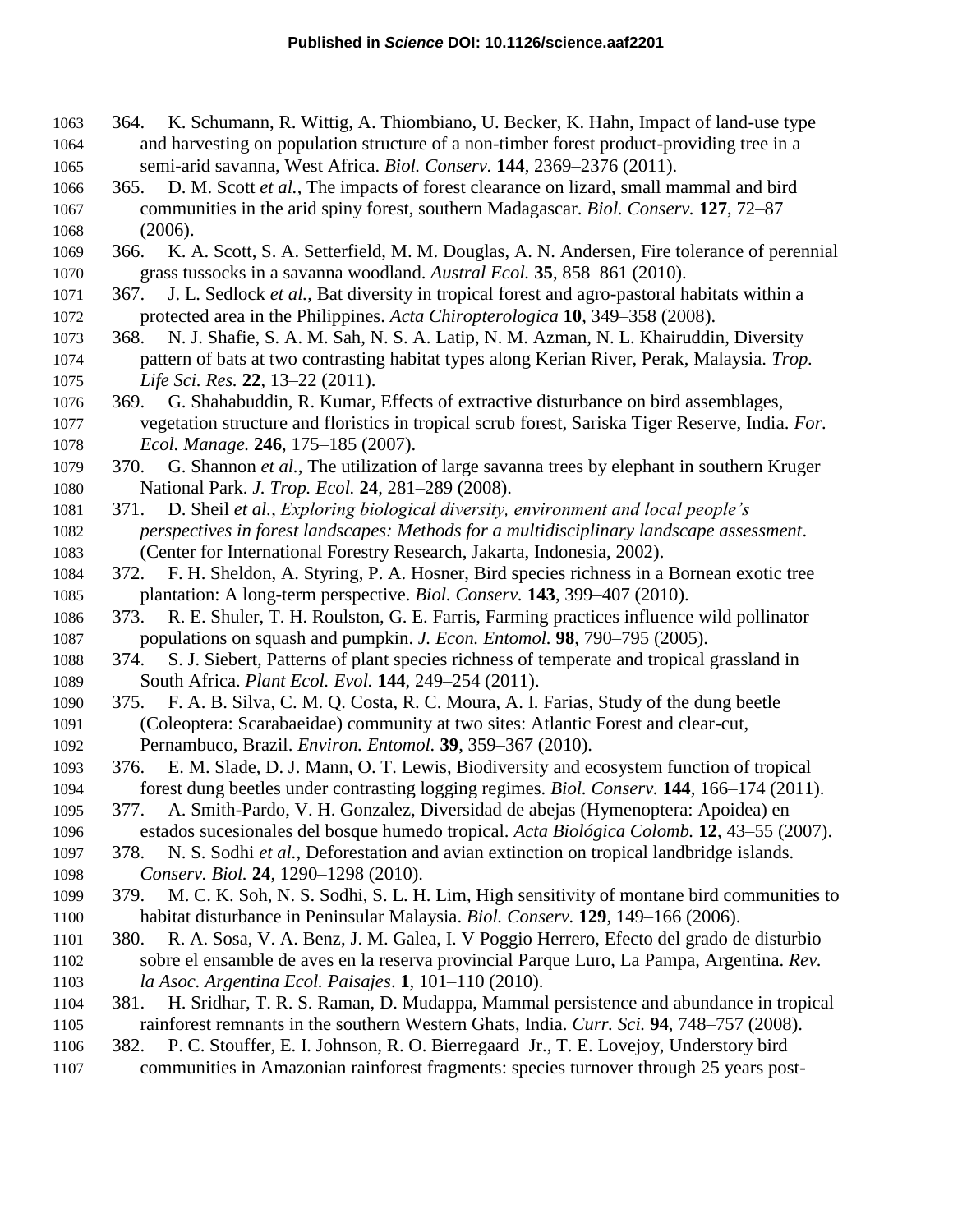364. K. Schumann, R. Wittig, A. Thiombiano, U. Becker, K. Hahn, Impact of land-use type and harvesting on population structure of a non-timber forest product-providing tree in a semi-arid savanna, West Africa. *Biol. Conserv.* **144**, 2369–2376 (2011).

365. D. M. Scott *et al.*, The impacts of forest clearance on lizard, small mammal and bird communities in the arid spiny forest, southern Madagascar. *Biol. Conserv.* **127**, 72–87 (2006).

366. K. A. Scott, S. A. Setterfield, M. M. Douglas, A. N. Andersen, Fire tolerance of perennial grass tussocks in a savanna woodland. *Austral Ecol.* **35**, 858–861 (2010).

367. J. L. Sedlock *et al.*, Bat diversity in tropical forest and agro-pastoral habitats within a protected area in the Philippines. *Acta Chiropterologica* **10**, 349–358 (2008).

368. N. J. Shafie, S. A. M. Sah, N. S. A. Latip, N. M. Azman, N. L. Khairuddin, Diversity pattern of bats at two contrasting habitat types along Kerian River, Perak, Malaysia. *Trop. Life Sci. Res.* **22**, 13–22 (2011).

369. G. Shahabuddin, R. Kumar, Effects of extractive disturbance on bird assemblages, vegetation structure and floristics in tropical scrub forest, Sariska Tiger Reserve, India. *For. Ecol. Manage.* **246**, 175–185 (2007).

370. G. Shannon *et al.*, The utilization of large savanna trees by elephant in southern Kruger National Park. *J. Trop. Ecol.* **24**, 281–289 (2008).

371. D. Sheil *et al.*, *Exploring biological diversity, environment and local people's perspectives in forest landscapes: Methods for a multidisciplinary landscape assessment*. (Center for International Forestry Research, Jakarta, Indonesia, 2002).

372. F. H. Sheldon, A. Styring, P. A. Hosner, Bird species richness in a Bornean exotic tree plantation: A long-term perspective. *Biol. Conserv.* **143**, 399–407 (2010).

373. R. E. Shuler, T. H. Roulston, G. E. Farris, Farming practices influence wild pollinator populations on squash and pumpkin. *J. Econ. Entomol.* **98**, 790–795 (2005).

374. S. J. Siebert, Patterns of plant species richness of temperate and tropical grassland in South Africa. *Plant Ecol. Evol.* **144**, 249–254 (2011).

375. F. A. B. Silva, C. M. Q. Costa, R. C. Moura, A. I. Farias, Study of the dung beetle (Coleoptera: Scarabaeidae) community at two sites: Atlantic Forest and clear-cut, Pernambuco, Brazil. *Environ. Entomol.* **39**, 359–367 (2010).

376. E. M. Slade, D. J. Mann, O. T. Lewis, Biodiversity and ecosystem function of tropical forest dung beetles under contrasting logging regimes. *Biol. Conserv.* **144**, 166–174 (2011).

377. A. Smith-Pardo, V. H. Gonzalez, Diversidad de abejas (Hymenoptera: Apoidea) en estados sucesionales del bosque humedo tropical. *Acta Biológica Colomb.* **12**, 43–55 (2007).

378. N. S. Sodhi *et al.*, Deforestation and avian extinction on tropical landbridge islands. *Conserv. Biol.* **24**, 1290–1298 (2010).

379. M. C. K. Soh, N. S. Sodhi, S. L. H. Lim, High sensitivity of montane bird communities to habitat disturbance in Peninsular Malaysia. *Biol. Conserv.* **129**, 149–166 (2006).

380. R. A. Sosa, V. A. Benz, J. M. Galea, I. V Poggio Herrero, Efecto del grado de disturbio sobre el ensamble de aves en la reserva provincial Parque Luro, La Pampa, Argentina. *Rev. la Asoc. Argentina Ecol. Paisajes*. **1**, 101–110 (2010).

381. H. Sridhar, T. R. S. Raman, D. Mudappa, Mammal persistence and abundance in tropical rainforest remnants in the southern Western Ghats, India. *Curr. Sci.* **94**, 748–757 (2008).

382. P. C. Stouffer, E. I. Johnson, R. O. Bierregaard Jr., T. E. Lovejoy, Understory bird communities in Amazonian rainforest fragments: species turnover through 25 years post-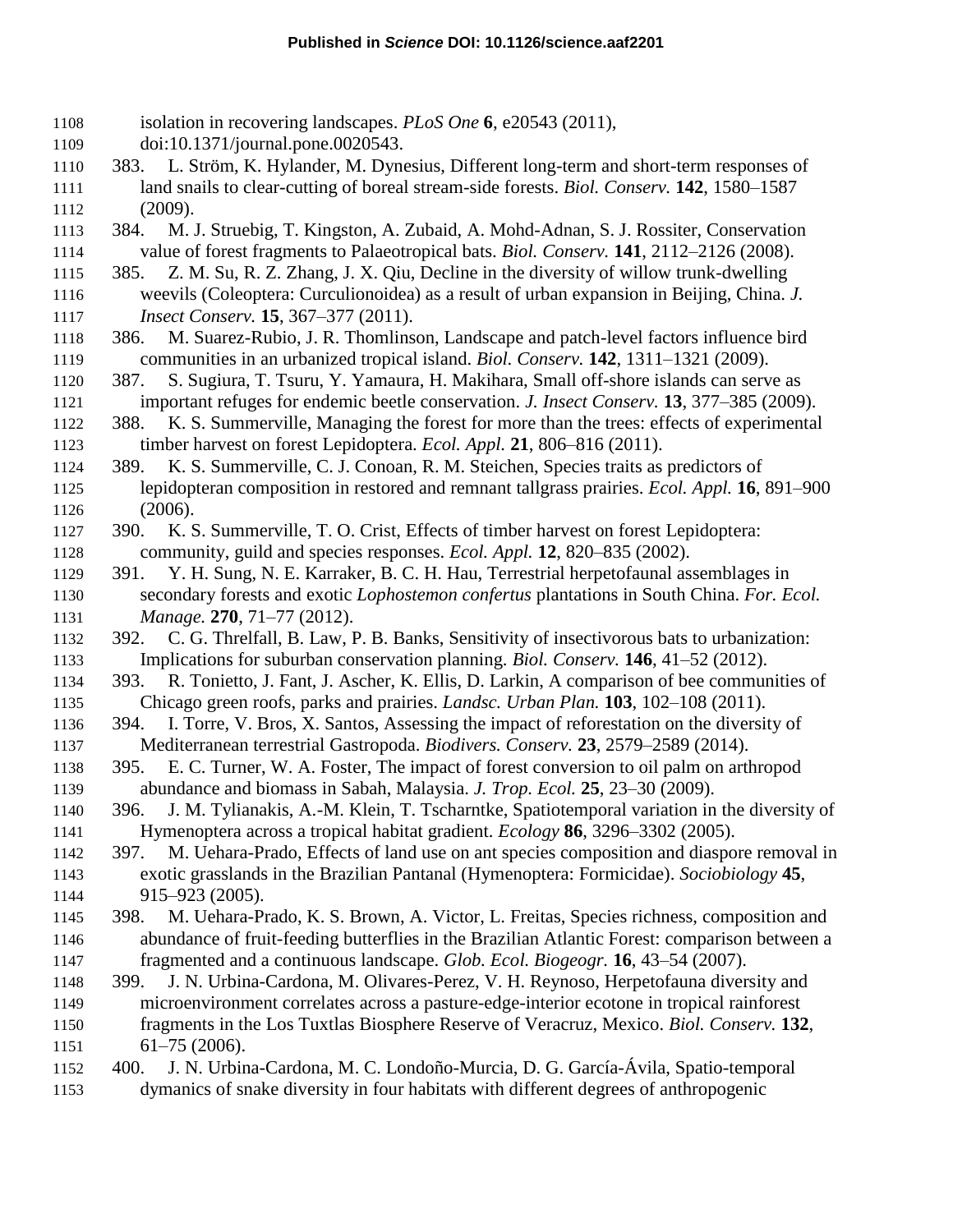isolation in recovering landscapes. *PLoS One* **6**, e20543 (2011), doi:10.1371/journal.pone.0020543.

383. L. Ström, K. Hylander, M. Dynesius, Different long-term and short-term responses of land snails to clear-cutting of boreal stream-side forests. *Biol. Conserv.* **142**, 1580–1587 (2009).

384. M. J. Struebig, T. Kingston, A. Zubaid, A. Mohd-Adnan, S. J. Rossiter, Conservation value of forest fragments to Palaeotropical bats. *Biol. Conserv.* **141**, 2112–2126 (2008).

385. Z. M. Su, R. Z. Zhang, J. X. Qiu, Decline in the diversity of willow trunk-dwelling weevils (Coleoptera: Curculionoidea) as a result of urban expansion in Beijing, China. *J. Insect Conserv.* **15**, 367–377 (2011).

386. M. Suarez-Rubio, J. R. Thomlinson, Landscape and patch-level factors influence bird communities in an urbanized tropical island. *Biol. Conserv.* **142**, 1311–1321 (2009).

387. S. Sugiura, T. Tsuru, Y. Yamaura, H. Makihara, Small off-shore islands can serve as important refuges for endemic beetle conservation. *J. Insect Conserv.* **13**, 377–385 (2009).

388. K. S. Summerville, Managing the forest for more than the trees: effects of experimental timber harvest on forest Lepidoptera. *Ecol. Appl.* **21**, 806–816 (2011).

389. K. S. Summerville, C. J. Conoan, R. M. Steichen, Species traits as predictors of lepidopteran composition in restored and remnant tallgrass prairies. *Ecol. Appl.* **16**, 891–900 (2006).

390. K. S. Summerville, T. O. Crist, Effects of timber harvest on forest Lepidoptera: community, guild and species responses. *Ecol. Appl.* **12**, 820–835 (2002).

391. Y. H. Sung, N. E. Karraker, B. C. H. Hau, Terrestrial herpetofaunal assemblages in secondary forests and exotic *Lophostemon confertus* plantations in South China. *For. Ecol. Manage.* **270**, 71–77 (2012).

392. C. G. Threlfall, B. Law, P. B. Banks, Sensitivity of insectivorous bats to urbanization: Implications for suburban conservation planning. *Biol. Conserv.* **146**, 41–52 (2012).

393. R. Tonietto, J. Fant, J. Ascher, K. Ellis, D. Larkin, A comparison of bee communities of Chicago green roofs, parks and prairies. *Landsc. Urban Plan.* **103**, 102–108 (2011).

394. I. Torre, V. Bros, X. Santos, Assessing the impact of reforestation on the diversity of Mediterranean terrestrial Gastropoda. *Biodivers. Conserv.* **23**, 2579–2589 (2014).

395. E. C. Turner, W. A. Foster, The impact of forest conversion to oil palm on arthropod abundance and biomass in Sabah, Malaysia. *J. Trop. Ecol.* **25**, 23–30 (2009).

396. J. M. Tylianakis, A.-M. Klein, T. Tscharntke, Spatiotemporal variation in the diversity of Hymenoptera across a tropical habitat gradient. *Ecology* **86**, 3296–3302 (2005).

397. M. Uehara-Prado, Effects of land use on ant species composition and diaspore removal in exotic grasslands in the Brazilian Pantanal (Hymenoptera: Formicidae). *Sociobiology* **45**, 915–923 (2005).

398. M. Uehara-Prado, K. S. Brown, A. Victor, L. Freitas, Species richness, composition and abundance of fruit-feeding butterflies in the Brazilian Atlantic Forest: comparison between a fragmented and a continuous landscape. *Glob. Ecol. Biogeogr.* **16**, 43–54 (2007).

399. J. N. Urbina-Cardona, M. Olivares-Perez, V. H. Reynoso, Herpetofauna diversity and microenvironment correlates across a pasture-edge-interior ecotone in tropical rainforest fragments in the Los Tuxtlas Biosphere Reserve of Veracruz, Mexico. *Biol. Conserv.* **132**, 61–75 (2006).

400. J. N. Urbina-Cardona, M. C. Londoño-Murcia, D. G. García-Ávila, Spatio-temporal dymanics of snake diversity in four habitats with different degrees of anthropogenic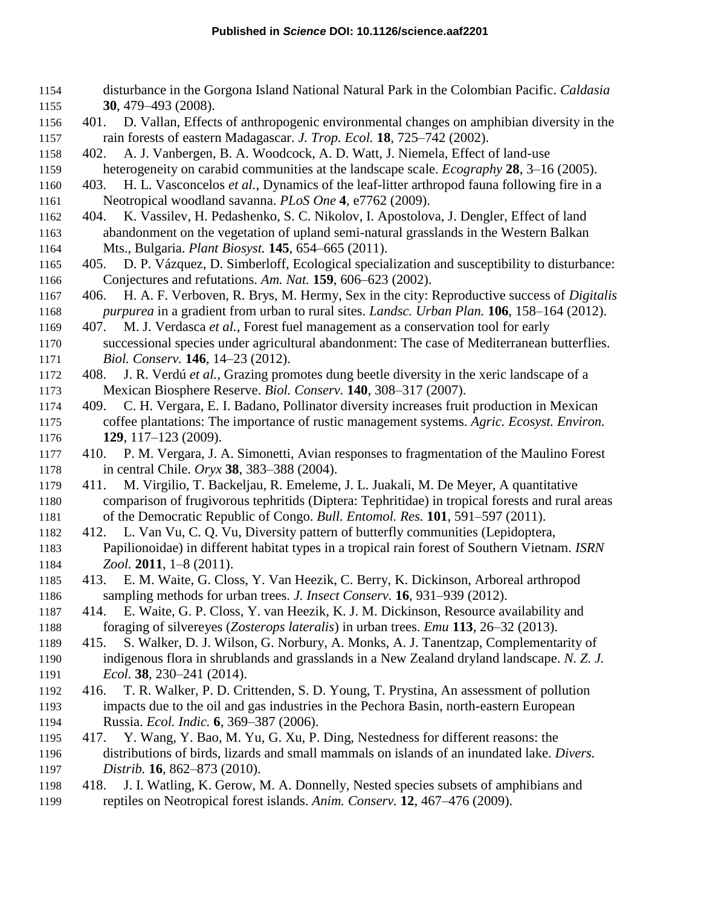disturbance in the Gorgona Island National Natural Park in the Colombian Pacific. *Caldasia* **30**, 479–493 (2008).

401. D. Vallan, Effects of anthropogenic environmental changes on amphibian diversity in the rain forests of eastern Madagascar. *J. Trop. Ecol.* **18**, 725–742 (2002).
402. A. J. Vanbergen, B. A. Woodcock, A. D. Watt, J. Niemela, Effect of land-use heterogeneity on carabid communities at the landscape scale. *Ecography* **28**, 3–16 (2005).
403. H. L. Vasconcelos *et al.*, Dynamics of the leaf-litter arthropod fauna following fire in a Neotropical woodland savanna. *PLoS One* **4**, e7762 (2009).
404. K. Vassilev, H. Pedashenko, S. C. Nikolov, I. Apostolova, J. Dengler, Effect of land abandonment on the vegetation of upland semi-natural grasslands in the Western Balkan Mts., Bulgaria. *Plant Biosyst.* **145**, 654–665 (2011).
405. D. P. Vázquez, D. Simberloff, Ecological specialization and susceptibility to disturbance: Conjectures and refutations. *Am. Nat.* **159**, 606–623 (2002).
406. H. A. F. Verboven, R. Brys, M. Hermy, Sex in the city: Reproductive success of *Digitalis purpurea* in a gradient from urban to rural sites. *Landsc. Urban Plan.* **106**, 158–164 (2012).
407. M. J. Verdasca *et al.*, Forest fuel management as a conservation tool for early successional species under agricultural abandonment: The case of Mediterranean butterflies. *Biol. Conserv.* **146**, 14–23 (2012).
408. J. R. Verdú *et al.*, Grazing promotes dung beetle diversity in the xeric landscape of a Mexican Biosphere Reserve. *Biol. Conserv.* **140**, 308–317 (2007).
409. C. H. Vergara, E. I. Badano, Pollinator diversity increases fruit production in Mexican coffee plantations: The importance of rustic management systems. *Agric. Ecosyst. Environ.* **129**, 117–123 (2009).
410. P. M. Vergara, J. A. Simonetti, Avian responses to fragmentation of the Maulino Forest in central Chile. *Oryx* **38**, 383–388 (2004).
411. M. Virgilio, T. Backeljau, R. Emeleme, J. L. Juakali, M. De Meyer, A quantitative comparison of frugivorous tephritids (Diptera: Tephritidae) in tropical forests and rural areas of the Democratic Republic of Congo. *Bull. Entomol. Res.* **101**, 591–597 (2011).
412. L. Van Vu, C. Q. Vu, Diversity pattern of butterfly communities (Lepidoptera, Papilionoidae) in different habitat types in a tropical rain forest of Southern Vietnam. *ISRN Zool.* **2011**, 1–8 (2011).
413. E. M. Waite, G. Closs, Y. Van Heezik, C. Berry, K. Dickinson, Arboreal arthropod sampling methods for urban trees. *J. Insect Conserv.* **16**, 931–939 (2012).
414. E. Waite, G. P. Closs, Y. van Heezik, K. J. M. Dickinson, Resource availability and foraging of silvereyes (*Zosterops lateralis*) in urban trees. *Emu* **113**, 26–32 (2013).
415. S. Walker, D. J. Wilson, G. Norbury, A. Monks, A. J. Tanentzap, Complementarity of indigenous flora in shrublands and grasslands in a New Zealand dryland landscape. *N. Z. J. Ecol.* **38**, 230–241 (2014).
416. T. R. Walker, P. D. Crittenden, S. D. Young, T. Prystina, An assessment of pollution impacts due to the oil and gas industries in the Pechora Basin, north-eastern European Russia. *Ecol. Indic.* **6**, 369–387 (2006).
417. Y. Wang, Y. Bao, M. Yu, G. Xu, P. Ding, Nestedness for different reasons: the distributions of birds, lizards and small mammals on islands of an inundated lake. *Divers. Distrib.* **16**, 862–873 (2010).
418. J. I. Watling, K. Gerow, M. A. Donnelly, Nested species subsets of amphibians and reptiles on Neotropical forest islands. *Anim. Conserv.* **12**, 467–476 (2009).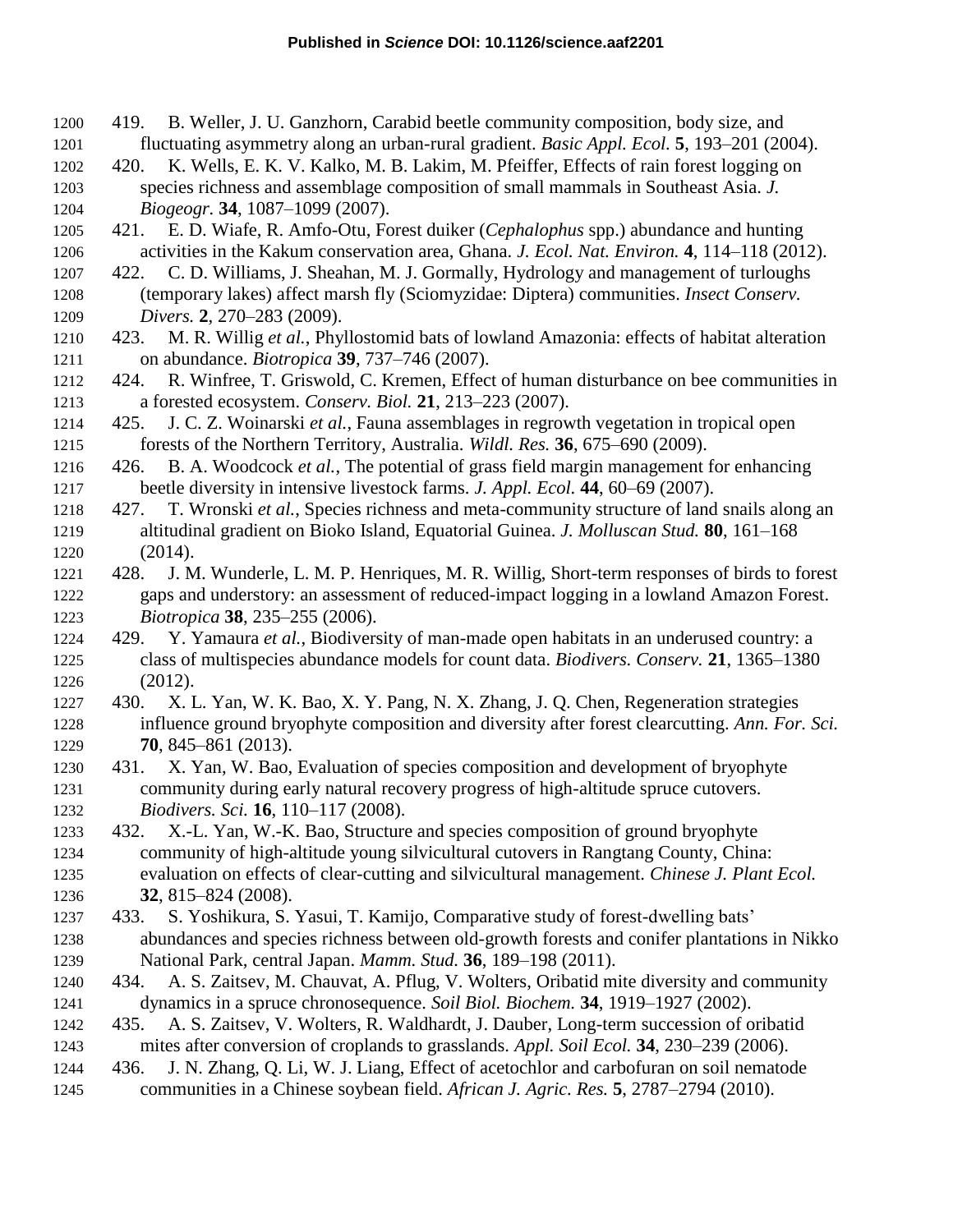419. B. Weller, J. U. Ganzhorn, Carabid beetle community composition, body size, and fluctuating asymmetry along an urban-rural gradient. *Basic Appl. Ecol.* **5**, 193–201 (2004).
420. K. Wells, E. K. V. Kalko, M. B. Lakim, M. Pfeiffer, Effects of rain forest logging on species richness and assemblage composition of small mammals in Southeast Asia. *J. Biogeogr.* **34**, 1087–1099 (2007).
421. E. D. Wiafe, R. Amfo-Otu, Forest duiker (*Cephalophus* spp.) abundance and hunting activities in the Kakum conservation area, Ghana. *J. Ecol. Nat. Environ.* **4**, 114–118 (2012).
422. C. D. Williams, J. Sheahan, M. J. Gormally, Hydrology and management of turloughs (temporary lakes) affect marsh fly (Sciomyzidae: Diptera) communities. *Insect Conserv. Divers.* **2**, 270–283 (2009).
423. M. R. Willig *et al.*, Phyllostomid bats of lowland Amazonia: effects of habitat alteration on abundance. *Biotropica* **39**, 737–746 (2007).
424. R. Winfree, T. Griswold, C. Kremen, Effect of human disturbance on bee communities in a forested ecosystem. *Conserv. Biol.* **21**, 213–223 (2007).
425. J. C. Z. Woinarski *et al.*, Fauna assemblages in regrowth vegetation in tropical open forests of the Northern Territory, Australia. *Wildl. Res.* **36**, 675–690 (2009).
426. B. A. Woodcock *et al.*, The potential of grass field margin management for enhancing beetle diversity in intensive livestock farms. *J. Appl. Ecol.* **44**, 60–69 (2007).
427. T. Wronski *et al.*, Species richness and meta-community structure of land snails along an altitudinal gradient on Bioko Island, Equatorial Guinea. *J. Molluscan Stud.* **80**, 161–168 (2014).
428. J. M. Wunderle, L. M. P. Henriques, M. R. Willig, Short-term responses of birds to forest gaps and understory: an assessment of reduced-impact logging in a lowland Amazon Forest. *Biotropica* **38**, 235–255 (2006).
429. Y. Yamaura *et al.*, Biodiversity of man-made open habitats in an underused country: a class of multispecies abundance models for count data. *Biodivers. Conserv.* **21**, 1365–1380 (2012).
430. X. L. Yan, W. K. Bao, X. Y. Pang, N. X. Zhang, J. Q. Chen, Regeneration strategies influence ground bryophyte composition and diversity after forest clearcutting. *Ann. For. Sci.* **70**, 845–861 (2013).
431. X. Yan, W. Bao, Evaluation of species composition and development of bryophyte community during early natural recovery progress of high-altitude spruce cutovers. *Biodivers. Sci.* **16**, 110–117 (2008).
432. X.-L. Yan, W.-K. Bao, Structure and species composition of ground bryophyte community of high-altitude young silvicultural cutovers in Rangtang County, China: evaluation on effects of clear-cutting and silvicultural management. *Chinese J. Plant Ecol.* **32**, 815–824 (2008).
433. S. Yoshikura, S. Yasui, T. Kamijo, Comparative study of forest-dwelling bats' abundances and species richness between old-growth forests and conifer plantations in Nikko National Park, central Japan. *Mamm. Stud.* **36**, 189–198 (2011).
434. A. S. Zaitsev, M. Chauvat, A. Pflug, V. Wolters, Oribatid mite diversity and community dynamics in a spruce chronosequence. *Soil Biol. Biochem.* **34**, 1919–1927 (2002).
435. A. S. Zaitsev, V. Wolters, R. Waldhardt, J. Dauber, Long-term succession of oribatid mites after conversion of croplands to grasslands. *Appl. Soil Ecol.* **34**, 230–239 (2006).
436. J. N. Zhang, Q. Li, W. J. Liang, Effect of acetochlor and carbofuran on soil nematode communities in a Chinese soybean field. *African J. Agric. Res.* **5**, 2787–2794 (2010).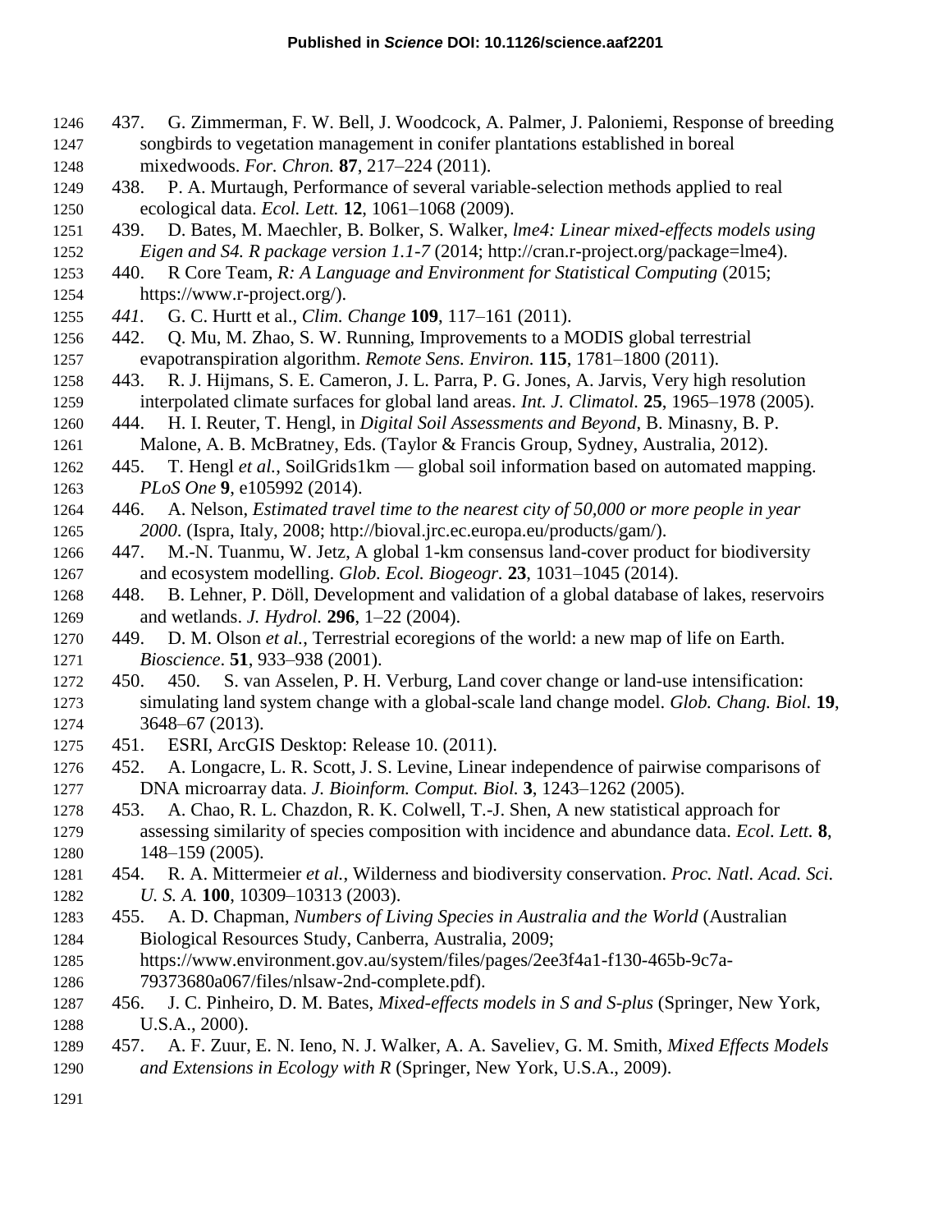437. G. Zimmerman, F. W. Bell, J. Woodcock, A. Palmer, J. Paloniemi, Response of breeding songbirds to vegetation management in conifer plantations established in boreal mixedwoods. *For. Chron.* **87**, 217–224 (2011).

438. P. A. Murtaugh, Performance of several variable-selection methods applied to real ecological data. *Ecol. Lett.* **12**, 1061–1068 (2009).

439. D. Bates, M. Maechler, B. Bolker, S. Walker, *lme4: Linear mixed-effects models using Eigen and S4. R package version 1.1-7* (2014; http://cran.r-project.org/package=lme4).

440. R Core Team, *R: A Language and Environment for Statistical Computing* (2015; https://www.r-project.org/).

*441*. G. C. Hurtt et al., *Clim. Change* **109**, 117–161 (2011).

442. Q. Mu, M. Zhao, S. W. Running, Improvements to a MODIS global terrestrial evapotranspiration algorithm. *Remote Sens. Environ.* **115**, 1781–1800 (2011).

443. R. J. Hijmans, S. E. Cameron, J. L. Parra, P. G. Jones, A. Jarvis, Very high resolution interpolated climate surfaces for global land areas. *Int. J. Climatol.* **25**, 1965–1978 (2005).

444. H. I. Reuter, T. Hengl, in *Digital Soil Assessments and Beyond*, B. Minasny, B. P. Malone, A. B. McBratney, Eds. (Taylor & Francis Group, Sydney, Australia, 2012).

445. T. Hengl *et al.*, SoilGrids1km — global soil information based on automated mapping. *PLoS One* **9**, e105992 (2014).

446. A. Nelson, *Estimated travel time to the nearest city of 50,000 or more people in year 2000*. (Ispra, Italy, 2008; http://bioval.jrc.ec.europa.eu/products/gam/).

447. M.-N. Tuanmu, W. Jetz, A global 1-km consensus land-cover product for biodiversity and ecosystem modelling. *Glob. Ecol. Biogeogr.* **23**, 1031–1045 (2014).

448. B. Lehner, P. Döll, Development and validation of a global database of lakes, reservoirs and wetlands. *J. Hydrol.* **296**, 1–22 (2004).

449. D. M. Olson *et al.*, Terrestrial ecoregions of the world: a new map of life on Earth. *Bioscience*. **51**, 933–938 (2001).

450. 450. S. van Asselen, P. H. Verburg, Land cover change or land-use intensification: simulating land system change with a global-scale land change model. *Glob. Chang. Biol.* **19**, 3648–67 (2013).

451. ESRI, ArcGIS Desktop: Release 10. (2011).

452. A. Longacre, L. R. Scott, J. S. Levine, Linear independence of pairwise comparisons of DNA microarray data. *J. Bioinform. Comput. Biol.* **3**, 1243–1262 (2005).

453. A. Chao, R. L. Chazdon, R. K. Colwell, T.-J. Shen, A new statistical approach for assessing similarity of species composition with incidence and abundance data. *Ecol. Lett.* **8**, 148–159 (2005).

454. R. A. Mittermeier *et al.*, Wilderness and biodiversity conservation. *Proc. Natl. Acad. Sci. U. S. A.* **100**, 10309–10313 (2003).

455. A. D. Chapman, *Numbers of Living Species in Australia and the World* (Australian Biological Resources Study, Canberra, Australia, 2009; https://www.environment.gov.au/system/files/pages/2ee3f4a1-f130-465b-9c7a-79373680a067/files/nlsaw-2nd-complete.pdf).

456. J. C. Pinheiro, D. M. Bates, *Mixed-effects models in S and S-plus* (Springer, New York, U.S.A., 2000).

457. A. F. Zuur, E. N. Ieno, N. J. Walker, A. A. Saveliev, G. M. Smith, *Mixed Effects Models and Extensions in Ecology with R* (Springer, New York, U.S.A., 2009).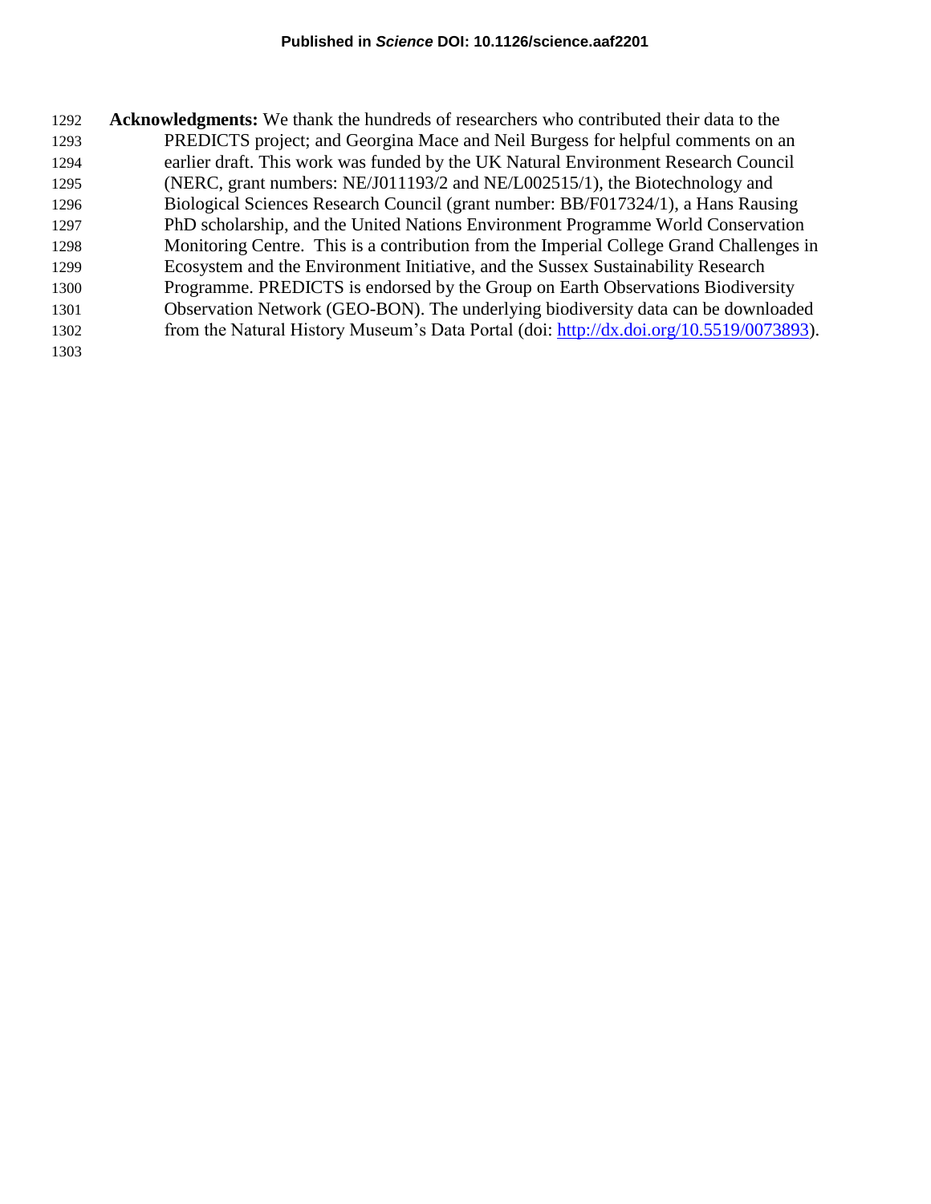**Acknowledgments:** We thank the hundreds of researchers who contributed their data to the PREDICTS project; and Georgina Mace and Neil Burgess for helpful comments on an earlier draft. This work was funded by the UK Natural Environment Research Council (NERC, grant numbers: NE/J011193/2 and NE/L002515/1), the Biotechnology and Biological Sciences Research Council (grant number: BB/F017324/1), a Hans Rausing PhD scholarship, and the United Nations Environment Programme World Conservation Monitoring Centre. This is a contribution from the Imperial College Grand Challenges in Ecosystem and the Environment Initiative, and the Sussex Sustainability Research Programme. PREDICTS is endorsed by the Group on Earth Observations Biodiversity Observation Network (GEO-BON). The underlying biodiversity data can be downloaded from the Natural History Museum's Data Portal (doi: http://dx.doi.org/10.5519/0073893).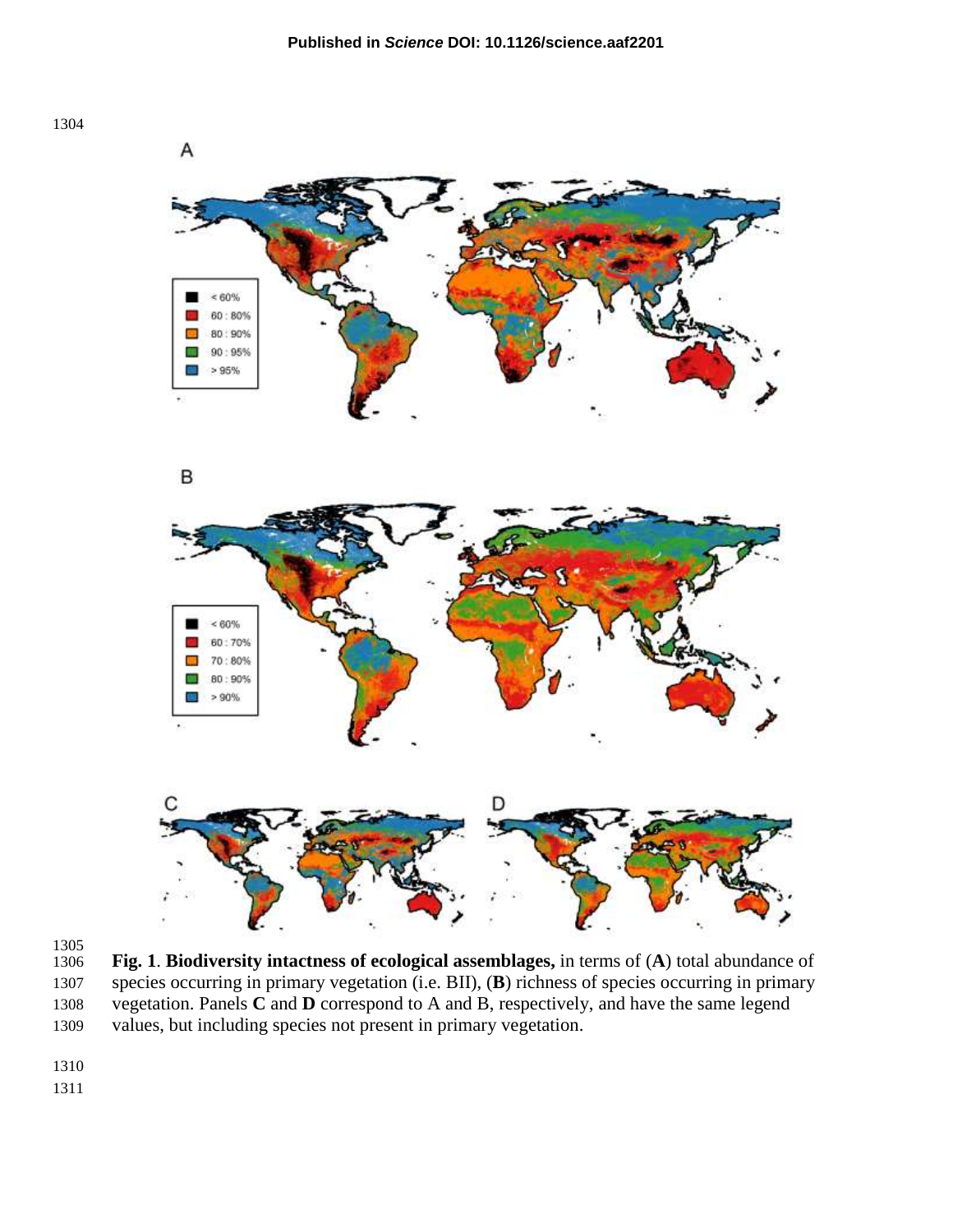**Fig. 1**. **Biodiversity intactness of ecological assemblages,** in terms of (**A**) total abundance of species occurring in primary vegetation (i.e. BII), (**B**) richness of species occurring in primary vegetation. Panels **C** and **D** correspond to A and B, respectively, and have the same legend values, but including species not present in primary vegetation.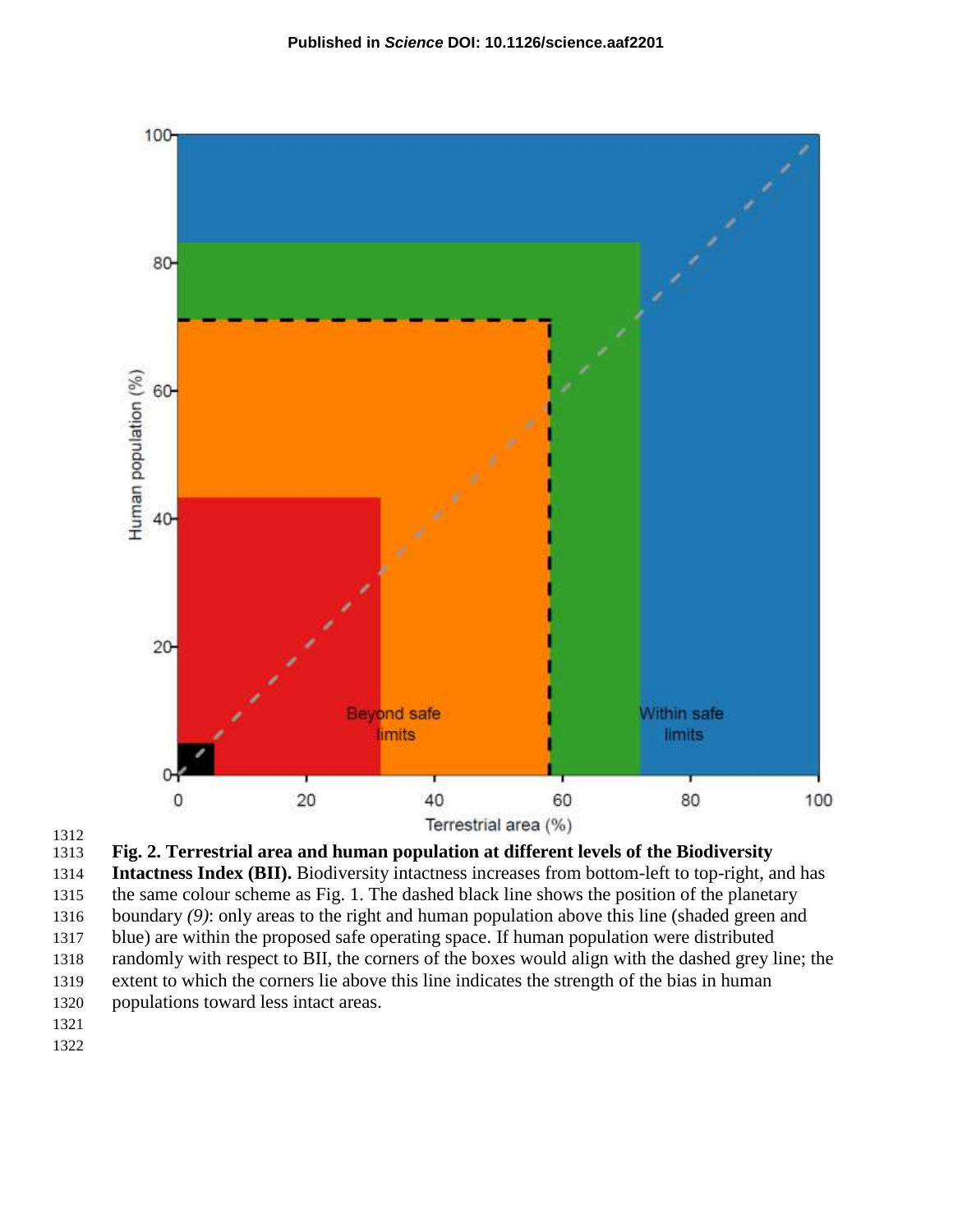**Fig. 2. Terrestrial area and human population at different levels of the Biodiversity Intactness Index (BII).** Biodiversity intactness increases from bottom-left to top-right, and has the same colour scheme as Fig. 1. The dashed black line shows the position of the planetary boundary *(9)*: only areas to the right and human population above this line (shaded green and blue) are within the proposed safe operating space. If human population were distributed randomly with respect to BII, the corners of the boxes would align with the dashed grey line; the extent to which the corners lie above this line indicates the strength of the bias in human populations toward less intact areas.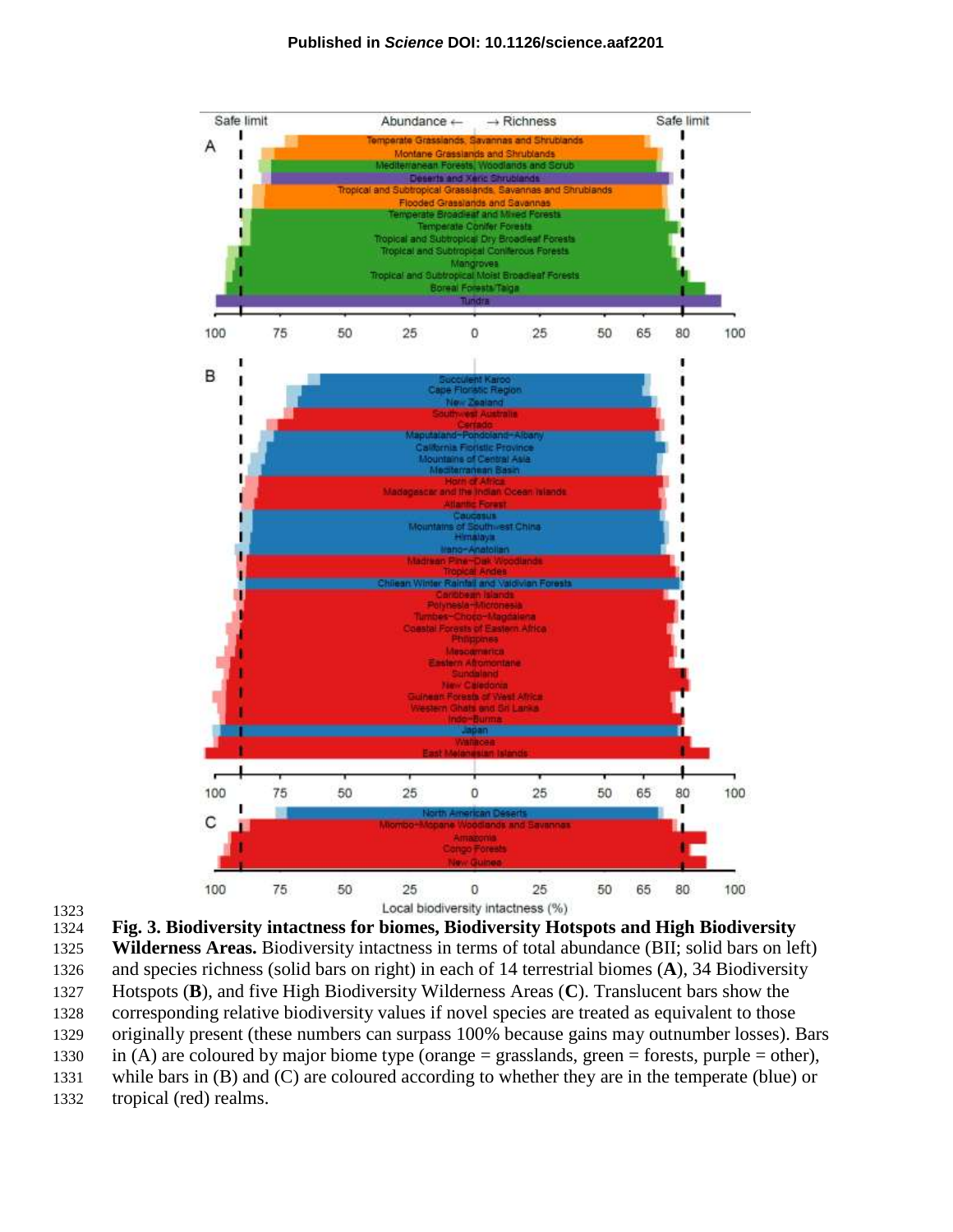**Fig. 3. Biodiversity intactness for biomes, Biodiversity Hotspots and High Biodiversity Wilderness Areas.** Biodiversity intactness in terms of total abundance (BII; solid bars on left) and species richness (solid bars on right) in each of 14 terrestrial biomes (**A**), 34 Biodiversity Hotspots (**B**), and five High Biodiversity Wilderness Areas (**C**). Translucent bars show the corresponding relative biodiversity values if novel species are treated as equivalent to those originally present (these numbers can surpass 100% because gains may outnumber losses). Bars in (A) are coloured by major biome type (orange = grasslands, green = forests, purple = other), while bars in (B) and (C) are coloured according to whether they are in the temperate (blue) or tropical (red) realms.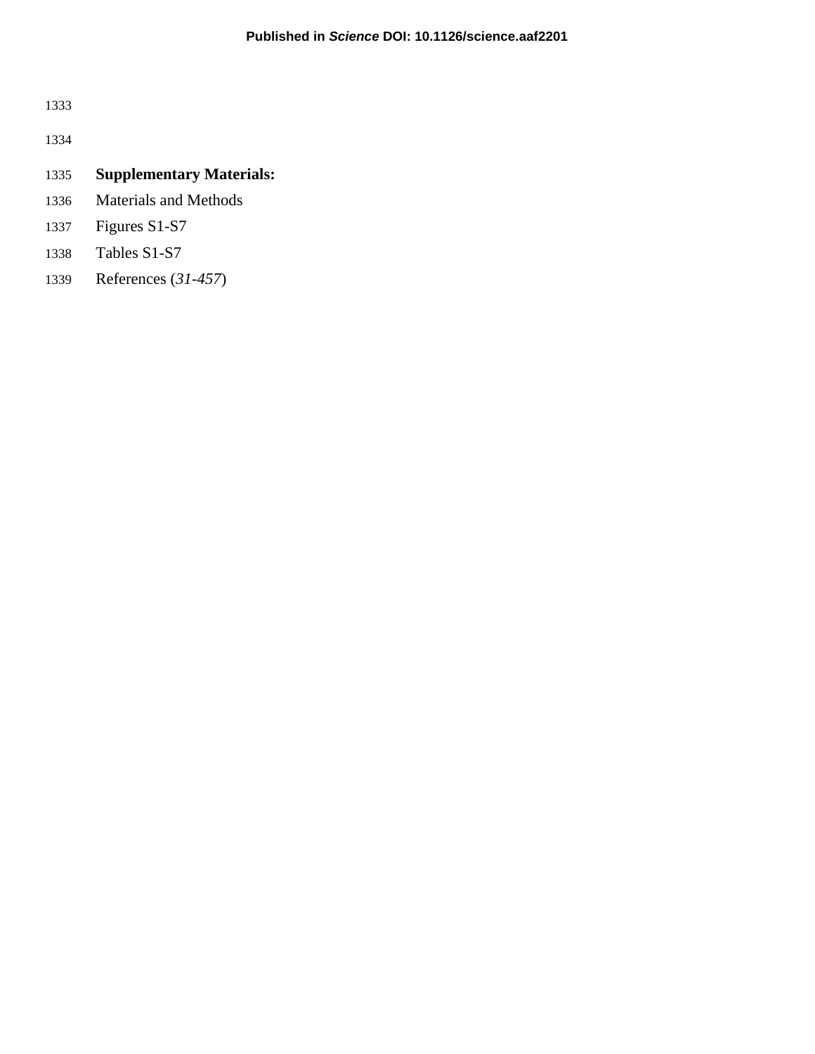**Supplementary Materials:**

Materials and Methods

Figures S1-S7

Tables S1-S7

References (*31-457*)